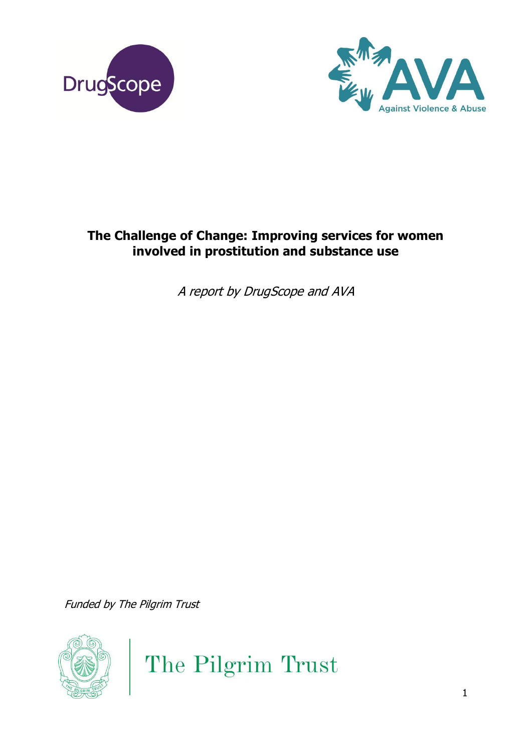# The Challenge of Change: Improving services for women involved in prostitution and substance use

*A report by DrugScope and AVA*

*Funded by The Pilgrim Trust*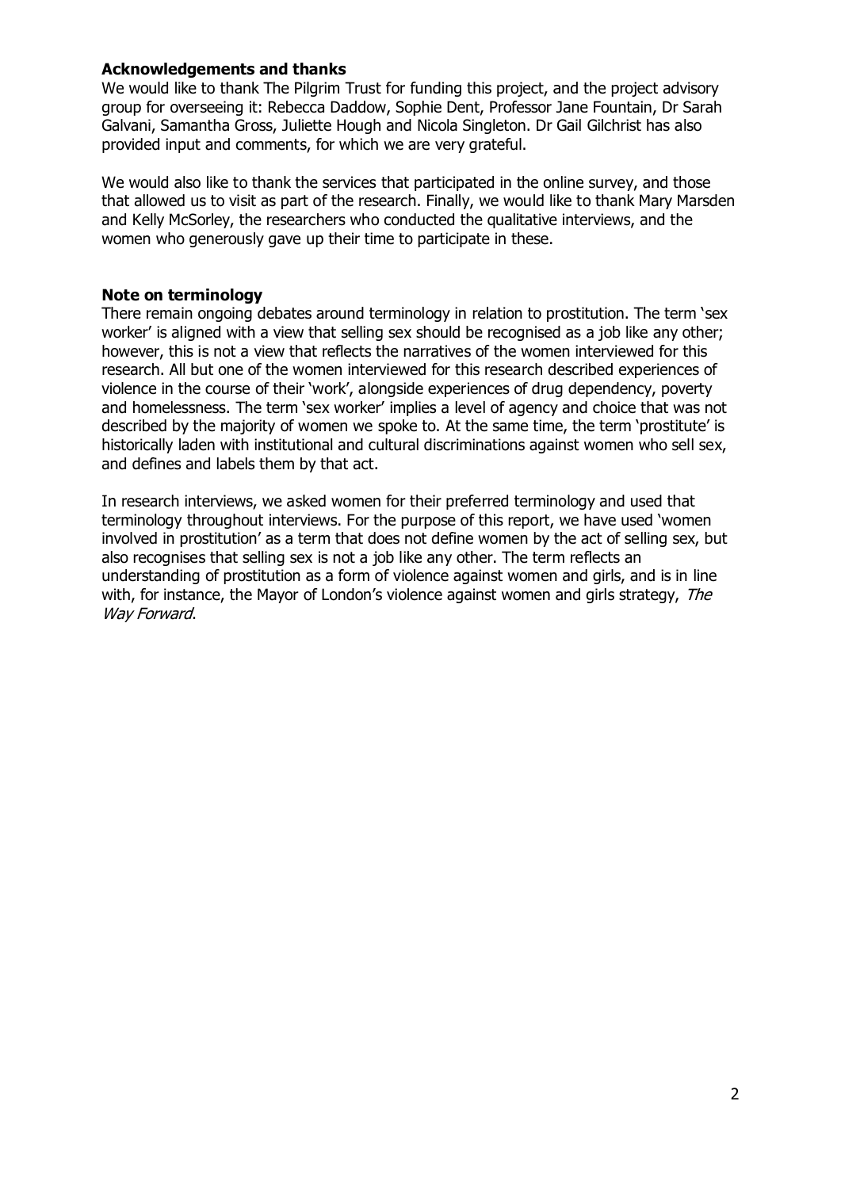### Acknowledgements and thanks

We would like to thank The Pilgrim Trust for funding this project, and the project advisory group for overseeing it: Rebecca Daddow, Sophie Dent, Professor Jane Fountain, Dr Sarah Galvani, Samantha Gross, Juliette Hough and Nicola Singleton. Dr Gail Gilchrist has also provided input and comments, for which we are very grateful.

We would also like to thank the services that participated in the online survey, and those that allowed us to visit as part of the research. Finally, we would like to thank Mary Marsden and Kelly McSorley, the researchers who conducted the qualitative interviews, and the women who generously gave up their time to participate in these.

### Note on terminology

There remain ongoing debates around terminology in relation to prostitution. The term 'sex worker' is aligned with a view that selling sex should be recognised as a job like any other; however, this is not a view that reflects the narratives of the women interviewed for this research. All but one of the women interviewed for this research described experiences of violence in the course of their 'work', alongside experiences of drug dependency, poverty and homelessness. The term 'sex worker' implies a level of agency and choice that was not described by the majority of women we spoke to. At the same time, the term 'prostitute' is historically laden with institutional and cultural discriminations against women who sell sex, and defines and labels them by that act.

In research interviews, we asked women for their preferred terminology and used that terminology throughout interviews. For the purpose of this report, we have used 'women involved in prostitution' as a term that does not define women by the act of selling sex, but also recognises that selling sex is not a job like any other. The term reflects an understanding of prostitution as a form of violence against women and girls, and is in line with, for instance, the Mayor of London's violence against women and girls strategy, *The Way Forward*.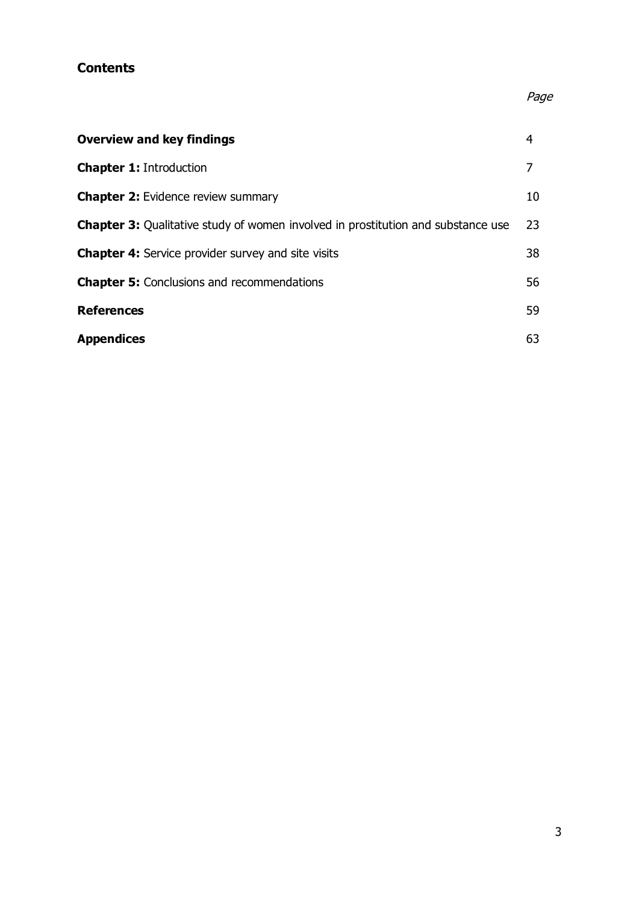## Contents

| | *Page* |
|---|---|
| **Overview and key findings** | 4 |
| **Chapter 1:** Introduction | 7 |
| **Chapter 2:** Evidence review summary | 10 |
| **Chapter 3:** Qualitative study of women involved in prostitution and substance use | 23 |
| **Chapter 4:** Service provider survey and site visits | 38 |
| **Chapter 5:** Conclusions and recommendations | 56 |
| **References** | 59 |
| **Appendices** | 63 |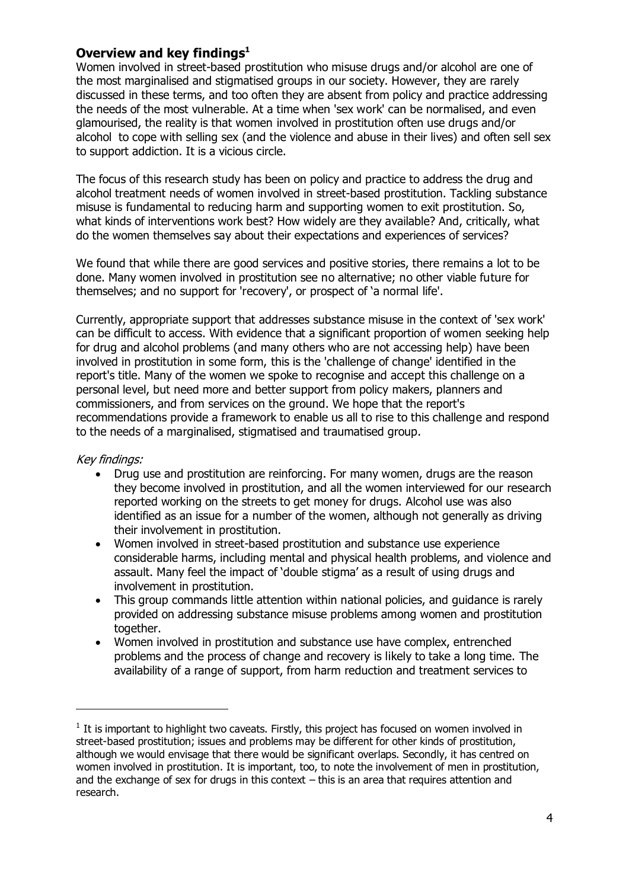## Overview and key findings[1]

Women involved in street-based prostitution who misuse drugs and/or alcohol are one of the most marginalised and stigmatised groups in our society. However, they are rarely discussed in these terms, and too often they are absent from policy and practice addressing the needs of the most vulnerable. At a time when 'sex work' can be normalised, and even glamourised, the reality is that women involved in prostitution often use drugs and/or alcohol to cope with selling sex (and the violence and abuse in their lives) and often sell sex to support addiction. It is a vicious circle.

The focus of this research study has been on policy and practice to address the drug and alcohol treatment needs of women involved in street-based prostitution. Tackling substance misuse is fundamental to reducing harm and supporting women to exit prostitution. So, what kinds of interventions work best? How widely are they available? And, critically, what do the women themselves say about their expectations and experiences of services?

We found that while there are good services and positive stories, there remains a lot to be done. Many women involved in prostitution see no alternative; no other viable future for themselves; and no support for 'recovery', or prospect of 'a normal life'.

Currently, appropriate support that addresses substance misuse in the context of 'sex work' can be difficult to access. With evidence that a significant proportion of women seeking help for drug and alcohol problems (and many others who are not accessing help) have been involved in prostitution in some form, this is the 'challenge of change' identified in the report's title. Many of the women we spoke to recognise and accept this challenge on a personal level, but need more and better support from policy makers, planners and commissioners, and from services on the ground. We hope that the report's recommendations provide a framework to enable us all to rise to this challenge and respond to the needs of a marginalised, stigmatised and traumatised group.

*Key findings:*

- Drug use and prostitution are reinforcing. For many women, drugs are the reason they become involved in prostitution, and all the women interviewed for our research reported working on the streets to get money for drugs. Alcohol use was also identified as an issue for a number of the women, although not generally as driving their involvement in prostitution.
- Women involved in street-based prostitution and substance use experience considerable harms, including mental and physical health problems, and violence and assault. Many feel the impact of 'double stigma' as a result of using drugs and involvement in prostitution.
- This group commands little attention within national policies, and guidance is rarely provided on addressing substance misuse problems among women and prostitution together.
- Women involved in prostitution and substance use have complex, entrenched problems and the process of change and recovery is likely to take a long time. The availability of a range of support, from harm reduction and treatment services to

[1] It is important to highlight two caveats. Firstly, this project has focused on women involved in street-based prostitution; issues and problems may be different for other kinds of prostitution, although we would envisage that there would be significant overlaps. Secondly, it has centred on women involved in prostitution. It is important, too, to note the involvement of men in prostitution, and the exchange of sex for drugs in this context – this is an area that requires attention and research.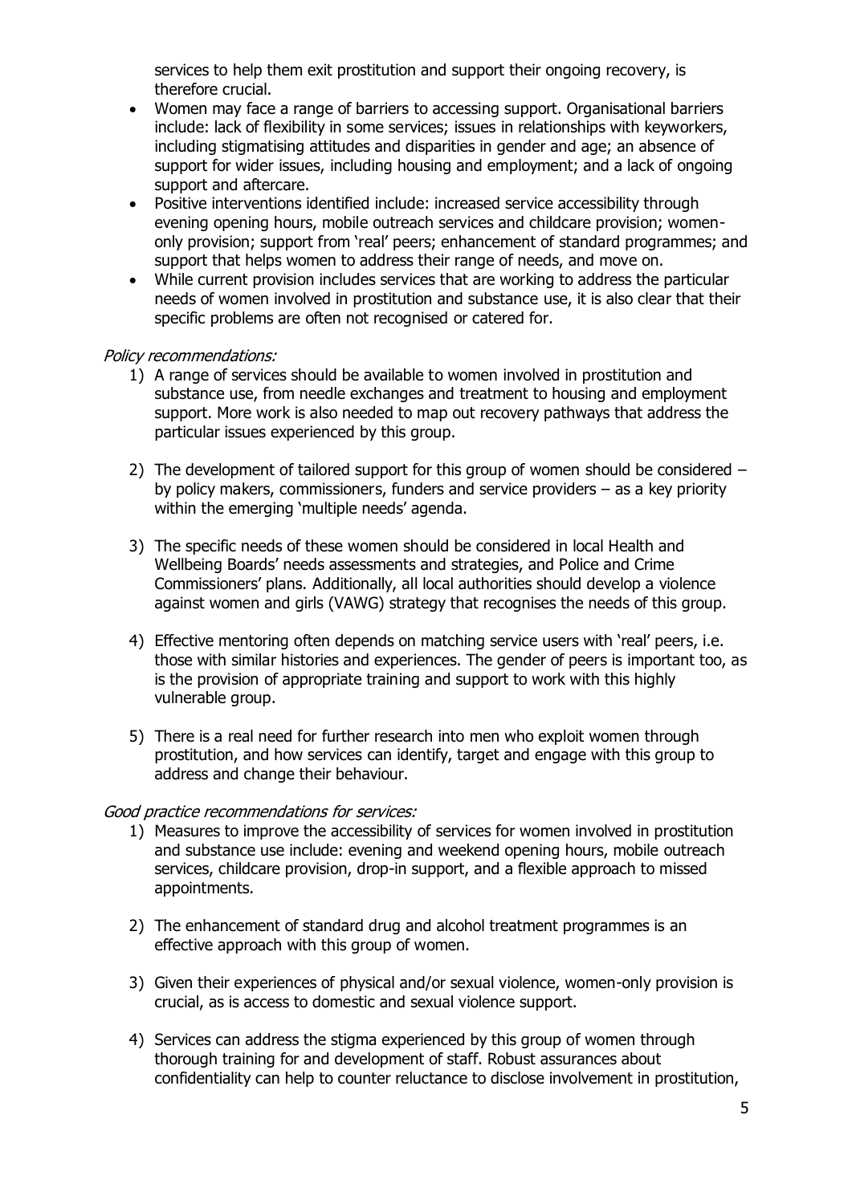services to help them exit prostitution and support their ongoing recovery, is therefore crucial.

- Women may face a range of barriers to accessing support. Organisational barriers include: lack of flexibility in some services; issues in relationships with keyworkers, including stigmatising attitudes and disparities in gender and age; an absence of support for wider issues, including housing and employment; and a lack of ongoing support and aftercare.
- Positive interventions identified include: increased service accessibility through evening opening hours, mobile outreach services and childcare provision; women-only provision; support from 'real' peers; enhancement of standard programmes; and support that helps women to address their range of needs, and move on.
- While current provision includes services that are working to address the particular needs of women involved in prostitution and substance use, it is also clear that their specific problems are often not recognised or catered for.

*Policy recommendations:*

1) A range of services should be available to women involved in prostitution and substance use, from needle exchanges and treatment to housing and employment support. More work is also needed to map out recovery pathways that address the particular issues experienced by this group.

2) The development of tailored support for this group of women should be considered – by policy makers, commissioners, funders and service providers – as a key priority within the emerging 'multiple needs' agenda.

3) The specific needs of these women should be considered in local Health and Wellbeing Boards' needs assessments and strategies, and Police and Crime Commissioners' plans. Additionally, all local authorities should develop a violence against women and girls (VAWG) strategy that recognises the needs of this group.

4) Effective mentoring often depends on matching service users with 'real' peers, i.e. those with similar histories and experiences. The gender of peers is important too, as is the provision of appropriate training and support to work with this highly vulnerable group.

5) There is a real need for further research into men who exploit women through prostitution, and how services can identify, target and engage with this group to address and change their behaviour.

*Good practice recommendations for services:*

1) Measures to improve the accessibility of services for women involved in prostitution and substance use include: evening and weekend opening hours, mobile outreach services, childcare provision, drop-in support, and a flexible approach to missed appointments.

2) The enhancement of standard drug and alcohol treatment programmes is an effective approach with this group of women.

3) Given their experiences of physical and/or sexual violence, women-only provision is crucial, as is access to domestic and sexual violence support.

4) Services can address the stigma experienced by this group of women through thorough training for and development of staff. Robust assurances about confidentiality can help to counter reluctance to disclose involvement in prostitution,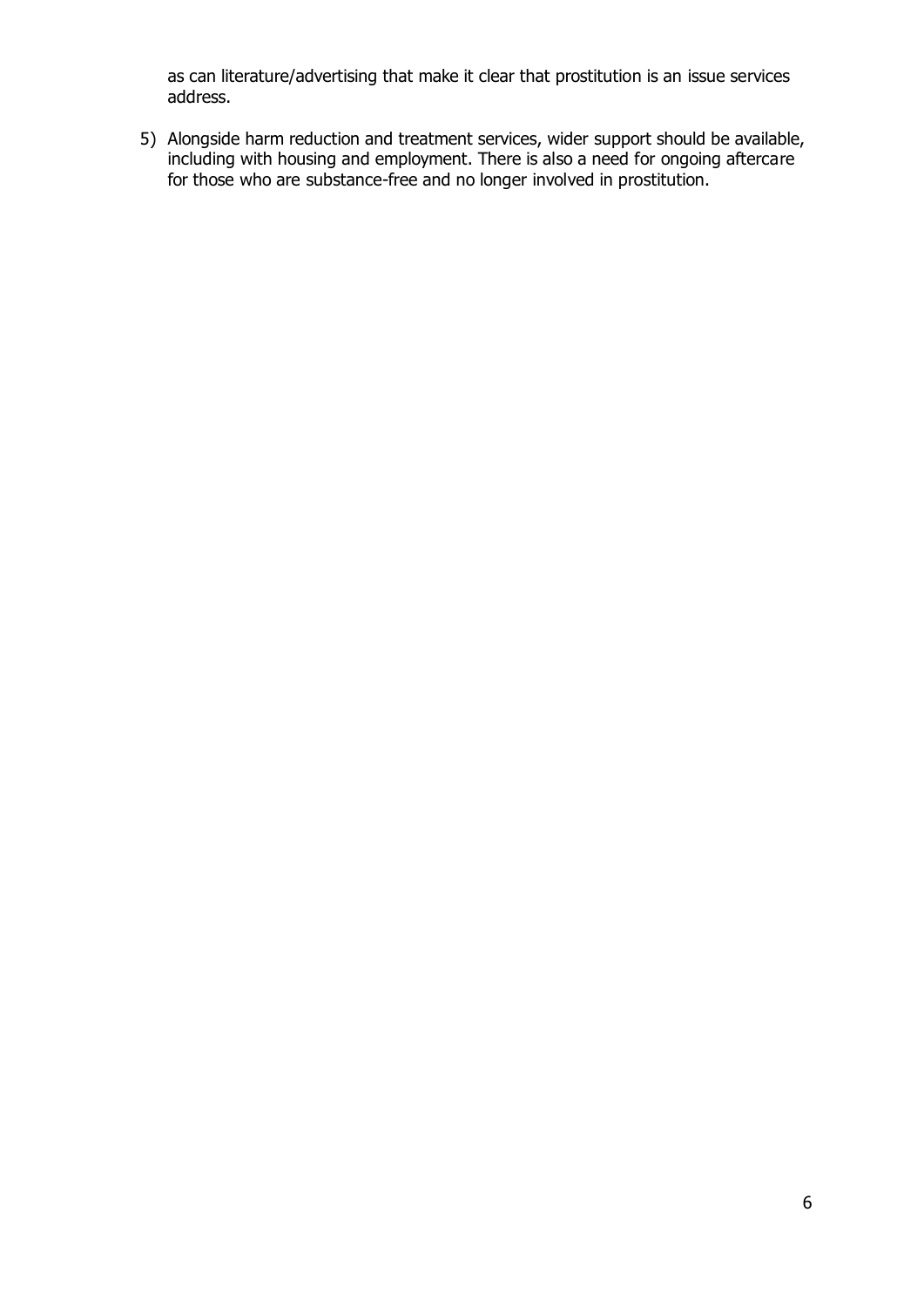as can literature/advertising that make it clear that prostitution is an issue services address.

5) Alongside harm reduction and treatment services, wider support should be available, including with housing and employment. There is also a need for ongoing aftercare for those who are substance-free and no longer involved in prostitution.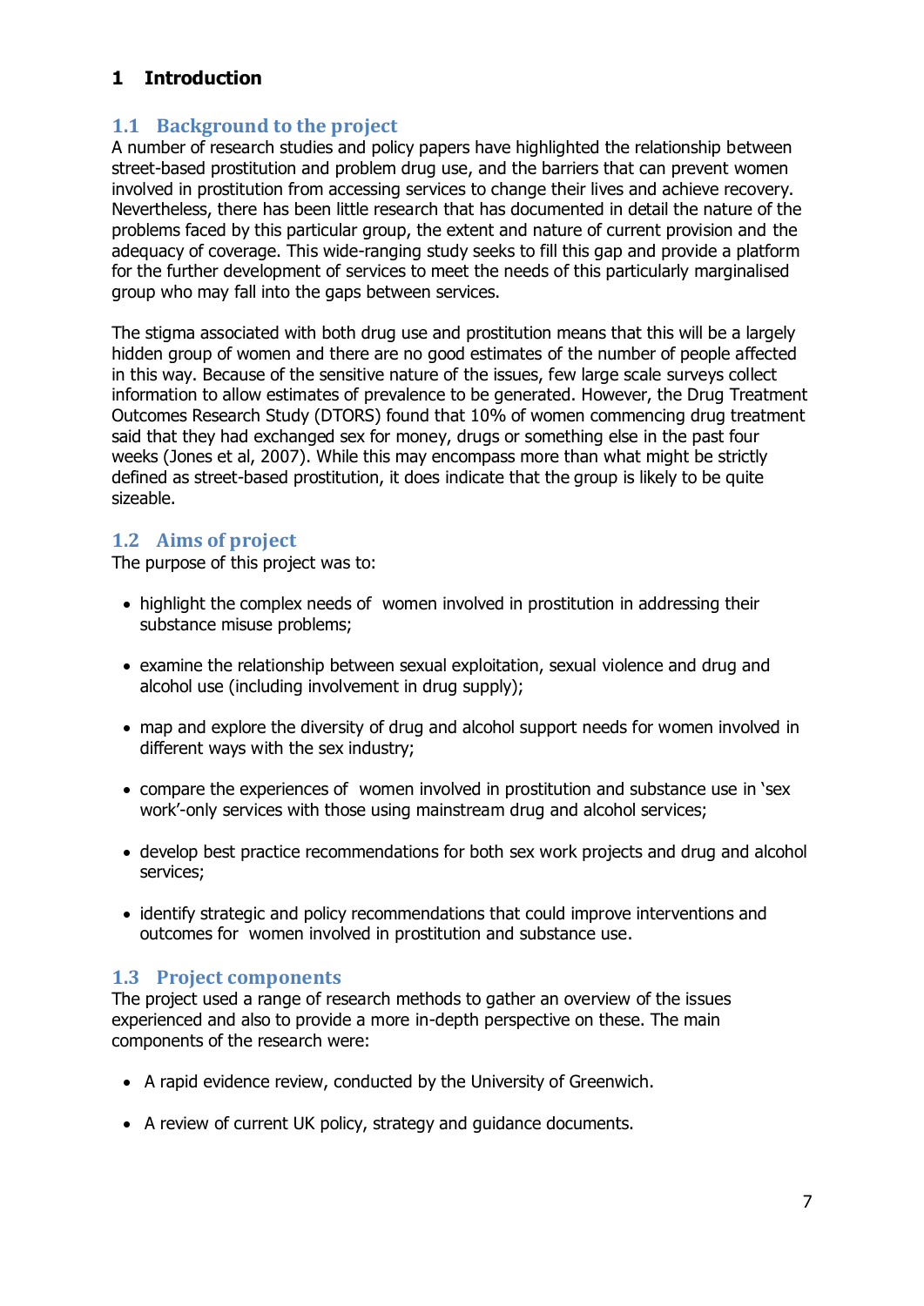# 1 Introduction

## 1.1 Background to the project

A number of research studies and policy papers have highlighted the relationship between street-based prostitution and problem drug use, and the barriers that can prevent women involved in prostitution from accessing services to change their lives and achieve recovery. Nevertheless, there has been little research that has documented in detail the nature of the problems faced by this particular group, the extent and nature of current provision and the adequacy of coverage. This wide-ranging study seeks to fill this gap and provide a platform for the further development of services to meet the needs of this particularly marginalised group who may fall into the gaps between services.

The stigma associated with both drug use and prostitution means that this will be a largely hidden group of women and there are no good estimates of the number of people affected in this way. Because of the sensitive nature of the issues, few large scale surveys collect information to allow estimates of prevalence to be generated. However, the Drug Treatment Outcomes Research Study (DTORS) found that 10% of women commencing drug treatment said that they had exchanged sex for money, drugs or something else in the past four weeks (Jones et al, 2007). While this may encompass more than what might be strictly defined as street-based prostitution, it does indicate that the group is likely to be quite sizeable.

## 1.2 Aims of project

The purpose of this project was to:

- highlight the complex needs of women involved in prostitution in addressing their substance misuse problems;
- examine the relationship between sexual exploitation, sexual violence and drug and alcohol use (including involvement in drug supply);
- map and explore the diversity of drug and alcohol support needs for women involved in different ways with the sex industry;
- compare the experiences of women involved in prostitution and substance use in 'sex work'-only services with those using mainstream drug and alcohol services;
- develop best practice recommendations for both sex work projects and drug and alcohol services;
- identify strategic and policy recommendations that could improve interventions and outcomes for women involved in prostitution and substance use.

## 1.3 Project components

The project used a range of research methods to gather an overview of the issues experienced and also to provide a more in-depth perspective on these. The main components of the research were:

- A rapid evidence review, conducted by the University of Greenwich.
- A review of current UK policy, strategy and guidance documents.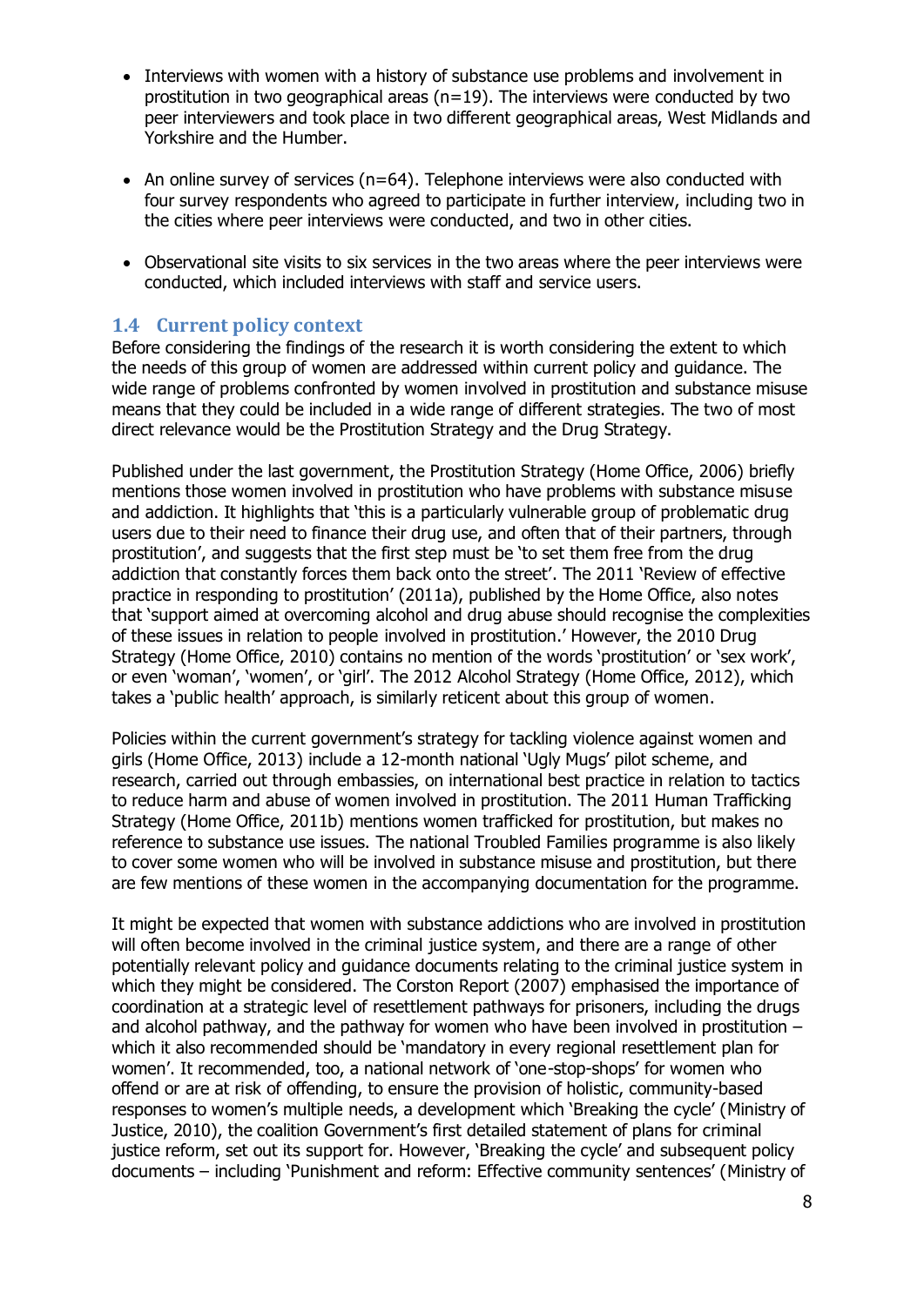- Interviews with women with a history of substance use problems and involvement in prostitution in two geographical areas (n=19). The interviews were conducted by two peer interviewers and took place in two different geographical areas, West Midlands and Yorkshire and the Humber.

- An online survey of services (n=64). Telephone interviews were also conducted with four survey respondents who agreed to participate in further interview, including two in the cities where peer interviews were conducted, and two in other cities.

- Observational site visits to six services in the two areas where the peer interviews were conducted, which included interviews with staff and service users.

## 1.4 Current policy context

Before considering the findings of the research it is worth considering the extent to which the needs of this group of women are addressed within current policy and guidance. The wide range of problems confronted by women involved in prostitution and substance misuse means that they could be included in a wide range of different strategies. The two of most direct relevance would be the Prostitution Strategy and the Drug Strategy.

Published under the last government, the Prostitution Strategy (Home Office, 2006) briefly mentions those women involved in prostitution who have problems with substance misuse and addiction. It highlights that 'this is a particularly vulnerable group of problematic drug users due to their need to finance their drug use, and often that of their partners, through prostitution', and suggests that the first step must be 'to set them free from the drug addiction that constantly forces them back onto the street'. The 2011 'Review of effective practice in responding to prostitution' (2011a), published by the Home Office, also notes that 'support aimed at overcoming alcohol and drug abuse should recognise the complexities of these issues in relation to people involved in prostitution.' However, the 2010 Drug Strategy (Home Office, 2010) contains no mention of the words 'prostitution' or 'sex work', or even 'woman', 'women', or 'girl'. The 2012 Alcohol Strategy (Home Office, 2012), which takes a 'public health' approach, is similarly reticent about this group of women.

Policies within the current government's strategy for tackling violence against women and girls (Home Office, 2013) include a 12-month national 'Ugly Mugs' pilot scheme, and research, carried out through embassies, on international best practice in relation to tactics to reduce harm and abuse of women involved in prostitution. The 2011 Human Trafficking Strategy (Home Office, 2011b) mentions women trafficked for prostitution, but makes no reference to substance use issues. The national Troubled Families programme is also likely to cover some women who will be involved in substance misuse and prostitution, but there are few mentions of these women in the accompanying documentation for the programme.

It might be expected that women with substance addictions who are involved in prostitution will often become involved in the criminal justice system, and there are a range of other potentially relevant policy and guidance documents relating to the criminal justice system in which they might be considered. The Corston Report (2007) emphasised the importance of coordination at a strategic level of resettlement pathways for prisoners, including the drugs and alcohol pathway, and the pathway for women who have been involved in prostitution – which it also recommended should be 'mandatory in every regional resettlement plan for women'. It recommended, too, a national network of 'one-stop-shops' for women who offend or are at risk of offending, to ensure the provision of holistic, community-based responses to women's multiple needs, a development which 'Breaking the cycle' (Ministry of Justice, 2010), the coalition Government's first detailed statement of plans for criminal justice reform, set out its support for. However, 'Breaking the cycle' and subsequent policy documents – including 'Punishment and reform: Effective community sentences' (Ministry of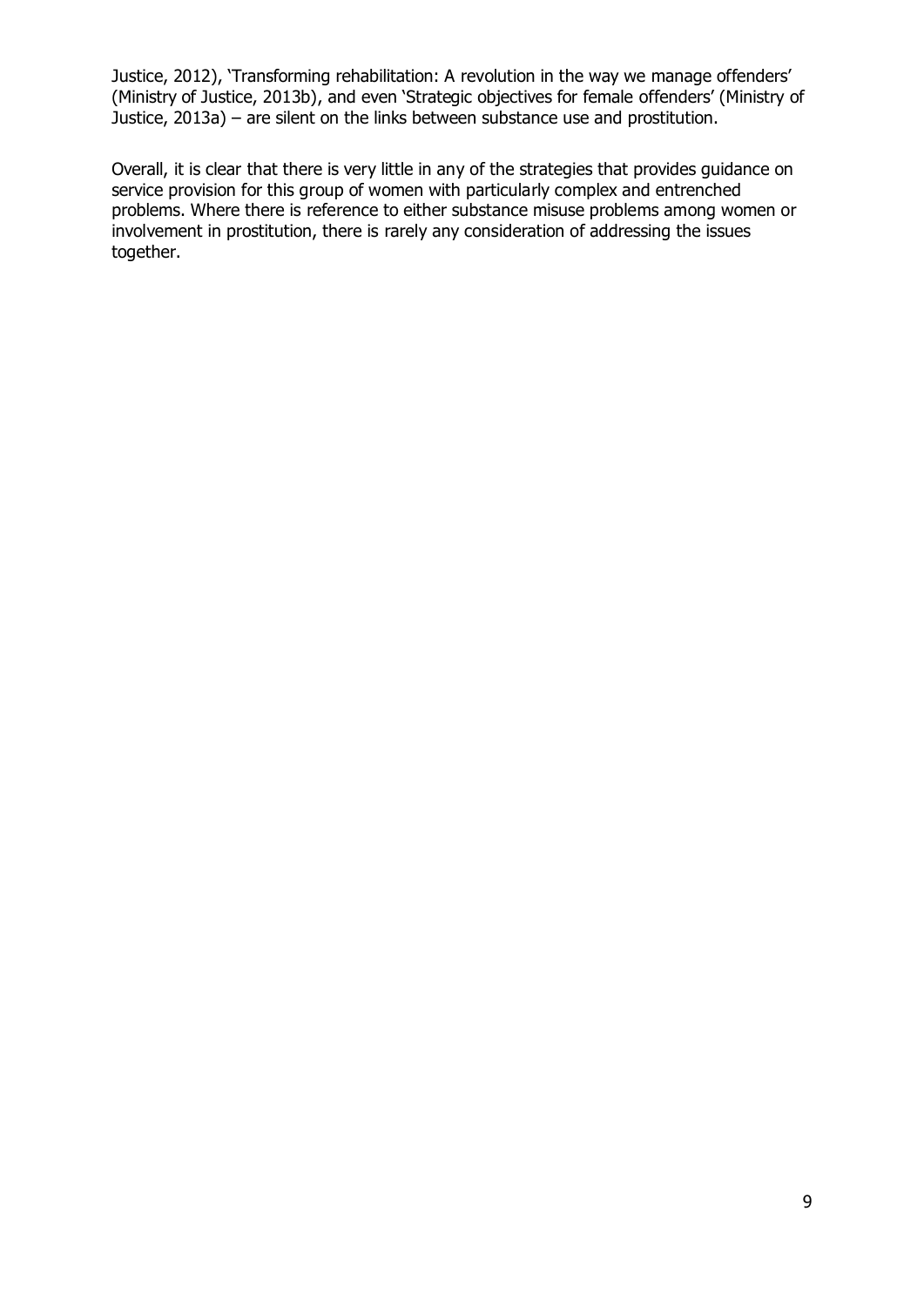Justice, 2012), 'Transforming rehabilitation: A revolution in the way we manage offenders' (Ministry of Justice, 2013b), and even 'Strategic objectives for female offenders' (Ministry of Justice, 2013a) – are silent on the links between substance use and prostitution.

Overall, it is clear that there is very little in any of the strategies that provides guidance on service provision for this group of women with particularly complex and entrenched problems. Where there is reference to either substance misuse problems among women or involvement in prostitution, there is rarely any consideration of addressing the issues together.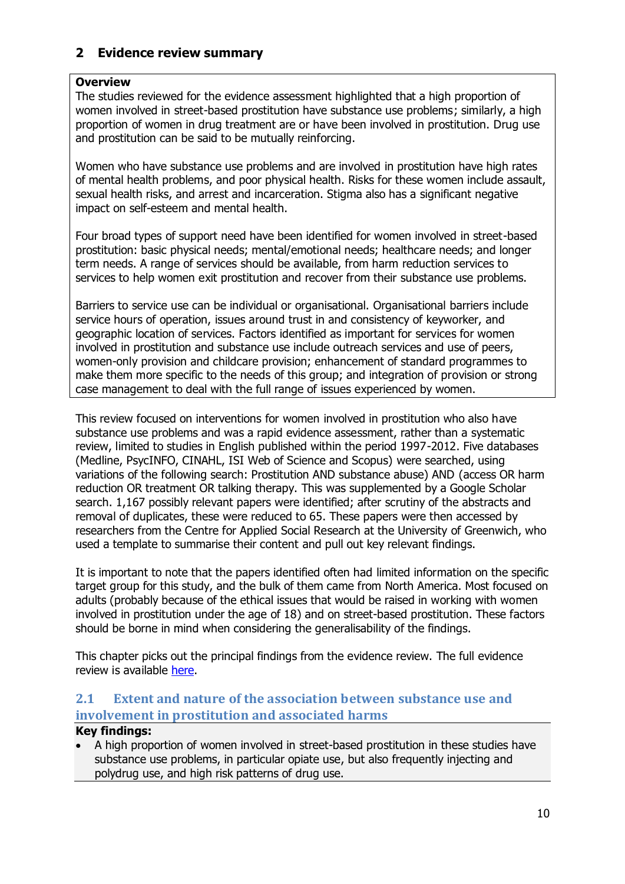## 2 Evidence review summary

**Overview**

The studies reviewed for the evidence assessment highlighted that a high proportion of women involved in street-based prostitution have substance use problems; similarly, a high proportion of women in drug treatment are or have been involved in prostitution. Drug use and prostitution can be said to be mutually reinforcing.

Women who have substance use problems and are involved in prostitution have high rates of mental health problems, and poor physical health. Risks for these women include assault, sexual health risks, and arrest and incarceration. Stigma also has a significant negative impact on self-esteem and mental health.

Four broad types of support need have been identified for women involved in street-based prostitution: basic physical needs; mental/emotional needs; healthcare needs; and longer term needs. A range of services should be available, from harm reduction services to services to help women exit prostitution and recover from their substance use problems.

Barriers to service use can be individual or organisational. Organisational barriers include service hours of operation, issues around trust in and consistency of keyworker, and geographic location of services. Factors identified as important for services for women involved in prostitution and substance use include outreach services and use of peers, women-only provision and childcare provision; enhancement of standard programmes to make them more specific to the needs of this group; and integration of provision or strong case management to deal with the full range of issues experienced by women.

This review focused on interventions for women involved in prostitution who also have substance use problems and was a rapid evidence assessment, rather than a systematic review, limited to studies in English published within the period 1997-2012. Five databases (Medline, PsycINFO, CINAHL, ISI Web of Science and Scopus) were searched, using variations of the following search: Prostitution AND substance abuse) AND (access OR harm reduction OR treatment OR talking therapy. This was supplemented by a Google Scholar search. 1,167 possibly relevant papers were identified; after scrutiny of the abstracts and removal of duplicates, these were reduced to 65. These papers were then accessed by researchers from the Centre for Applied Social Research at the University of Greenwich, who used a template to summarise their content and pull out key relevant findings.

It is important to note that the papers identified often had limited information on the specific target group for this study, and the bulk of them came from North America. Most focused on adults (probably because of the ethical issues that would be raised in working with women involved in prostitution under the age of 18) and on street-based prostitution. These factors should be borne in mind when considering the generalisability of the findings.

This chapter picks out the principal findings from the evidence review. The full evidence review is available here.

### 2.1 Extent and nature of the association between substance use and involvement in prostitution and associated harms

**Key findings:**

- A high proportion of women involved in street-based prostitution in these studies have substance use problems, in particular opiate use, but also frequently injecting and polydrug use, and high risk patterns of drug use.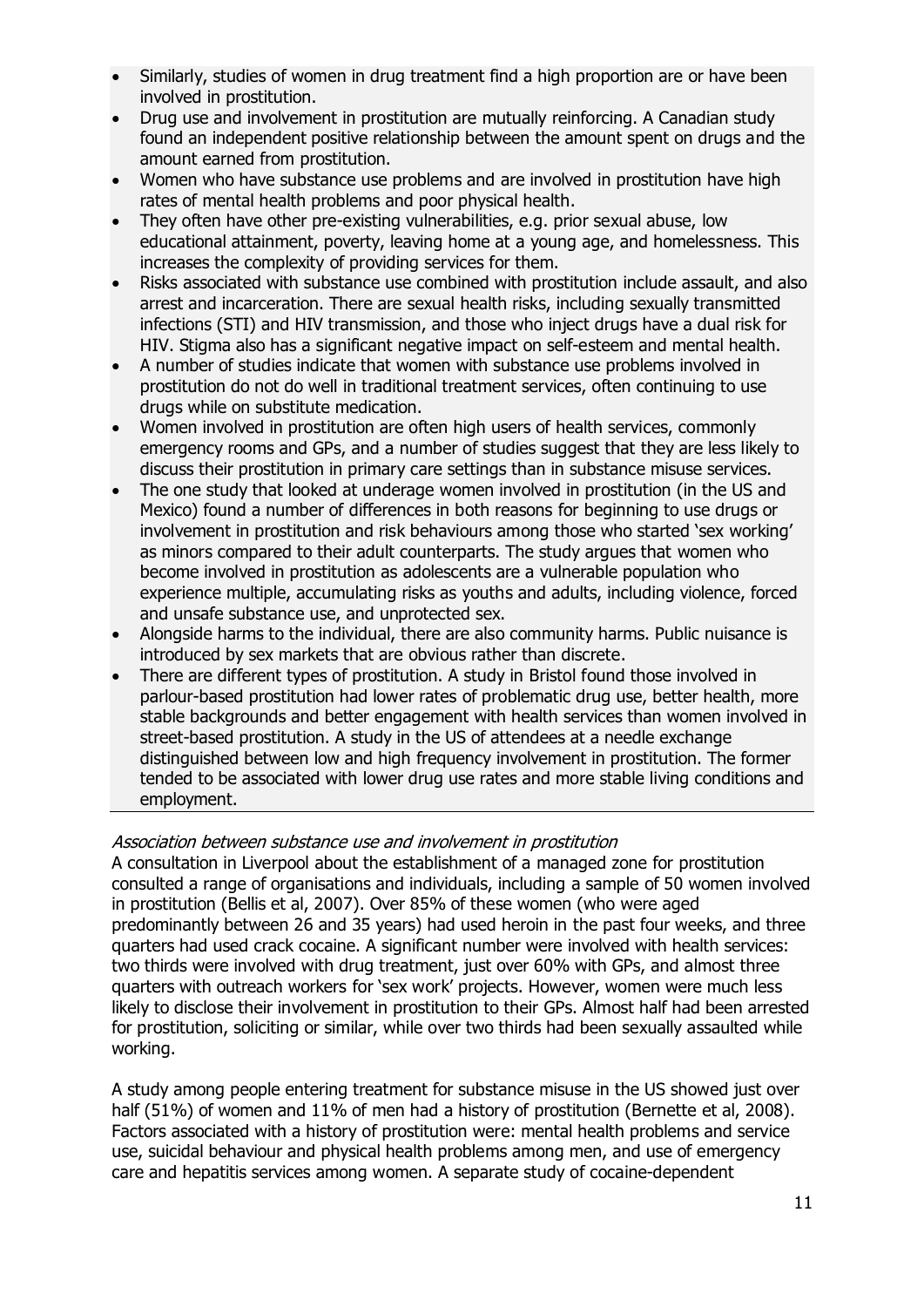- Similarly, studies of women in drug treatment find a high proportion are or have been involved in prostitution.
- Drug use and involvement in prostitution are mutually reinforcing. A Canadian study found an independent positive relationship between the amount spent on drugs and the amount earned from prostitution.
- Women who have substance use problems and are involved in prostitution have high rates of mental health problems and poor physical health.
- They often have other pre-existing vulnerabilities, e.g. prior sexual abuse, low educational attainment, poverty, leaving home at a young age, and homelessness. This increases the complexity of providing services for them.
- Risks associated with substance use combined with prostitution include assault, and also arrest and incarceration. There are sexual health risks, including sexually transmitted infections (STI) and HIV transmission, and those who inject drugs have a dual risk for HIV. Stigma also has a significant negative impact on self-esteem and mental health.
- A number of studies indicate that women with substance use problems involved in prostitution do not do well in traditional treatment services, often continuing to use drugs while on substitute medication.
- Women involved in prostitution are often high users of health services, commonly emergency rooms and GPs, and a number of studies suggest that they are less likely to discuss their prostitution in primary care settings than in substance misuse services.
- The one study that looked at underage women involved in prostitution (in the US and Mexico) found a number of differences in both reasons for beginning to use drugs or involvement in prostitution and risk behaviours among those who started 'sex working' as minors compared to their adult counterparts. The study argues that women who become involved in prostitution as adolescents are a vulnerable population who experience multiple, accumulating risks as youths and adults, including violence, forced and unsafe substance use, and unprotected sex.
- Alongside harms to the individual, there are also community harms. Public nuisance is introduced by sex markets that are obvious rather than discrete.
- There are different types of prostitution. A study in Bristol found those involved in parlour-based prostitution had lower rates of problematic drug use, better health, more stable backgrounds and better engagement with health services than women involved in street-based prostitution. A study in the US of attendees at a needle exchange distinguished between low and high frequency involvement in prostitution. The former tended to be associated with lower drug use rates and more stable living conditions and employment.

*Association between substance use and involvement in prostitution*

A consultation in Liverpool about the establishment of a managed zone for prostitution consulted a range of organisations and individuals, including a sample of 50 women involved in prostitution (Bellis et al, 2007). Over 85% of these women (who were aged predominantly between 26 and 35 years) had used heroin in the past four weeks, and three quarters had used crack cocaine. A significant number were involved with health services: two thirds were involved with drug treatment, just over 60% with GPs, and almost three quarters with outreach workers for 'sex work' projects. However, women were much less likely to disclose their involvement in prostitution to their GPs. Almost half had been arrested for prostitution, soliciting or similar, while over two thirds had been sexually assaulted while working.

A study among people entering treatment for substance misuse in the US showed just over half (51%) of women and 11% of men had a history of prostitution (Bernette et al, 2008). Factors associated with a history of prostitution were: mental health problems and service use, suicidal behaviour and physical health problems among men, and use of emergency care and hepatitis services among women. A separate study of cocaine-dependent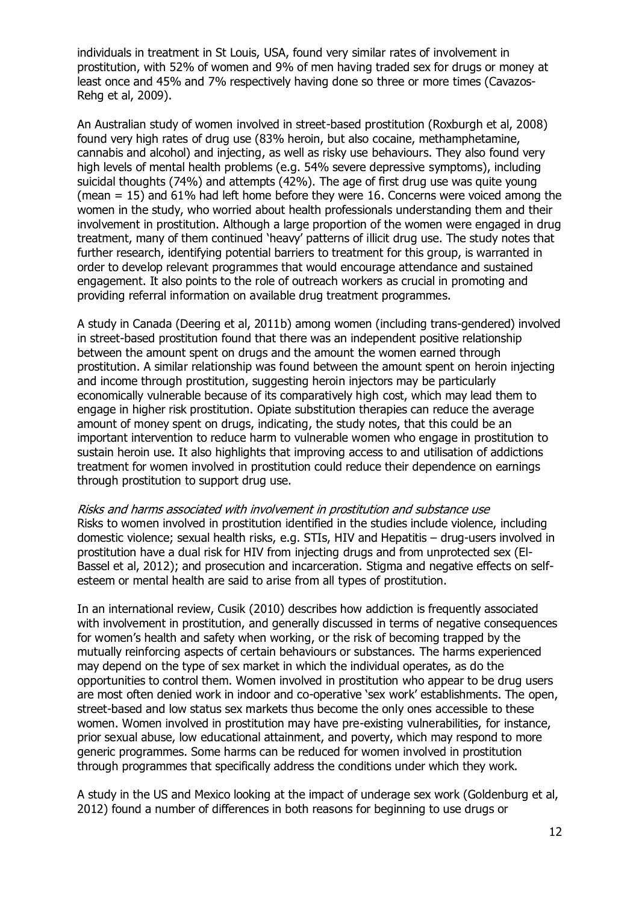individuals in treatment in St Louis, USA, found very similar rates of involvement in prostitution, with 52% of women and 9% of men having traded sex for drugs or money at least once and 45% and 7% respectively having done so three or more times (Cavazos-Rehg et al, 2009).

An Australian study of women involved in street-based prostitution (Roxburgh et al, 2008) found very high rates of drug use (83% heroin, but also cocaine, methamphetamine, cannabis and alcohol) and injecting, as well as risky use behaviours. They also found very high levels of mental health problems (e.g. 54% severe depressive symptoms), including suicidal thoughts (74%) and attempts (42%). The age of first drug use was quite young (mean = 15) and 61% had left home before they were 16. Concerns were voiced among the women in the study, who worried about health professionals understanding them and their involvement in prostitution. Although a large proportion of the women were engaged in drug treatment, many of them continued 'heavy' patterns of illicit drug use. The study notes that further research, identifying potential barriers to treatment for this group, is warranted in order to develop relevant programmes that would encourage attendance and sustained engagement. It also points to the role of outreach workers as crucial in promoting and providing referral information on available drug treatment programmes.

A study in Canada (Deering et al, 2011b) among women (including trans-gendered) involved in street-based prostitution found that there was an independent positive relationship between the amount spent on drugs and the amount the women earned through prostitution. A similar relationship was found between the amount spent on heroin injecting and income through prostitution, suggesting heroin injectors may be particularly economically vulnerable because of its comparatively high cost, which may lead them to engage in higher risk prostitution. Opiate substitution therapies can reduce the average amount of money spent on drugs, indicating, the study notes, that this could be an important intervention to reduce harm to vulnerable women who engage in prostitution to sustain heroin use. It also highlights that improving access to and utilisation of addictions treatment for women involved in prostitution could reduce their dependence on earnings through prostitution to support drug use.

*Risks and harms associated with involvement in prostitution and substance use*
Risks to women involved in prostitution identified in the studies include violence, including domestic violence; sexual health risks, e.g. STIs, HIV and Hepatitis – drug-users involved in prostitution have a dual risk for HIV from injecting drugs and from unprotected sex (El-Bassel et al, 2012); and prosecution and incarceration. Stigma and negative effects on self-esteem or mental health are said to arise from all types of prostitution.

In an international review, Cusik (2010) describes how addiction is frequently associated with involvement in prostitution, and generally discussed in terms of negative consequences for women's health and safety when working, or the risk of becoming trapped by the mutually reinforcing aspects of certain behaviours or substances. The harms experienced may depend on the type of sex market in which the individual operates, as do the opportunities to control them. Women involved in prostitution who appear to be drug users are most often denied work in indoor and co-operative 'sex work' establishments. The open, street-based and low status sex markets thus become the only ones accessible to these women. Women involved in prostitution may have pre-existing vulnerabilities, for instance, prior sexual abuse, low educational attainment, and poverty, which may respond to more generic programmes. Some harms can be reduced for women involved in prostitution through programmes that specifically address the conditions under which they work.

A study in the US and Mexico looking at the impact of underage sex work (Goldenburg et al, 2012) found a number of differences in both reasons for beginning to use drugs or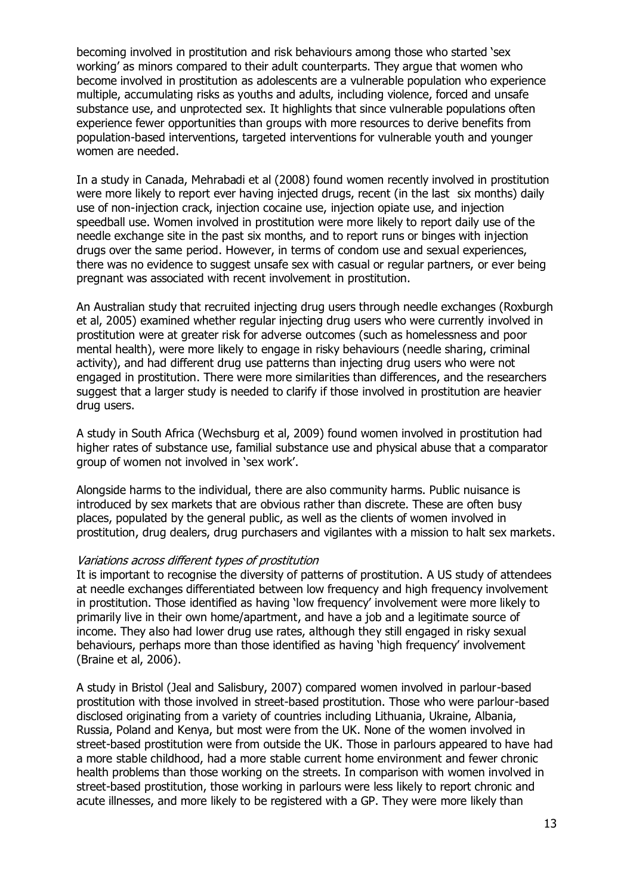becoming involved in prostitution and risk behaviours among those who started 'sex working' as minors compared to their adult counterparts. They argue that women who become involved in prostitution as adolescents are a vulnerable population who experience multiple, accumulating risks as youths and adults, including violence, forced and unsafe substance use, and unprotected sex. It highlights that since vulnerable populations often experience fewer opportunities than groups with more resources to derive benefits from population-based interventions, targeted interventions for vulnerable youth and younger women are needed.

In a study in Canada, Mehrabadi et al (2008) found women recently involved in prostitution were more likely to report ever having injected drugs, recent (in the last six months) daily use of non-injection crack, injection cocaine use, injection opiate use, and injection speedball use. Women involved in prostitution were more likely to report daily use of the needle exchange site in the past six months, and to report runs or binges with injection drugs over the same period. However, in terms of condom use and sexual experiences, there was no evidence to suggest unsafe sex with casual or regular partners, or ever being pregnant was associated with recent involvement in prostitution.

An Australian study that recruited injecting drug users through needle exchanges (Roxburgh et al, 2005) examined whether regular injecting drug users who were currently involved in prostitution were at greater risk for adverse outcomes (such as homelessness and poor mental health), were more likely to engage in risky behaviours (needle sharing, criminal activity), and had different drug use patterns than injecting drug users who were not engaged in prostitution. There were more similarities than differences, and the researchers suggest that a larger study is needed to clarify if those involved in prostitution are heavier drug users.

A study in South Africa (Wechsburg et al, 2009) found women involved in prostitution had higher rates of substance use, familial substance use and physical abuse that a comparator group of women not involved in 'sex work'.

Alongside harms to the individual, there are also community harms. Public nuisance is introduced by sex markets that are obvious rather than discrete. These are often busy places, populated by the general public, as well as the clients of women involved in prostitution, drug dealers, drug purchasers and vigilantes with a mission to halt sex markets.

*Variations across different types of prostitution*

It is important to recognise the diversity of patterns of prostitution. A US study of attendees at needle exchanges differentiated between low frequency and high frequency involvement in prostitution. Those identified as having 'low frequency' involvement were more likely to primarily live in their own home/apartment, and have a job and a legitimate source of income. They also had lower drug use rates, although they still engaged in risky sexual behaviours, perhaps more than those identified as having 'high frequency' involvement (Braine et al, 2006).

A study in Bristol (Jeal and Salisbury, 2007) compared women involved in parlour-based prostitution with those involved in street-based prostitution. Those who were parlour-based disclosed originating from a variety of countries including Lithuania, Ukraine, Albania, Russia, Poland and Kenya, but most were from the UK. None of the women involved in street-based prostitution were from outside the UK. Those in parlours appeared to have had a more stable childhood, had a more stable current home environment and fewer chronic health problems than those working on the streets. In comparison with women involved in street-based prostitution, those working in parlours were less likely to report chronic and acute illnesses, and more likely to be registered with a GP. They were more likely than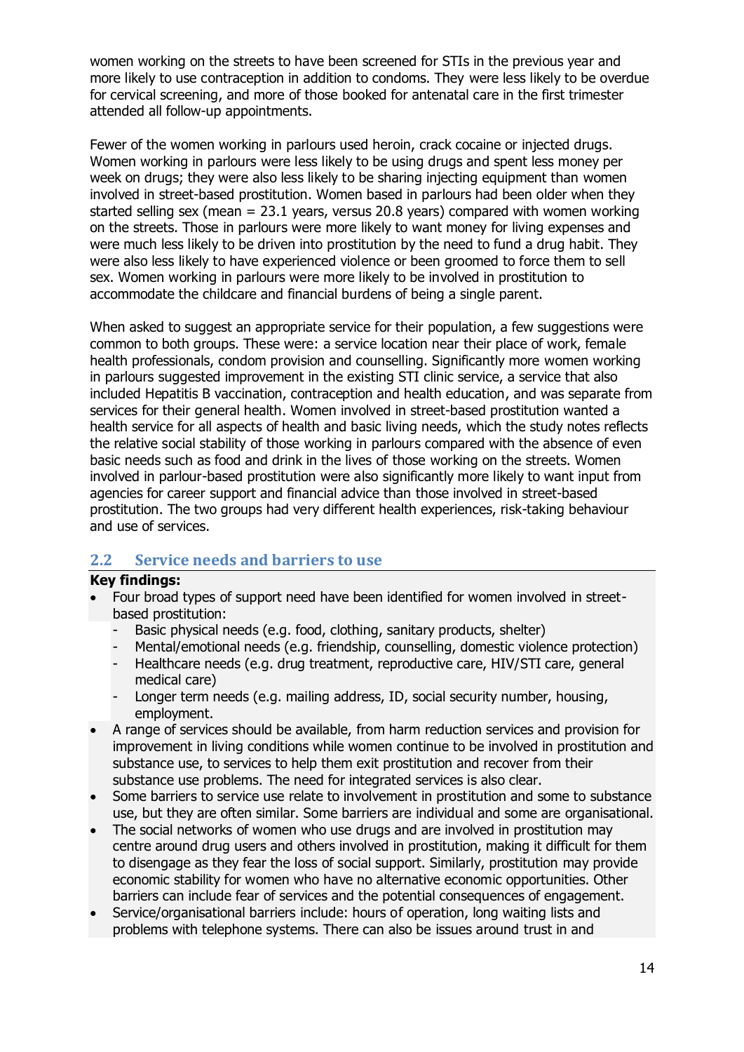women working on the streets to have been screened for STIs in the previous year and more likely to use contraception in addition to condoms. They were less likely to be overdue for cervical screening, and more of those booked for antenatal care in the first trimester attended all follow-up appointments.

Fewer of the women working in parlours used heroin, crack cocaine or injected drugs. Women working in parlours were less likely to be using drugs and spent less money per week on drugs; they were also less likely to be sharing injecting equipment than women involved in street-based prostitution. Women based in parlours had been older when they started selling sex (mean = 23.1 years, versus 20.8 years) compared with women working on the streets. Those in parlours were more likely to want money for living expenses and were much less likely to be driven into prostitution by the need to fund a drug habit. They were also less likely to have experienced violence or been groomed to force them to sell sex. Women working in parlours were more likely to be involved in prostitution to accommodate the childcare and financial burdens of being a single parent.

When asked to suggest an appropriate service for their population, a few suggestions were common to both groups. These were: a service location near their place of work, female health professionals, condom provision and counselling. Significantly more women working in parlours suggested improvement in the existing STI clinic service, a service that also included Hepatitis B vaccination, contraception and health education, and was separate from services for their general health. Women involved in street-based prostitution wanted a health service for all aspects of health and basic living needs, which the study notes reflects the relative social stability of those working in parlours compared with the absence of even basic needs such as food and drink in the lives of those working on the streets. Women involved in parlour-based prostitution were also significantly more likely to want input from agencies for career support and financial advice than those involved in street-based prostitution. The two groups had very different health experiences, risk-taking behaviour and use of services.

## 2.2 Service needs and barriers to use

**Key findings:**

- Four broad types of support need have been identified for women involved in street-based prostitution:
  - Basic physical needs (e.g. food, clothing, sanitary products, shelter)
  - Mental/emotional needs (e.g. friendship, counselling, domestic violence protection)
  - Healthcare needs (e.g. drug treatment, reproductive care, HIV/STI care, general medical care)
  - Longer term needs (e.g. mailing address, ID, social security number, housing, employment.
- A range of services should be available, from harm reduction services and provision for improvement in living conditions while women continue to be involved in prostitution and substance use, to services to help them exit prostitution and recover from their substance use problems. The need for integrated services is also clear.
- Some barriers to service use relate to involvement in prostitution and some to substance use, but they are often similar. Some barriers are individual and some are organisational.
- The social networks of women who use drugs and are involved in prostitution may centre around drug users and others involved in prostitution, making it difficult for them to disengage as they fear the loss of social support. Similarly, prostitution may provide economic stability for women who have no alternative economic opportunities. Other barriers can include fear of services and the potential consequences of engagement.
- Service/organisational barriers include: hours of operation, long waiting lists and problems with telephone systems. There can also be issues around trust in and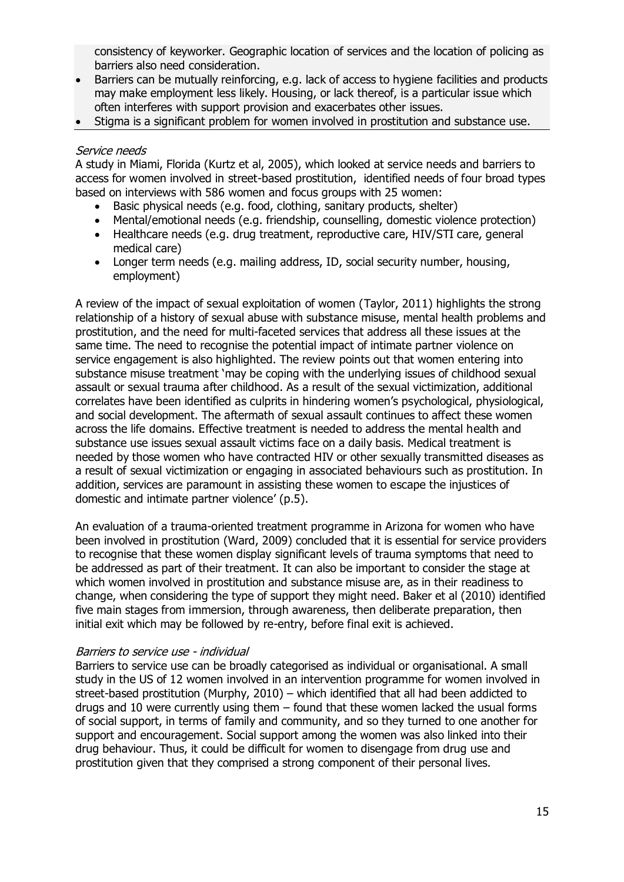consistency of keyworker. Geographic location of services and the location of policing as barriers also need consideration.

- Barriers can be mutually reinforcing, e.g. lack of access to hygiene facilities and products may make employment less likely. Housing, or lack thereof, is a particular issue which often interferes with support provision and exacerbates other issues.
- Stigma is a significant problem for women involved in prostitution and substance use.

*Service needs*

A study in Miami, Florida (Kurtz et al, 2005), which looked at service needs and barriers to access for women involved in street-based prostitution, identified needs of four broad types based on interviews with 586 women and focus groups with 25 women:

- Basic physical needs (e.g. food, clothing, sanitary products, shelter)
- Mental/emotional needs (e.g. friendship, counselling, domestic violence protection)
- Healthcare needs (e.g. drug treatment, reproductive care, HIV/STI care, general medical care)
- Longer term needs (e.g. mailing address, ID, social security number, housing, employment)

A review of the impact of sexual exploitation of women (Taylor, 2011) highlights the strong relationship of a history of sexual abuse with substance misuse, mental health problems and prostitution, and the need for multi-faceted services that address all these issues at the same time. The need to recognise the potential impact of intimate partner violence on service engagement is also highlighted. The review points out that women entering into substance misuse treatment 'may be coping with the underlying issues of childhood sexual assault or sexual trauma after childhood. As a result of the sexual victimization, additional correlates have been identified as culprits in hindering women's psychological, physiological, and social development. The aftermath of sexual assault continues to affect these women across the life domains. Effective treatment is needed to address the mental health and substance use issues sexual assault victims face on a daily basis. Medical treatment is needed by those women who have contracted HIV or other sexually transmitted diseases as a result of sexual victimization or engaging in associated behaviours such as prostitution. In addition, services are paramount in assisting these women to escape the injustices of domestic and intimate partner violence' (p.5).

An evaluation of a trauma-oriented treatment programme in Arizona for women who have been involved in prostitution (Ward, 2009) concluded that it is essential for service providers to recognise that these women display significant levels of trauma symptoms that need to be addressed as part of their treatment. It can also be important to consider the stage at which women involved in prostitution and substance misuse are, as in their readiness to change, when considering the type of support they might need. Baker et al (2010) identified five main stages from immersion, through awareness, then deliberate preparation, then initial exit which may be followed by re-entry, before final exit is achieved.

*Barriers to service use - individual*

Barriers to service use can be broadly categorised as individual or organisational. A small study in the US of 12 women involved in an intervention programme for women involved in street-based prostitution (Murphy, 2010) – which identified that all had been addicted to drugs and 10 were currently using them – found that these women lacked the usual forms of social support, in terms of family and community, and so they turned to one another for support and encouragement. Social support among the women was also linked into their drug behaviour. Thus, it could be difficult for women to disengage from drug use and prostitution given that they comprised a strong component of their personal lives.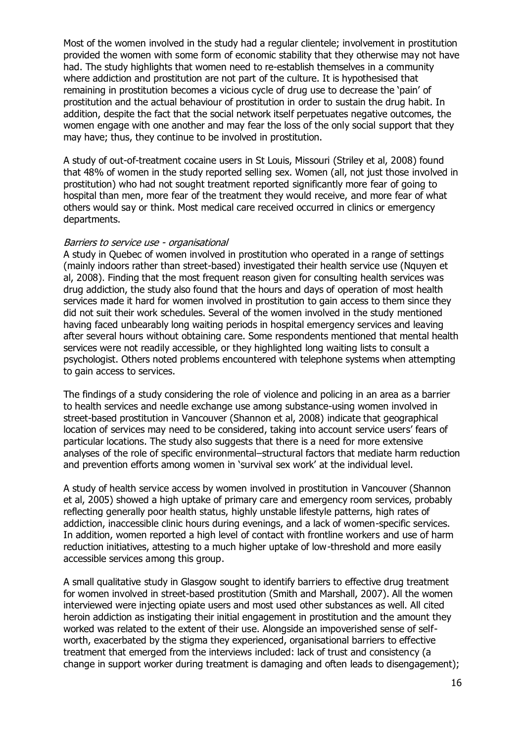Most of the women involved in the study had a regular clientele; involvement in prostitution provided the women with some form of economic stability that they otherwise may not have had. The study highlights that women need to re-establish themselves in a community where addiction and prostitution are not part of the culture. It is hypothesised that remaining in prostitution becomes a vicious cycle of drug use to decrease the 'pain' of prostitution and the actual behaviour of prostitution in order to sustain the drug habit. In addition, despite the fact that the social network itself perpetuates negative outcomes, the women engage with one another and may fear the loss of the only social support that they may have; thus, they continue to be involved in prostitution.

A study of out-of-treatment cocaine users in St Louis, Missouri (Striley et al, 2008) found that 48% of women in the study reported selling sex. Women (all, not just those involved in prostitution) who had not sought treatment reported significantly more fear of going to hospital than men, more fear of the treatment they would receive, and more fear of what others would say or think. Most medical care received occurred in clinics or emergency departments.

*Barriers to service use - organisational*

A study in Quebec of women involved in prostitution who operated in a range of settings (mainly indoors rather than street-based) investigated their health service use (Nguyen et al, 2008). Finding that the most frequent reason given for consulting health services was drug addiction, the study also found that the hours and days of operation of most health services made it hard for women involved in prostitution to gain access to them since they did not suit their work schedules. Several of the women involved in the study mentioned having faced unbearably long waiting periods in hospital emergency services and leaving after several hours without obtaining care. Some respondents mentioned that mental health services were not readily accessible, or they highlighted long waiting lists to consult a psychologist. Others noted problems encountered with telephone systems when attempting to gain access to services.

The findings of a study considering the role of violence and policing in an area as a barrier to health services and needle exchange use among substance-using women involved in street-based prostitution in Vancouver (Shannon et al, 2008) indicate that geographical location of services may need to be considered, taking into account service users' fears of particular locations. The study also suggests that there is a need for more extensive analyses of the role of specific environmental–structural factors that mediate harm reduction and prevention efforts among women in 'survival sex work' at the individual level.

A study of health service access by women involved in prostitution in Vancouver (Shannon et al, 2005) showed a high uptake of primary care and emergency room services, probably reflecting generally poor health status, highly unstable lifestyle patterns, high rates of addiction, inaccessible clinic hours during evenings, and a lack of women-specific services. In addition, women reported a high level of contact with frontline workers and use of harm reduction initiatives, attesting to a much higher uptake of low-threshold and more easily accessible services among this group.

A small qualitative study in Glasgow sought to identify barriers to effective drug treatment for women involved in street-based prostitution (Smith and Marshall, 2007). All the women interviewed were injecting opiate users and most used other substances as well. All cited heroin addiction as instigating their initial engagement in prostitution and the amount they worked was related to the extent of their use. Alongside an impoverished sense of self-worth, exacerbated by the stigma they experienced, organisational barriers to effective treatment that emerged from the interviews included: lack of trust and consistency (a change in support worker during treatment is damaging and often leads to disengagement);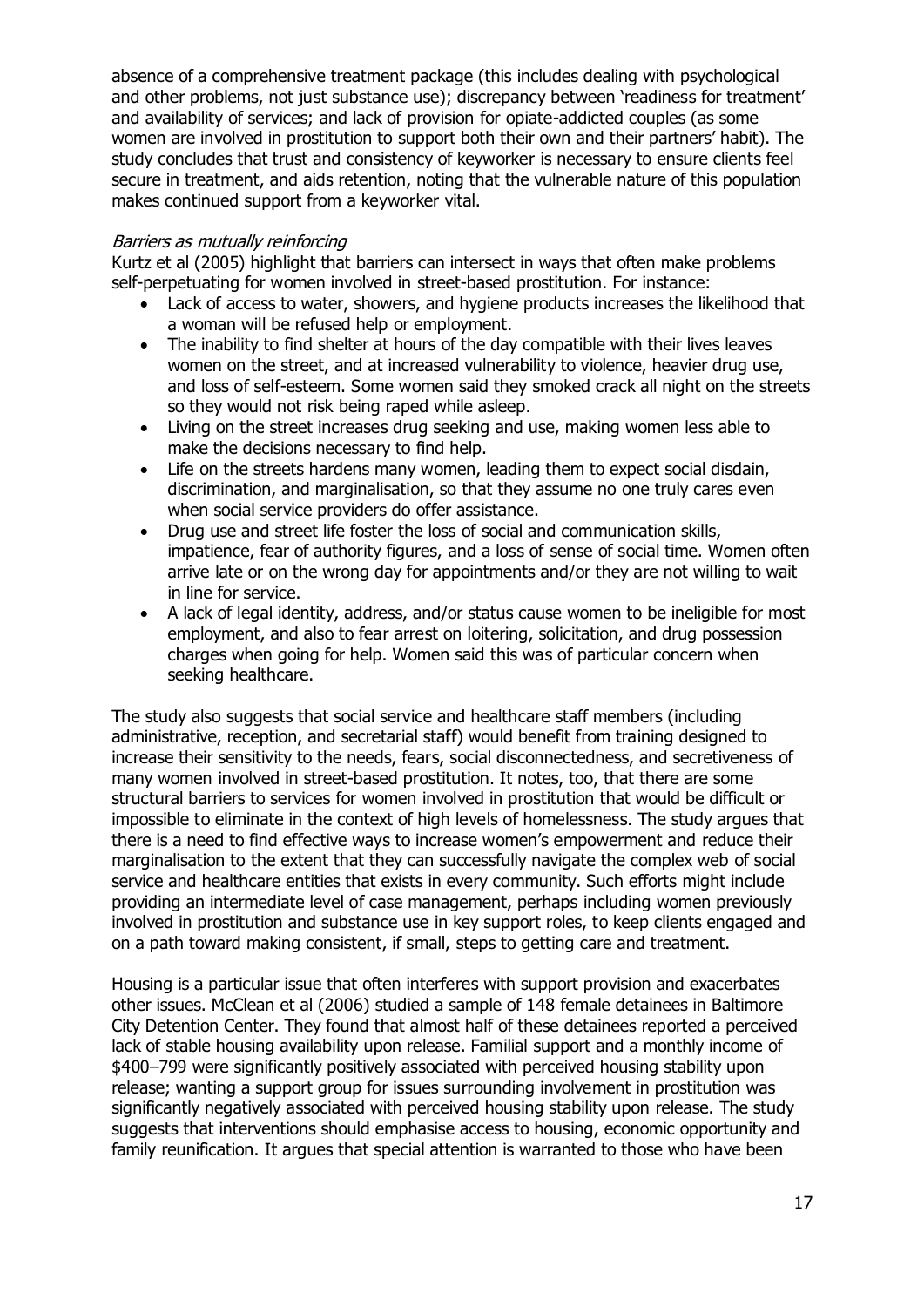absence of a comprehensive treatment package (this includes dealing with psychological and other problems, not just substance use); discrepancy between 'readiness for treatment' and availability of services; and lack of provision for opiate-addicted couples (as some women are involved in prostitution to support both their own and their partners' habit). The study concludes that trust and consistency of keyworker is necessary to ensure clients feel secure in treatment, and aids retention, noting that the vulnerable nature of this population makes continued support from a keyworker vital.

*Barriers as mutually reinforcing*

Kurtz et al (2005) highlight that barriers can intersect in ways that often make problems self-perpetuating for women involved in street-based prostitution. For instance:

- Lack of access to water, showers, and hygiene products increases the likelihood that a woman will be refused help or employment.
- The inability to find shelter at hours of the day compatible with their lives leaves women on the street, and at increased vulnerability to violence, heavier drug use, and loss of self-esteem. Some women said they smoked crack all night on the streets so they would not risk being raped while asleep.
- Living on the street increases drug seeking and use, making women less able to make the decisions necessary to find help.
- Life on the streets hardens many women, leading them to expect social disdain, discrimination, and marginalisation, so that they assume no one truly cares even when social service providers do offer assistance.
- Drug use and street life foster the loss of social and communication skills, impatience, fear of authority figures, and a loss of sense of social time. Women often arrive late or on the wrong day for appointments and/or they are not willing to wait in line for service.
- A lack of legal identity, address, and/or status cause women to be ineligible for most employment, and also to fear arrest on loitering, solicitation, and drug possession charges when going for help. Women said this was of particular concern when seeking healthcare.

The study also suggests that social service and healthcare staff members (including administrative, reception, and secretarial staff) would benefit from training designed to increase their sensitivity to the needs, fears, social disconnectedness, and secretiveness of many women involved in street-based prostitution. It notes, too, that there are some structural barriers to services for women involved in prostitution that would be difficult or impossible to eliminate in the context of high levels of homelessness. The study argues that there is a need to find effective ways to increase women's empowerment and reduce their marginalisation to the extent that they can successfully navigate the complex web of social service and healthcare entities that exists in every community. Such efforts might include providing an intermediate level of case management, perhaps including women previously involved in prostitution and substance use in key support roles, to keep clients engaged and on a path toward making consistent, if small, steps to getting care and treatment.

Housing is a particular issue that often interferes with support provision and exacerbates other issues. McClean et al (2006) studied a sample of 148 female detainees in Baltimore City Detention Center. They found that almost half of these detainees reported a perceived lack of stable housing availability upon release. Familial support and a monthly income of $400–799 were significantly positively associated with perceived housing stability upon release; wanting a support group for issues surrounding involvement in prostitution was significantly negatively associated with perceived housing stability upon release. The study suggests that interventions should emphasise access to housing, economic opportunity and family reunification. It argues that special attention is warranted to those who have been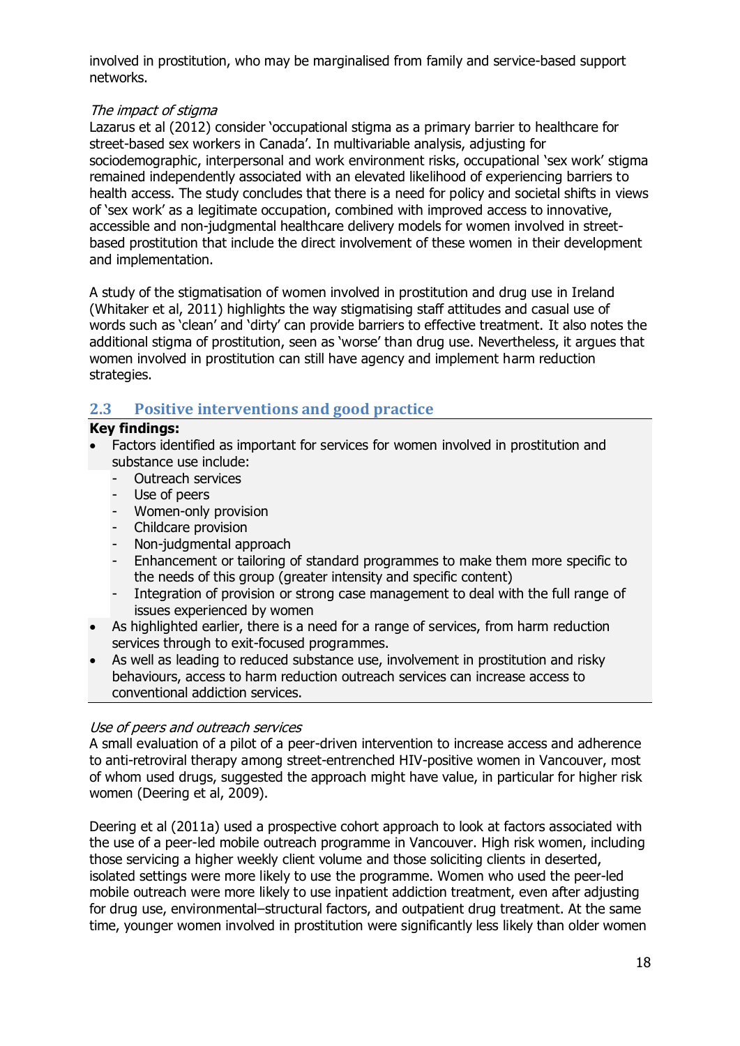involved in prostitution, who may be marginalised from family and service-based support networks.

*The impact of stigma*

Lazarus et al (2012) consider 'occupational stigma as a primary barrier to healthcare for street-based sex workers in Canada'. In multivariable analysis, adjusting for sociodemographic, interpersonal and work environment risks, occupational 'sex work' stigma remained independently associated with an elevated likelihood of experiencing barriers to health access. The study concludes that there is a need for policy and societal shifts in views of 'sex work' as a legitimate occupation, combined with improved access to innovative, accessible and non-judgmental healthcare delivery models for women involved in street-based prostitution that include the direct involvement of these women in their development and implementation.

A study of the stigmatisation of women involved in prostitution and drug use in Ireland (Whitaker et al, 2011) highlights the way stigmatising staff attitudes and casual use of words such as 'clean' and 'dirty' can provide barriers to effective treatment. It also notes the additional stigma of prostitution, seen as 'worse' than drug use. Nevertheless, it argues that women involved in prostitution can still have agency and implement harm reduction strategies.

## 2.3 Positive interventions and good practice

**Key findings:**

- Factors identified as important for services for women involved in prostitution and substance use include:
  - Outreach services
  - Use of peers
  - Women-only provision
  - Childcare provision
  - Non-judgmental approach
  - Enhancement or tailoring of standard programmes to make them more specific to the needs of this group (greater intensity and specific content)
  - Integration of provision or strong case management to deal with the full range of issues experienced by women
- As highlighted earlier, there is a need for a range of services, from harm reduction services through to exit-focused programmes.
- As well as leading to reduced substance use, involvement in prostitution and risky behaviours, access to harm reduction outreach services can increase access to conventional addiction services.

*Use of peers and outreach services*

A small evaluation of a pilot of a peer-driven intervention to increase access and adherence to anti-retroviral therapy among street-entrenched HIV-positive women in Vancouver, most of whom used drugs, suggested the approach might have value, in particular for higher risk women (Deering et al, 2009).

Deering et al (2011a) used a prospective cohort approach to look at factors associated with the use of a peer-led mobile outreach programme in Vancouver. High risk women, including those servicing a higher weekly client volume and those soliciting clients in deserted, isolated settings were more likely to use the programme. Women who used the peer-led mobile outreach were more likely to use inpatient addiction treatment, even after adjusting for drug use, environmental–structural factors, and outpatient drug treatment. At the same time, younger women involved in prostitution were significantly less likely than older women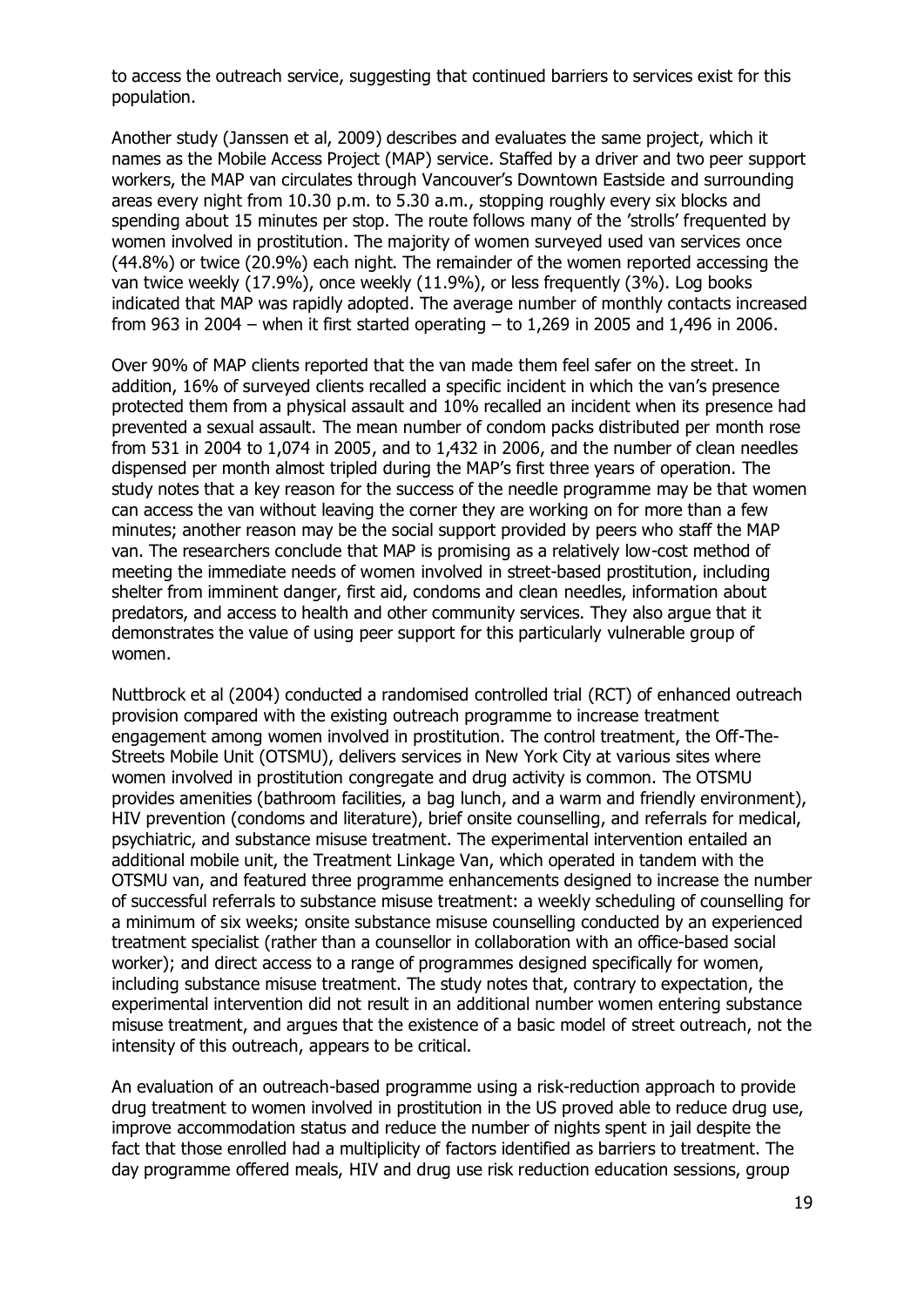to access the outreach service, suggesting that continued barriers to services exist for this population.

Another study (Janssen et al, 2009) describes and evaluates the same project, which it names as the Mobile Access Project (MAP) service. Staffed by a driver and two peer support workers, the MAP van circulates through Vancouver's Downtown Eastside and surrounding areas every night from 10.30 p.m. to 5.30 a.m., stopping roughly every six blocks and spending about 15 minutes per stop. The route follows many of the 'strolls' frequented by women involved in prostitution. The majority of women surveyed used van services once (44.8%) or twice (20.9%) each night. The remainder of the women reported accessing the van twice weekly (17.9%), once weekly (11.9%), or less frequently (3%). Log books indicated that MAP was rapidly adopted. The average number of monthly contacts increased from 963 in 2004 – when it first started operating – to 1,269 in 2005 and 1,496 in 2006.

Over 90% of MAP clients reported that the van made them feel safer on the street. In addition, 16% of surveyed clients recalled a specific incident in which the van's presence protected them from a physical assault and 10% recalled an incident when its presence had prevented a sexual assault. The mean number of condom packs distributed per month rose from 531 in 2004 to 1,074 in 2005, and to 1,432 in 2006, and the number of clean needles dispensed per month almost tripled during the MAP's first three years of operation. The study notes that a key reason for the success of the needle programme may be that women can access the van without leaving the corner they are working on for more than a few minutes; another reason may be the social support provided by peers who staff the MAP van. The researchers conclude that MAP is promising as a relatively low-cost method of meeting the immediate needs of women involved in street-based prostitution, including shelter from imminent danger, first aid, condoms and clean needles, information about predators, and access to health and other community services. They also argue that it demonstrates the value of using peer support for this particularly vulnerable group of women.

Nuttbrock et al (2004) conducted a randomised controlled trial (RCT) of enhanced outreach provision compared with the existing outreach programme to increase treatment engagement among women involved in prostitution. The control treatment, the Off-The-Streets Mobile Unit (OTSMU), delivers services in New York City at various sites where women involved in prostitution congregate and drug activity is common. The OTSMU provides amenities (bathroom facilities, a bag lunch, and a warm and friendly environment), HIV prevention (condoms and literature), brief onsite counselling, and referrals for medical, psychiatric, and substance misuse treatment. The experimental intervention entailed an additional mobile unit, the Treatment Linkage Van, which operated in tandem with the OTSMU van, and featured three programme enhancements designed to increase the number of successful referrals to substance misuse treatment: a weekly scheduling of counselling for a minimum of six weeks; onsite substance misuse counselling conducted by an experienced treatment specialist (rather than a counsellor in collaboration with an office-based social worker); and direct access to a range of programmes designed specifically for women, including substance misuse treatment. The study notes that, contrary to expectation, the experimental intervention did not result in an additional number women entering substance misuse treatment, and argues that the existence of a basic model of street outreach, not the intensity of this outreach, appears to be critical.

An evaluation of an outreach-based programme using a risk-reduction approach to provide drug treatment to women involved in prostitution in the US proved able to reduce drug use, improve accommodation status and reduce the number of nights spent in jail despite the fact that those enrolled had a multiplicity of factors identified as barriers to treatment. The day programme offered meals, HIV and drug use risk reduction education sessions, group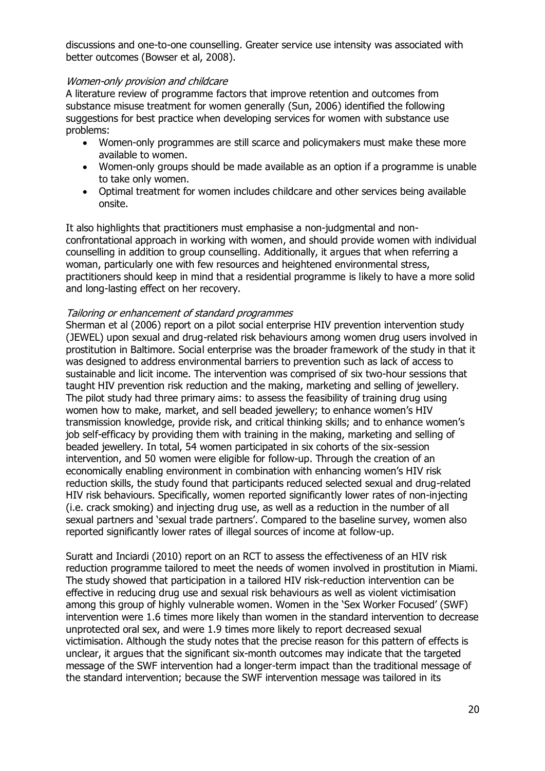discussions and one-to-one counselling. Greater service use intensity was associated with better outcomes (Bowser et al, 2008).

*Women-only provision and childcare*

A literature review of programme factors that improve retention and outcomes from substance misuse treatment for women generally (Sun, 2006) identified the following suggestions for best practice when developing services for women with substance use problems:

- Women-only programmes are still scarce and policymakers must make these more available to women.
- Women-only groups should be made available as an option if a programme is unable to take only women.
- Optimal treatment for women includes childcare and other services being available onsite.

It also highlights that practitioners must emphasise a non-judgmental and non-confrontational approach in working with women, and should provide women with individual counselling in addition to group counselling. Additionally, it argues that when referring a woman, particularly one with few resources and heightened environmental stress, practitioners should keep in mind that a residential programme is likely to have a more solid and long-lasting effect on her recovery.

*Tailoring or enhancement of standard programmes*

Sherman et al (2006) report on a pilot social enterprise HIV prevention intervention study (JEWEL) upon sexual and drug-related risk behaviours among women drug users involved in prostitution in Baltimore. Social enterprise was the broader framework of the study in that it was designed to address environmental barriers to prevention such as lack of access to sustainable and licit income. The intervention was comprised of six two-hour sessions that taught HIV prevention risk reduction and the making, marketing and selling of jewellery. The pilot study had three primary aims: to assess the feasibility of training drug using women how to make, market, and sell beaded jewellery; to enhance women's HIV transmission knowledge, provide risk, and critical thinking skills; and to enhance women's job self-efficacy by providing them with training in the making, marketing and selling of beaded jewellery. In total, 54 women participated in six cohorts of the six-session intervention, and 50 women were eligible for follow-up. Through the creation of an economically enabling environment in combination with enhancing women's HIV risk reduction skills, the study found that participants reduced selected sexual and drug-related HIV risk behaviours. Specifically, women reported significantly lower rates of non-injecting (i.e. crack smoking) and injecting drug use, as well as a reduction in the number of all sexual partners and 'sexual trade partners'. Compared to the baseline survey, women also reported significantly lower rates of illegal sources of income at follow-up.

Suratt and Inciardi (2010) report on an RCT to assess the effectiveness of an HIV risk reduction programme tailored to meet the needs of women involved in prostitution in Miami. The study showed that participation in a tailored HIV risk-reduction intervention can be effective in reducing drug use and sexual risk behaviours as well as violent victimisation among this group of highly vulnerable women. Women in the 'Sex Worker Focused' (SWF) intervention were 1.6 times more likely than women in the standard intervention to decrease unprotected oral sex, and were 1.9 times more likely to report decreased sexual victimisation. Although the study notes that the precise reason for this pattern of effects is unclear, it argues that the significant six-month outcomes may indicate that the targeted message of the SWF intervention had a longer-term impact than the traditional message of the standard intervention; because the SWF intervention message was tailored in its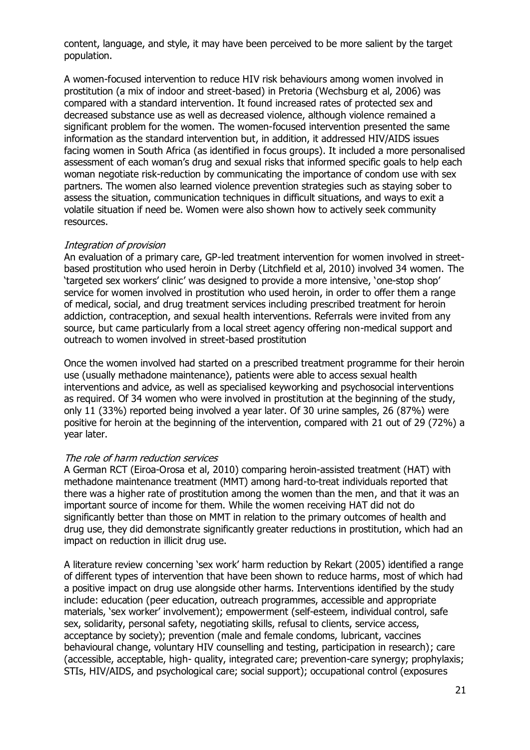content, language, and style, it may have been perceived to be more salient by the target population.

A women-focused intervention to reduce HIV risk behaviours among women involved in prostitution (a mix of indoor and street-based) in Pretoria (Wechsburg et al, 2006) was compared with a standard intervention. It found increased rates of protected sex and decreased substance use as well as decreased violence, although violence remained a significant problem for the women. The women-focused intervention presented the same information as the standard intervention but, in addition, it addressed HIV/AIDS issues facing women in South Africa (as identified in focus groups). It included a more personalised assessment of each woman's drug and sexual risks that informed specific goals to help each woman negotiate risk-reduction by communicating the importance of condom use with sex partners. The women also learned violence prevention strategies such as staying sober to assess the situation, communication techniques in difficult situations, and ways to exit a volatile situation if need be. Women were also shown how to actively seek community resources.

*Integration of provision*

An evaluation of a primary care, GP-led treatment intervention for women involved in street-based prostitution who used heroin in Derby (Litchfield et al, 2010) involved 34 women. The 'targeted sex workers' clinic' was designed to provide a more intensive, 'one-stop shop' service for women involved in prostitution who used heroin, in order to offer them a range of medical, social, and drug treatment services including prescribed treatment for heroin addiction, contraception, and sexual health interventions. Referrals were invited from any source, but came particularly from a local street agency offering non-medical support and outreach to women involved in street-based prostitution

Once the women involved had started on a prescribed treatment programme for their heroin use (usually methadone maintenance), patients were able to access sexual health interventions and advice, as well as specialised keyworking and psychosocial interventions as required. Of 34 women who were involved in prostitution at the beginning of the study, only 11 (33%) reported being involved a year later. Of 30 urine samples, 26 (87%) were positive for heroin at the beginning of the intervention, compared with 21 out of 29 (72%) a year later.

*The role of harm reduction services*

A German RCT (Eiroa-Orosa et al, 2010) comparing heroin-assisted treatment (HAT) with methadone maintenance treatment (MMT) among hard-to-treat individuals reported that there was a higher rate of prostitution among the women than the men, and that it was an important source of income for them. While the women receiving HAT did not do significantly better than those on MMT in relation to the primary outcomes of health and drug use, they did demonstrate significantly greater reductions in prostitution, which had an impact on reduction in illicit drug use.

A literature review concerning 'sex work' harm reduction by Rekart (2005) identified a range of different types of intervention that have been shown to reduce harms, most of which had a positive impact on drug use alongside other harms. Interventions identified by the study include: education (peer education, outreach programmes, accessible and appropriate materials, 'sex worker' involvement); empowerment (self-esteem, individual control, safe sex, solidarity, personal safety, negotiating skills, refusal to clients, service access, acceptance by society); prevention (male and female condoms, lubricant, vaccines behavioural change, voluntary HIV counselling and testing, participation in research); care (accessible, acceptable, high- quality, integrated care; prevention-care synergy; prophylaxis; STIs, HIV/AIDS, and psychological care; social support); occupational control (exposures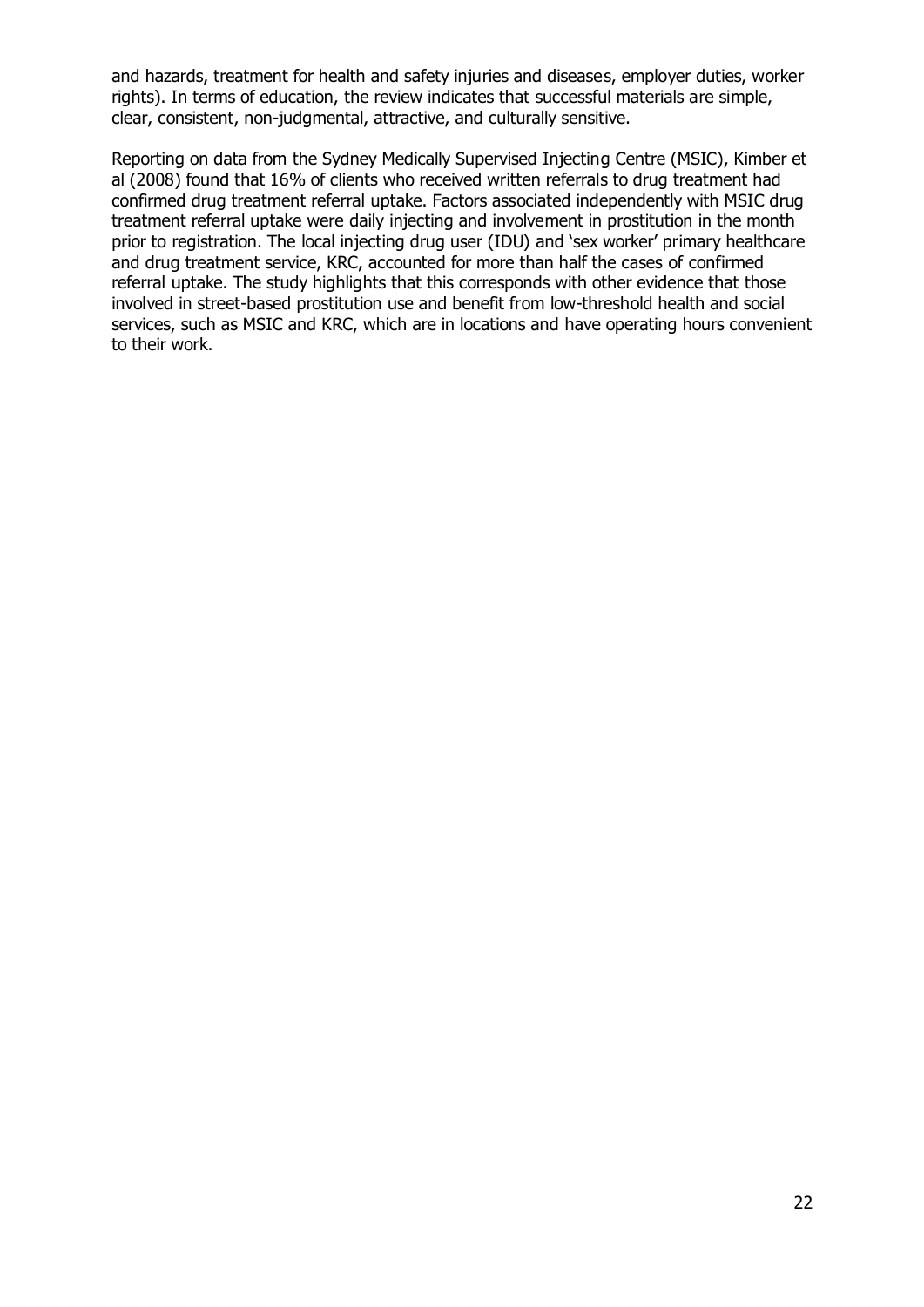and hazards, treatment for health and safety injuries and diseases, employer duties, worker rights). In terms of education, the review indicates that successful materials are simple, clear, consistent, non-judgmental, attractive, and culturally sensitive.

Reporting on data from the Sydney Medically Supervised Injecting Centre (MSIC), Kimber et al (2008) found that 16% of clients who received written referrals to drug treatment had confirmed drug treatment referral uptake. Factors associated independently with MSIC drug treatment referral uptake were daily injecting and involvement in prostitution in the month prior to registration. The local injecting drug user (IDU) and 'sex worker' primary healthcare and drug treatment service, KRC, accounted for more than half the cases of confirmed referral uptake. The study highlights that this corresponds with other evidence that those involved in street-based prostitution use and benefit from low-threshold health and social services, such as MSIC and KRC, which are in locations and have operating hours convenient to their work.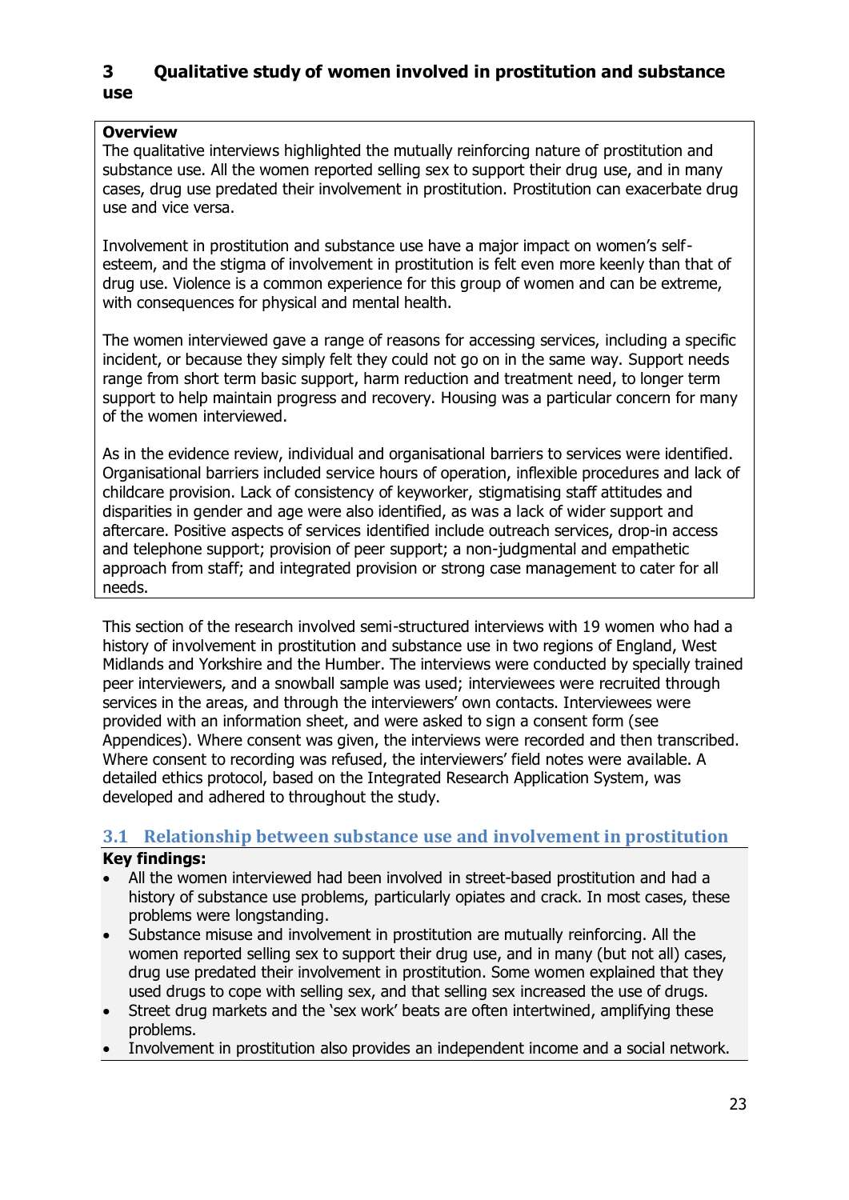# 3 Qualitative study of women involved in prostitution and substance use

**Overview**

The qualitative interviews highlighted the mutually reinforcing nature of prostitution and substance use. All the women reported selling sex to support their drug use, and in many cases, drug use predated their involvement in prostitution. Prostitution can exacerbate drug use and vice versa.

Involvement in prostitution and substance use have a major impact on women's self-esteem, and the stigma of involvement in prostitution is felt even more keenly than that of drug use. Violence is a common experience for this group of women and can be extreme, with consequences for physical and mental health.

The women interviewed gave a range of reasons for accessing services, including a specific incident, or because they simply felt they could not go on in the same way. Support needs range from short term basic support, harm reduction and treatment need, to longer term support to help maintain progress and recovery. Housing was a particular concern for many of the women interviewed.

As in the evidence review, individual and organisational barriers to services were identified. Organisational barriers included service hours of operation, inflexible procedures and lack of childcare provision. Lack of consistency of keyworker, stigmatising staff attitudes and disparities in gender and age were also identified, as was a lack of wider support and aftercare. Positive aspects of services identified include outreach services, drop-in access and telephone support; provision of peer support; a non-judgmental and empathetic approach from staff; and integrated provision or strong case management to cater for all needs.

This section of the research involved semi-structured interviews with 19 women who had a history of involvement in prostitution and substance use in two regions of England, West Midlands and Yorkshire and the Humber. The interviews were conducted by specially trained peer interviewers, and a snowball sample was used; interviewees were recruited through services in the areas, and through the interviewers' own contacts. Interviewees were provided with an information sheet, and were asked to sign a consent form (see Appendices). Where consent was given, the interviews were recorded and then transcribed. Where consent to recording was refused, the interviewers' field notes were available. A detailed ethics protocol, based on the Integrated Research Application System, was developed and adhered to throughout the study.

## 3.1 Relationship between substance use and involvement in prostitution

**Key findings:**

- All the women interviewed had been involved in street-based prostitution and had a history of substance use problems, particularly opiates and crack. In most cases, these problems were longstanding.
- Substance misuse and involvement in prostitution are mutually reinforcing. All the women reported selling sex to support their drug use, and in many (but not all) cases, drug use predated their involvement in prostitution. Some women explained that they used drugs to cope with selling sex, and that selling sex increased the use of drugs.
- Street drug markets and the 'sex work' beats are often intertwined, amplifying these problems.
- Involvement in prostitution also provides an independent income and a social network.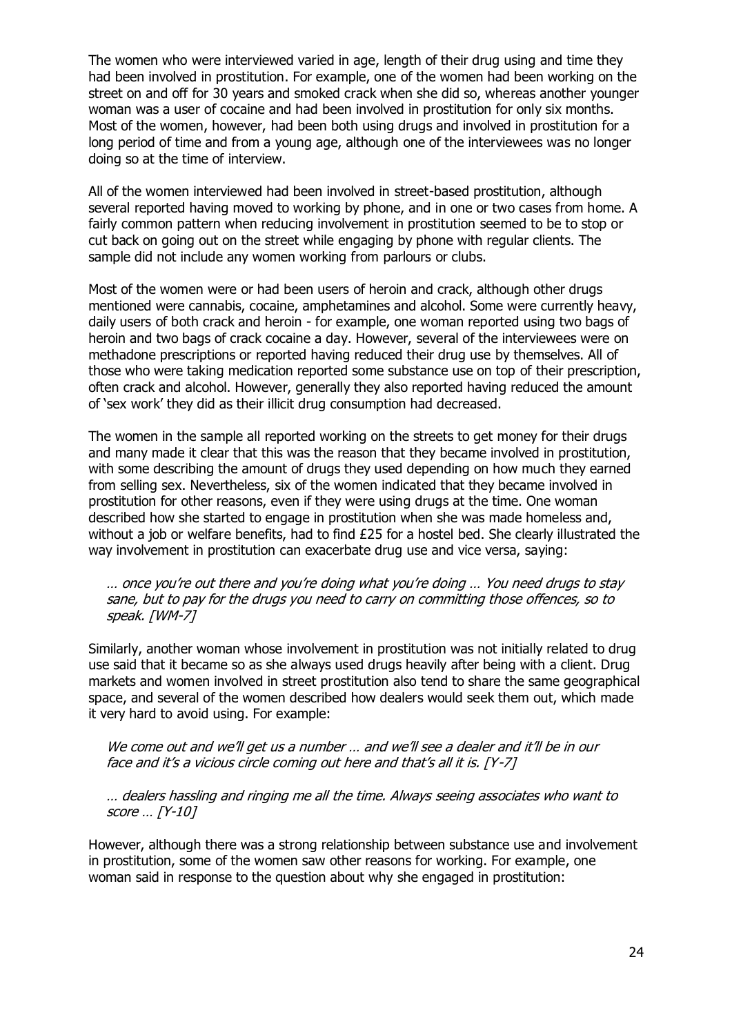The women who were interviewed varied in age, length of their drug using and time they had been involved in prostitution. For example, one of the women had been working on the street on and off for 30 years and smoked crack when she did so, whereas another younger woman was a user of cocaine and had been involved in prostitution for only six months. Most of the women, however, had been both using drugs and involved in prostitution for a long period of time and from a young age, although one of the interviewees was no longer doing so at the time of interview.

All of the women interviewed had been involved in street-based prostitution, although several reported having moved to working by phone, and in one or two cases from home. A fairly common pattern when reducing involvement in prostitution seemed to be to stop or cut back on going out on the street while engaging by phone with regular clients. The sample did not include any women working from parlours or clubs.

Most of the women were or had been users of heroin and crack, although other drugs mentioned were cannabis, cocaine, amphetamines and alcohol. Some were currently heavy, daily users of both crack and heroin - for example, one woman reported using two bags of heroin and two bags of crack cocaine a day. However, several of the interviewees were on methadone prescriptions or reported having reduced their drug use by themselves. All of those who were taking medication reported some substance use on top of their prescription, often crack and alcohol. However, generally they also reported having reduced the amount of 'sex work' they did as their illicit drug consumption had decreased.

The women in the sample all reported working on the streets to get money for their drugs and many made it clear that this was the reason that they became involved in prostitution, with some describing the amount of drugs they used depending on how much they earned from selling sex. Nevertheless, six of the women indicated that they became involved in prostitution for other reasons, even if they were using drugs at the time. One woman described how she started to engage in prostitution when she was made homeless and, without a job or welfare benefits, had to find £25 for a hostel bed. She clearly illustrated the way involvement in prostitution can exacerbate drug use and vice versa, saying:

> *… once you're out there and you're doing what you're doing … You need drugs to stay sane, but to pay for the drugs you need to carry on committing those offences, so to speak. [WM-7]*

Similarly, another woman whose involvement in prostitution was not initially related to drug use said that it became so as she always used drugs heavily after being with a client. Drug markets and women involved in street prostitution also tend to share the same geographical space, and several of the women described how dealers would seek them out, which made it very hard to avoid using. For example:

> *We come out and we'll get us a number … and we'll see a dealer and it'll be in our face and it's a vicious circle coming out here and that's all it is. [Y-7]*

> *… dealers hassling and ringing me all the time. Always seeing associates who want to score … [Y-10]*

However, although there was a strong relationship between substance use and involvement in prostitution, some of the women saw other reasons for working. For example, one woman said in response to the question about why she engaged in prostitution: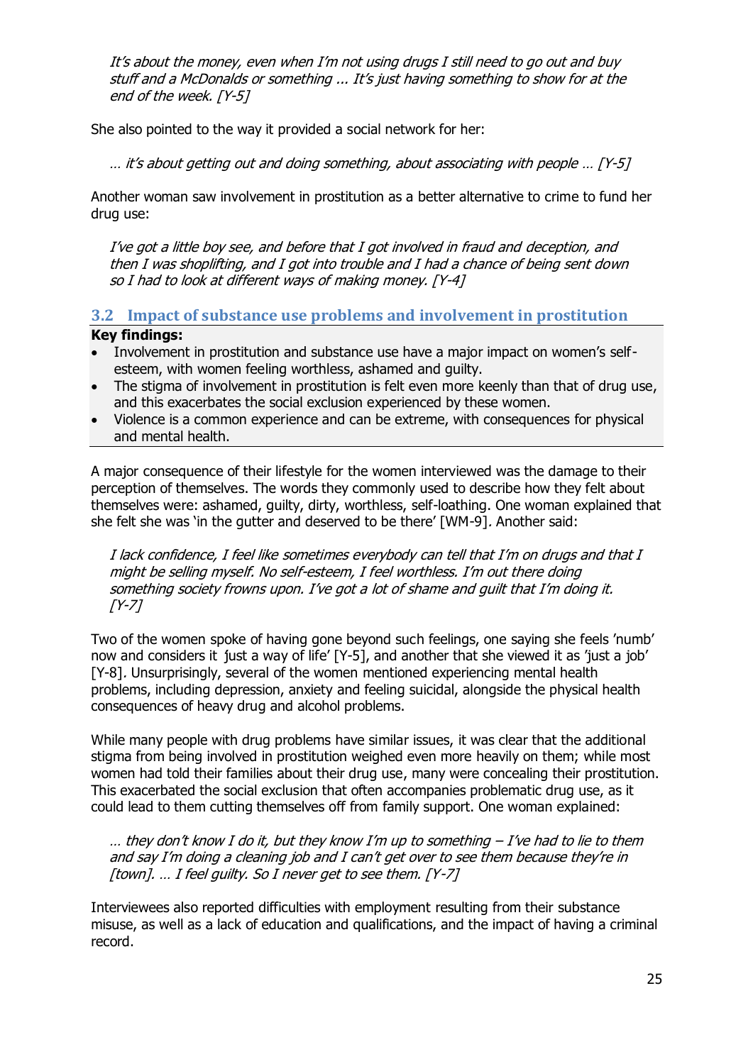*It's about the money, even when I'm not using drugs I still need to go out and buy stuff and a McDonalds or something ... It's just having something to show for at the end of the week. [Y-5]*

She also pointed to the way it provided a social network for her:

*… it's about getting out and doing something, about associating with people … [Y-5]*

Another woman saw involvement in prostitution as a better alternative to crime to fund her drug use:

*I've got a little boy see, and before that I got involved in fraud and deception, and then I was shoplifting, and I got into trouble and I had a chance of being sent down so I had to look at different ways of making money. [Y-4]*

## 3.2 Impact of substance use problems and involvement in prostitution

**Key findings:**

- Involvement in prostitution and substance use have a major impact on women's self-esteem, with women feeling worthless, ashamed and guilty.
- The stigma of involvement in prostitution is felt even more keenly than that of drug use, and this exacerbates the social exclusion experienced by these women.
- Violence is a common experience and can be extreme, with consequences for physical and mental health.

A major consequence of their lifestyle for the women interviewed was the damage to their perception of themselves. The words they commonly used to describe how they felt about themselves were: ashamed, guilty, dirty, worthless, self-loathing. One woman explained that she felt she was 'in the gutter and deserved to be there' [WM-9]. Another said:

*I lack confidence, I feel like sometimes everybody can tell that I'm on drugs and that I might be selling myself. No self-esteem, I feel worthless. I'm out there doing something society frowns upon. I've got a lot of shame and guilt that I'm doing it. [Y-7]*

Two of the women spoke of having gone beyond such feelings, one saying she feels 'numb' now and considers it 'just a way of life' [Y-5], and another that she viewed it as 'just a job' [Y-8]. Unsurprisingly, several of the women mentioned experiencing mental health problems, including depression, anxiety and feeling suicidal, alongside the physical health consequences of heavy drug and alcohol problems.

While many people with drug problems have similar issues, it was clear that the additional stigma from being involved in prostitution weighed even more heavily on them; while most women had told their families about their drug use, many were concealing their prostitution. This exacerbated the social exclusion that often accompanies problematic drug use, as it could lead to them cutting themselves off from family support. One woman explained:

*… they don't know I do it, but they know I'm up to something – I've had to lie to them and say I'm doing a cleaning job and I can't get over to see them because they're in [town]. … I feel guilty. So I never get to see them. [Y-7]*

Interviewees also reported difficulties with employment resulting from their substance misuse, as well as a lack of education and qualifications, and the impact of having a criminal record.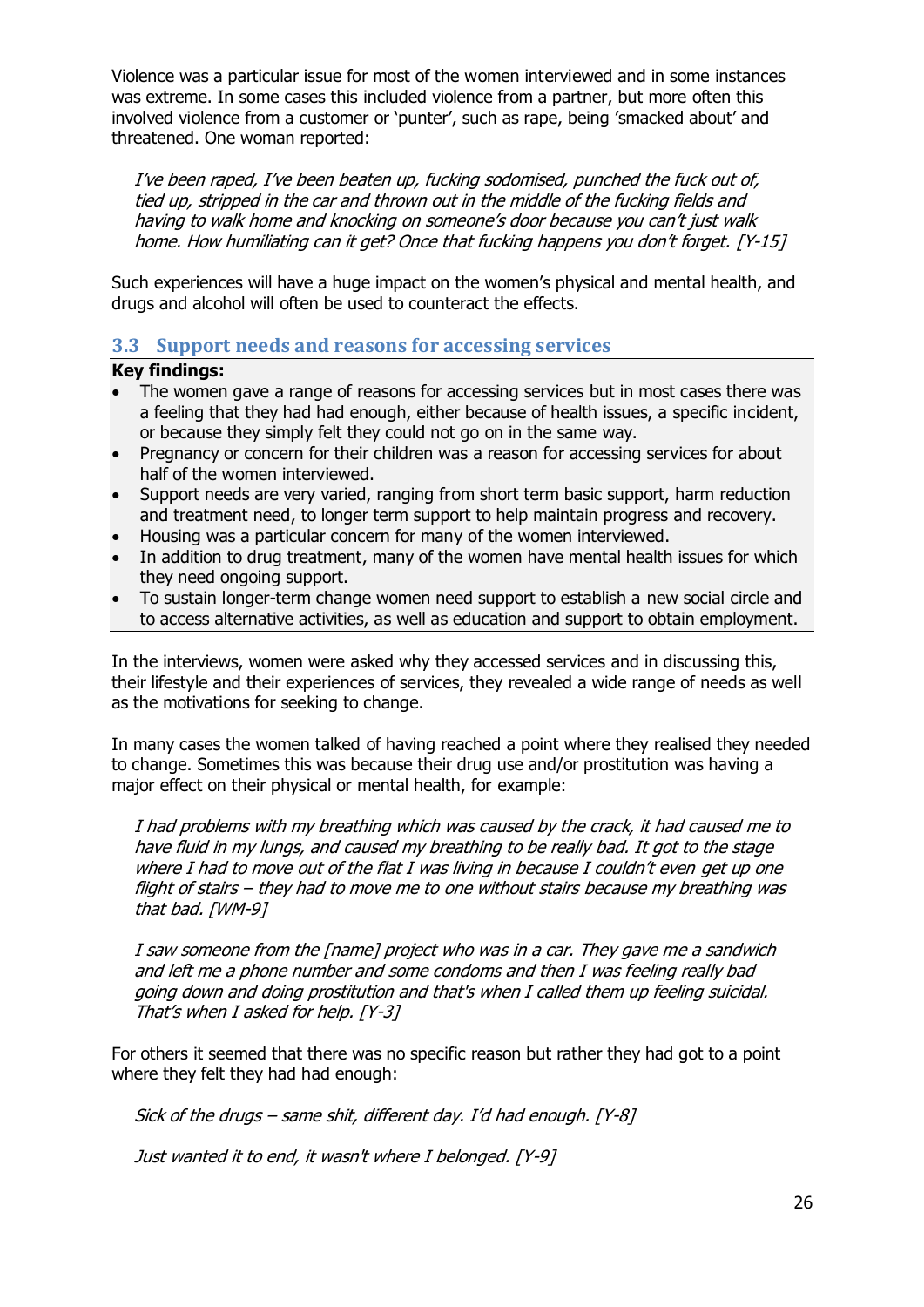Violence was a particular issue for most of the women interviewed and in some instances was extreme. In some cases this included violence from a partner, but more often this involved violence from a customer or 'punter', such as rape, being 'smacked about' and threatened. One woman reported:

> *I've been raped, I've been beaten up, fucking sodomised, punched the fuck out of, tied up, stripped in the car and thrown out in the middle of the fucking fields and having to walk home and knocking on someone's door because you can't just walk home. How humiliating can it get? Once that fucking happens you don't forget. [Y-15]*

Such experiences will have a huge impact on the women's physical and mental health, and drugs and alcohol will often be used to counteract the effects.

### 3.3 Support needs and reasons for accessing services

**Key findings:**

- The women gave a range of reasons for accessing services but in most cases there was a feeling that they had had enough, either because of health issues, a specific incident, or because they simply felt they could not go on in the same way.
- Pregnancy or concern for their children was a reason for accessing services for about half of the women interviewed.
- Support needs are very varied, ranging from short term basic support, harm reduction and treatment need, to longer term support to help maintain progress and recovery.
- Housing was a particular concern for many of the women interviewed.
- In addition to drug treatment, many of the women have mental health issues for which they need ongoing support.
- To sustain longer-term change women need support to establish a new social circle and to access alternative activities, as well as education and support to obtain employment.

In the interviews, women were asked why they accessed services and in discussing this, their lifestyle and their experiences of services, they revealed a wide range of needs as well as the motivations for seeking to change.

In many cases the women talked of having reached a point where they realised they needed to change. Sometimes this was because their drug use and/or prostitution was having a major effect on their physical or mental health, for example:

> *I had problems with my breathing which was caused by the crack, it had caused me to have fluid in my lungs, and caused my breathing to be really bad. It got to the stage where I had to move out of the flat I was living in because I couldn't even get up one flight of stairs – they had to move me to one without stairs because my breathing was that bad. [WM-9]*

> *I saw someone from the [name] project who was in a car. They gave me a sandwich and left me a phone number and some condoms and then I was feeling really bad going down and doing prostitution and that's when I called them up feeling suicidal. That's when I asked for help. [Y-3]*

For others it seemed that there was no specific reason but rather they had got to a point where they felt they had had enough:

> *Sick of the drugs – same shit, different day. I'd had enough. [Y-8]*

> *Just wanted it to end, it wasn't where I belonged. [Y-9]*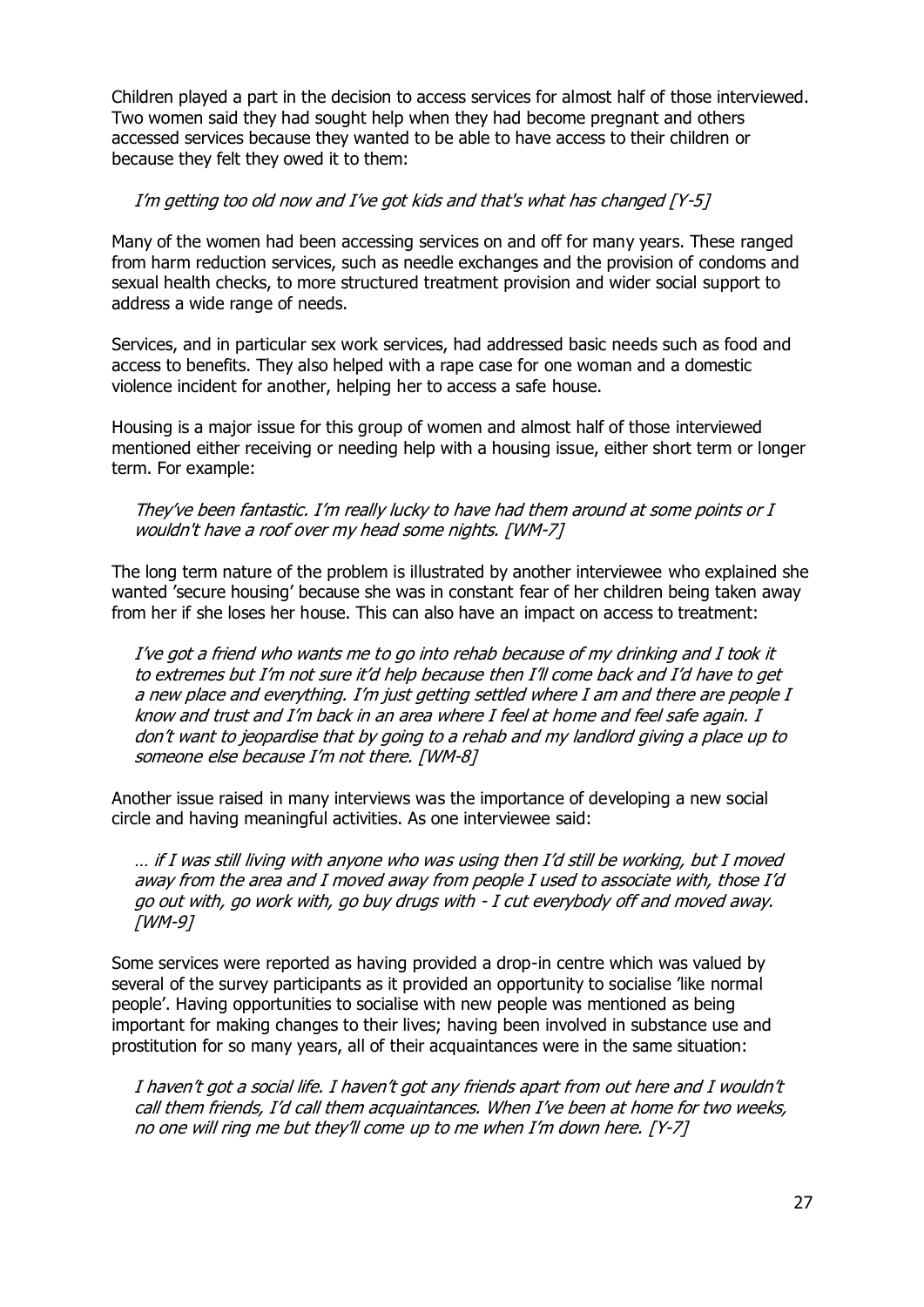Children played a part in the decision to access services for almost half of those interviewed. Two women said they had sought help when they had become pregnant and others accessed services because they wanted to be able to have access to their children or because they felt they owed it to them:

> *I'm getting too old now and I've got kids and that's what has changed [Y-5]*

Many of the women had been accessing services on and off for many years. These ranged from harm reduction services, such as needle exchanges and the provision of condoms and sexual health checks, to more structured treatment provision and wider social support to address a wide range of needs.

Services, and in particular sex work services, had addressed basic needs such as food and access to benefits. They also helped with a rape case for one woman and a domestic violence incident for another, helping her to access a safe house.

Housing is a major issue for this group of women and almost half of those interviewed mentioned either receiving or needing help with a housing issue, either short term or longer term. For example:

> *They've been fantastic. I'm really lucky to have had them around at some points or I wouldn't have a roof over my head some nights. [WM-7]*

The long term nature of the problem is illustrated by another interviewee who explained she wanted 'secure housing' because she was in constant fear of her children being taken away from her if she loses her house. This can also have an impact on access to treatment:

> *I've got a friend who wants me to go into rehab because of my drinking and I took it to extremes but I'm not sure it'd help because then I'll come back and I'd have to get a new place and everything. I'm just getting settled where I am and there are people I know and trust and I'm back in an area where I feel at home and feel safe again. I don't want to jeopardise that by going to a rehab and my landlord giving a place up to someone else because I'm not there. [WM-8]*

Another issue raised in many interviews was the importance of developing a new social circle and having meaningful activities. As one interviewee said:

> *… if I was still living with anyone who was using then I'd still be working, but I moved away from the area and I moved away from people I used to associate with, those I'd go out with, go work with, go buy drugs with - I cut everybody off and moved away. [WM-9]*

Some services were reported as having provided a drop-in centre which was valued by several of the survey participants as it provided an opportunity to socialise 'like normal people'. Having opportunities to socialise with new people was mentioned as being important for making changes to their lives; having been involved in substance use and prostitution for so many years, all of their acquaintances were in the same situation:

> *I haven't got a social life. I haven't got any friends apart from out here and I wouldn't call them friends, I'd call them acquaintances. When I've been at home for two weeks, no one will ring me but they'll come up to me when I'm down here. [Y-7]*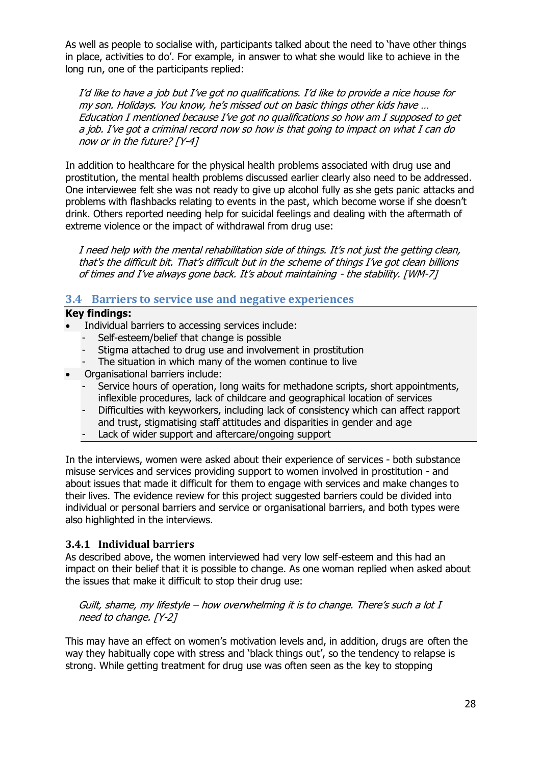As well as people to socialise with, participants talked about the need to 'have other things in place, activities to do'. For example, in answer to what she would like to achieve in the long run, one of the participants replied:

> *I'd like to have a job but I've got no qualifications. I'd like to provide a nice house for my son. Holidays. You know, he's missed out on basic things other kids have … Education I mentioned because I've got no qualifications so how am I supposed to get a job. I've got a criminal record now so how is that going to impact on what I can do now or in the future? [Y-4]*

In addition to healthcare for the physical health problems associated with drug use and prostitution, the mental health problems discussed earlier clearly also need to be addressed. One interviewee felt she was not ready to give up alcohol fully as she gets panic attacks and problems with flashbacks relating to events in the past, which become worse if she doesn't drink. Others reported needing help for suicidal feelings and dealing with the aftermath of extreme violence or the impact of withdrawal from drug use:

> *I need help with the mental rehabilitation side of things. It's not just the getting clean, that's the difficult bit. That's difficult but in the scheme of things I've got clean billions of times and I've always gone back. It's about maintaining - the stability. [WM-7]*

## 3.4 Barriers to service use and negative experiences

**Key findings:**

- Individual barriers to accessing services include:
  - Self-esteem/belief that change is possible
  - Stigma attached to drug use and involvement in prostitution
  - The situation in which many of the women continue to live
- Organisational barriers include:
  - Service hours of operation, long waits for methadone scripts, short appointments, inflexible procedures, lack of childcare and geographical location of services
  - Difficulties with keyworkers, including lack of consistency which can affect rapport and trust, stigmatising staff attitudes and disparities in gender and age
  - Lack of wider support and aftercare/ongoing support

In the interviews, women were asked about their experience of services - both substance misuse services and services providing support to women involved in prostitution - and about issues that made it difficult for them to engage with services and make changes to their lives. The evidence review for this project suggested barriers could be divided into individual or personal barriers and service or organisational barriers, and both types were also highlighted in the interviews.

### 3.4.1 Individual barriers

As described above, the women interviewed had very low self-esteem and this had an impact on their belief that it is possible to change. As one woman replied when asked about the issues that make it difficult to stop their drug use:

> *Guilt, shame, my lifestyle – how overwhelming it is to change. There's such a lot I need to change. [Y-2]*

This may have an effect on women's motivation levels and, in addition, drugs are often the way they habitually cope with stress and 'black things out', so the tendency to relapse is strong. While getting treatment for drug use was often seen as the key to stopping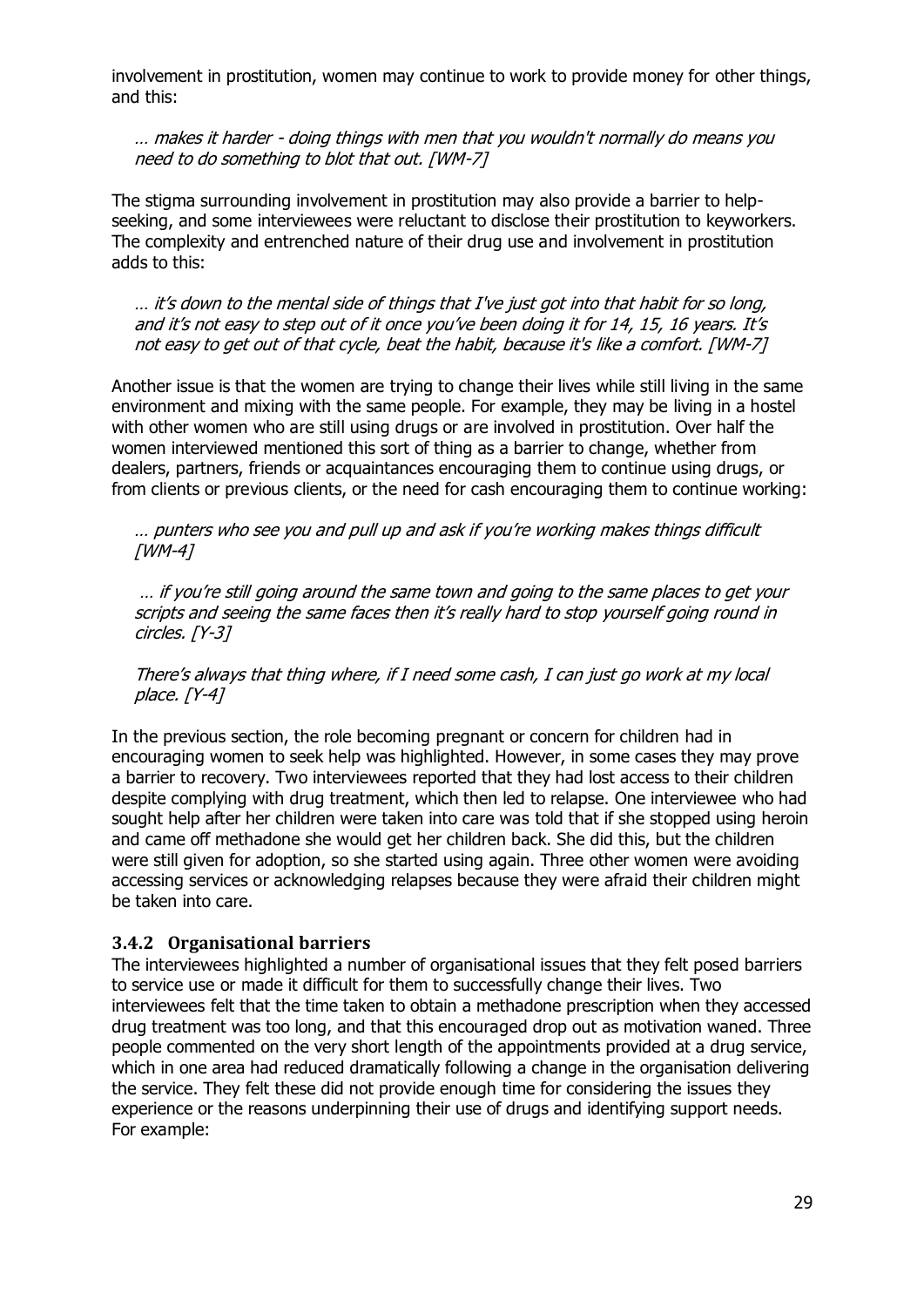involvement in prostitution, women may continue to work to provide money for other things, and this:

> *… makes it harder - doing things with men that you wouldn't normally do means you need to do something to blot that out. [WM-7]*

The stigma surrounding involvement in prostitution may also provide a barrier to help-seeking, and some interviewees were reluctant to disclose their prostitution to keyworkers. The complexity and entrenched nature of their drug use and involvement in prostitution adds to this:

> *… it's down to the mental side of things that I've just got into that habit for so long, and it's not easy to step out of it once you've been doing it for 14, 15, 16 years. It's not easy to get out of that cycle, beat the habit, because it's like a comfort. [WM-7]*

Another issue is that the women are trying to change their lives while still living in the same environment and mixing with the same people. For example, they may be living in a hostel with other women who are still using drugs or are involved in prostitution. Over half the women interviewed mentioned this sort of thing as a barrier to change, whether from dealers, partners, friends or acquaintances encouraging them to continue using drugs, or from clients or previous clients, or the need for cash encouraging them to continue working:

> *… punters who see you and pull up and ask if you're working makes things difficult [WM-4]*

> *… if you're still going around the same town and going to the same places to get your scripts and seeing the same faces then it's really hard to stop yourself going round in circles. [Y-3]*

> *There's always that thing where, if I need some cash, I can just go work at my local place. [Y-4]*

In the previous section, the role becoming pregnant or concern for children had in encouraging women to seek help was highlighted. However, in some cases they may prove a barrier to recovery. Two interviewees reported that they had lost access to their children despite complying with drug treatment, which then led to relapse. One interviewee who had sought help after her children were taken into care was told that if she stopped using heroin and came off methadone she would get her children back. She did this, but the children were still given for adoption, so she started using again. Three other women were avoiding accessing services or acknowledging relapses because they were afraid their children might be taken into care.

### 3.4.2 Organisational barriers

The interviewees highlighted a number of organisational issues that they felt posed barriers to service use or made it difficult for them to successfully change their lives. Two interviewees felt that the time taken to obtain a methadone prescription when they accessed drug treatment was too long, and that this encouraged drop out as motivation waned. Three people commented on the very short length of the appointments provided at a drug service, which in one area had reduced dramatically following a change in the organisation delivering the service. They felt these did not provide enough time for considering the issues they experience or the reasons underpinning their use of drugs and identifying support needs. For example: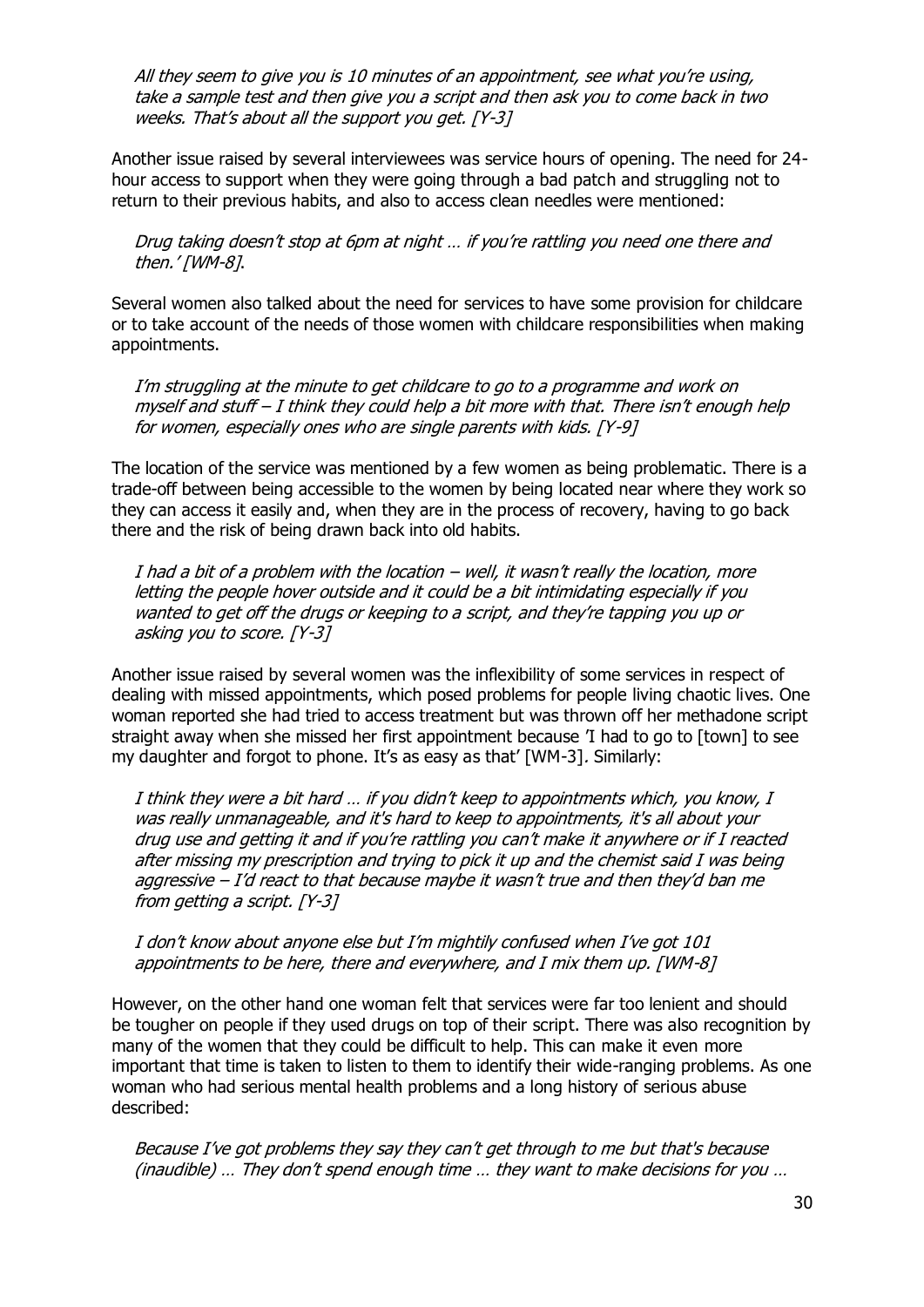*All they seem to give you is 10 minutes of an appointment, see what you're using, take a sample test and then give you a script and then ask you to come back in two weeks. That's about all the support you get. [Y-3]*

Another issue raised by several interviewees was service hours of opening. The need for 24-hour access to support when they were going through a bad patch and struggling not to return to their previous habits, and also to access clean needles were mentioned:

*Drug taking doesn't stop at 6pm at night … if you're rattling you need one there and then.' [WM-8].*

Several women also talked about the need for services to have some provision for childcare or to take account of the needs of those women with childcare responsibilities when making appointments.

*I'm struggling at the minute to get childcare to go to a programme and work on myself and stuff – I think they could help a bit more with that. There isn't enough help for women, especially ones who are single parents with kids. [Y-9]*

The location of the service was mentioned by a few women as being problematic. There is a trade-off between being accessible to the women by being located near where they work so they can access it easily and, when they are in the process of recovery, having to go back there and the risk of being drawn back into old habits.

*I had a bit of a problem with the location – well, it wasn't really the location, more letting the people hover outside and it could be a bit intimidating especially if you wanted to get off the drugs or keeping to a script, and they're tapping you up or asking you to score. [Y-3]*

Another issue raised by several women was the inflexibility of some services in respect of dealing with missed appointments, which posed problems for people living chaotic lives. One woman reported she had tried to access treatment but was thrown off her methadone script straight away when she missed her first appointment because 'I had to go to [town] to see my daughter and forgot to phone. It's as easy as that' [WM-3]. Similarly:

*I think they were a bit hard … if you didn't keep to appointments which, you know, I was really unmanageable, and it's hard to keep to appointments, it's all about your drug use and getting it and if you're rattling you can't make it anywhere or if I reacted after missing my prescription and trying to pick it up and the chemist said I was being aggressive – I'd react to that because maybe it wasn't true and then they'd ban me from getting a script. [Y-3]*

*I don't know about anyone else but I'm mightily confused when I've got 101 appointments to be here, there and everywhere, and I mix them up. [WM-8]*

However, on the other hand one woman felt that services were far too lenient and should be tougher on people if they used drugs on top of their script. There was also recognition by many of the women that they could be difficult to help. This can make it even more important that time is taken to listen to them to identify their wide-ranging problems. As one woman who had serious mental health problems and a long history of serious abuse described:

*Because I've got problems they say they can't get through to me but that's because (inaudible) … They don't spend enough time … they want to make decisions for you …*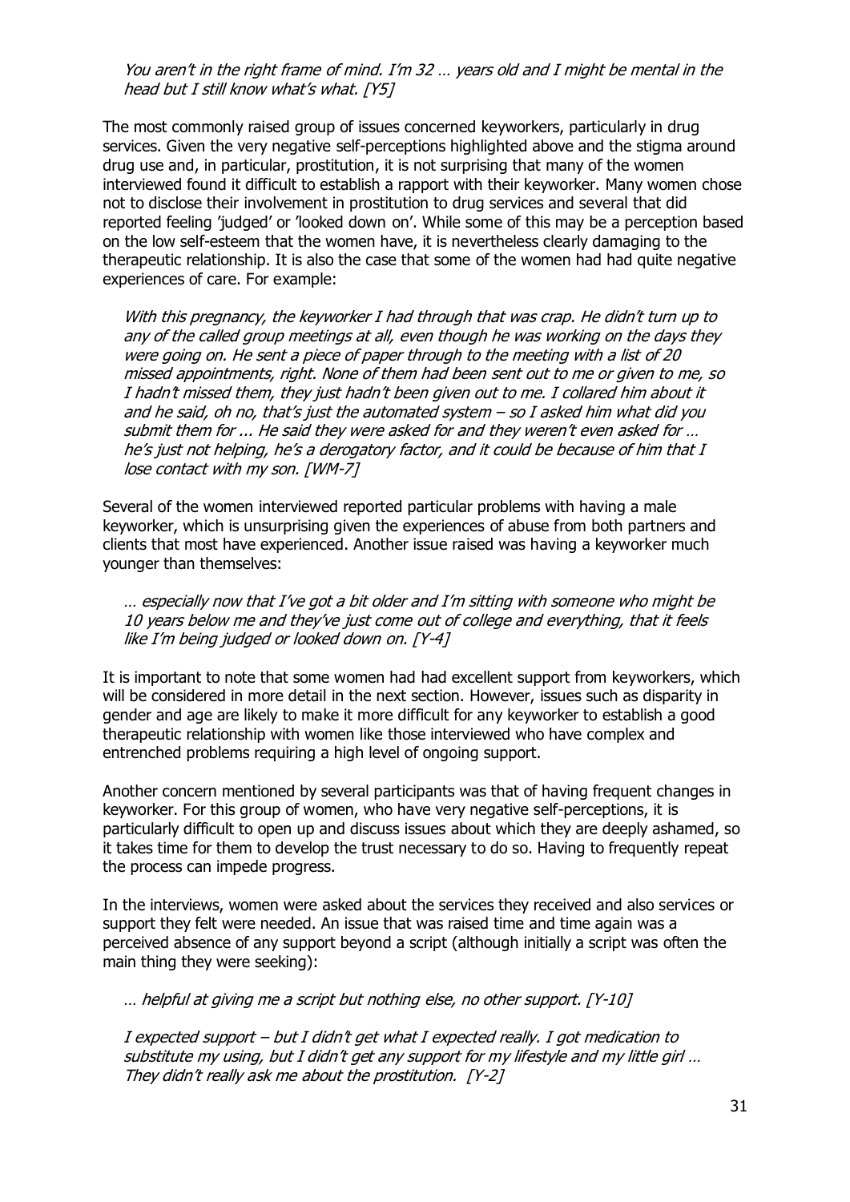*You aren't in the right frame of mind. I'm 32 … years old and I might be mental in the head but I still know what's what. [Y5]*

The most commonly raised group of issues concerned keyworkers, particularly in drug services. Given the very negative self-perceptions highlighted above and the stigma around drug use and, in particular, prostitution, it is not surprising that many of the women interviewed found it difficult to establish a rapport with their keyworker. Many women chose not to disclose their involvement in prostitution to drug services and several that did reported feeling 'judged' or 'looked down on'. While some of this may be a perception based on the low self-esteem that the women have, it is nevertheless clearly damaging to the therapeutic relationship. It is also the case that some of the women had had quite negative experiences of care. For example:

> *With this pregnancy, the keyworker I had through that was crap. He didn't turn up to any of the called group meetings at all, even though he was working on the days they were going on. He sent a piece of paper through to the meeting with a list of 20 missed appointments, right. None of them had been sent out to me or given to me, so I hadn't missed them, they just hadn't been given out to me. I collared him about it and he said, oh no, that's just the automated system – so I asked him what did you submit them for ... He said they were asked for and they weren't even asked for … he's just not helping, he's a derogatory factor, and it could be because of him that I lose contact with my son. [WM-7]*

Several of the women interviewed reported particular problems with having a male keyworker, which is unsurprising given the experiences of abuse from both partners and clients that most have experienced. Another issue raised was having a keyworker much younger than themselves:

> *… especially now that I've got a bit older and I'm sitting with someone who might be 10 years below me and they've just come out of college and everything, that it feels like I'm being judged or looked down on. [Y-4]*

It is important to note that some women had had excellent support from keyworkers, which will be considered in more detail in the next section. However, issues such as disparity in gender and age are likely to make it more difficult for any keyworker to establish a good therapeutic relationship with women like those interviewed who have complex and entrenched problems requiring a high level of ongoing support.

Another concern mentioned by several participants was that of having frequent changes in keyworker. For this group of women, who have very negative self-perceptions, it is particularly difficult to open up and discuss issues about which they are deeply ashamed, so it takes time for them to develop the trust necessary to do so. Having to frequently repeat the process can impede progress.

In the interviews, women were asked about the services they received and also services or support they felt were needed. An issue that was raised time and time again was a perceived absence of any support beyond a script (although initially a script was often the main thing they were seeking):

> *… helpful at giving me a script but nothing else, no other support. [Y-10]*

> *I expected support – but I didn't get what I expected really. I got medication to substitute my using, but I didn't get any support for my lifestyle and my little girl … They didn't really ask me about the prostitution. [Y-2]*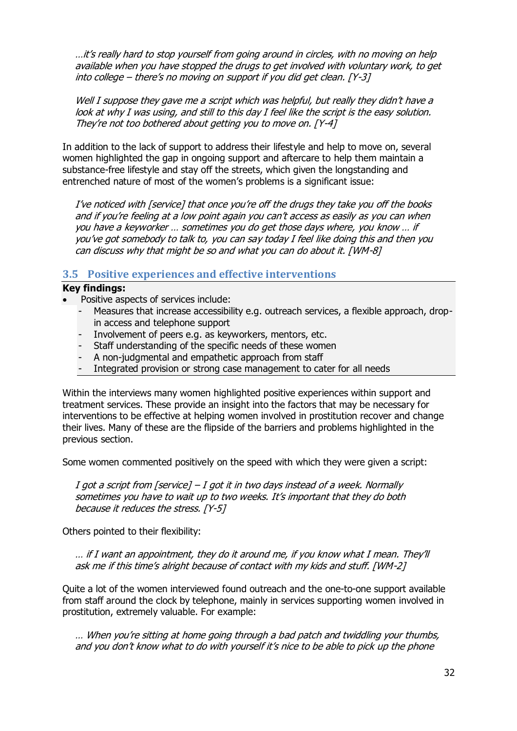*…it's really hard to stop yourself from going around in circles, with no moving on help available when you have stopped the drugs to get involved with voluntary work, to get into college – there's no moving on support if you did get clean. [Y-3]*

*Well I suppose they gave me a script which was helpful, but really they didn't have a look at why I was using, and still to this day I feel like the script is the easy solution. They're not too bothered about getting you to move on. [Y-4]*

In addition to the lack of support to address their lifestyle and help to move on, several women highlighted the gap in ongoing support and aftercare to help them maintain a substance-free lifestyle and stay off the streets, which given the longstanding and entrenched nature of most of the women's problems is a significant issue:

*I've noticed with [service] that once you're off the drugs they take you off the books and if you're feeling at a low point again you can't access as easily as you can when you have a keyworker … sometimes you do get those days where, you know … if you've got somebody to talk to, you can say today I feel like doing this and then you can discuss why that might be so and what you can do about it. [WM-8]*

## 3.5 Positive experiences and effective interventions

**Key findings:**

- Positive aspects of services include:
  - Measures that increase accessibility e.g. outreach services, a flexible approach, drop-in access and telephone support
  - Involvement of peers e.g. as keyworkers, mentors, etc.
  - Staff understanding of the specific needs of these women
  - A non-judgmental and empathetic approach from staff
  - Integrated provision or strong case management to cater for all needs

Within the interviews many women highlighted positive experiences within support and treatment services. These provide an insight into the factors that may be necessary for interventions to be effective at helping women involved in prostitution recover and change their lives. Many of these are the flipside of the barriers and problems highlighted in the previous section.

Some women commented positively on the speed with which they were given a script:

*I got a script from [service] – I got it in two days instead of a week. Normally sometimes you have to wait up to two weeks. It's important that they do both because it reduces the stress. [Y-5]*

Others pointed to their flexibility:

*… if I want an appointment, they do it around me, if you know what I mean. They'll ask me if this time's alright because of contact with my kids and stuff. [WM-2]*

Quite a lot of the women interviewed found outreach and the one-to-one support available from staff around the clock by telephone, mainly in services supporting women involved in prostitution, extremely valuable. For example:

*… When you're sitting at home going through a bad patch and twiddling your thumbs, and you don't know what to do with yourself it's nice to be able to pick up the phone*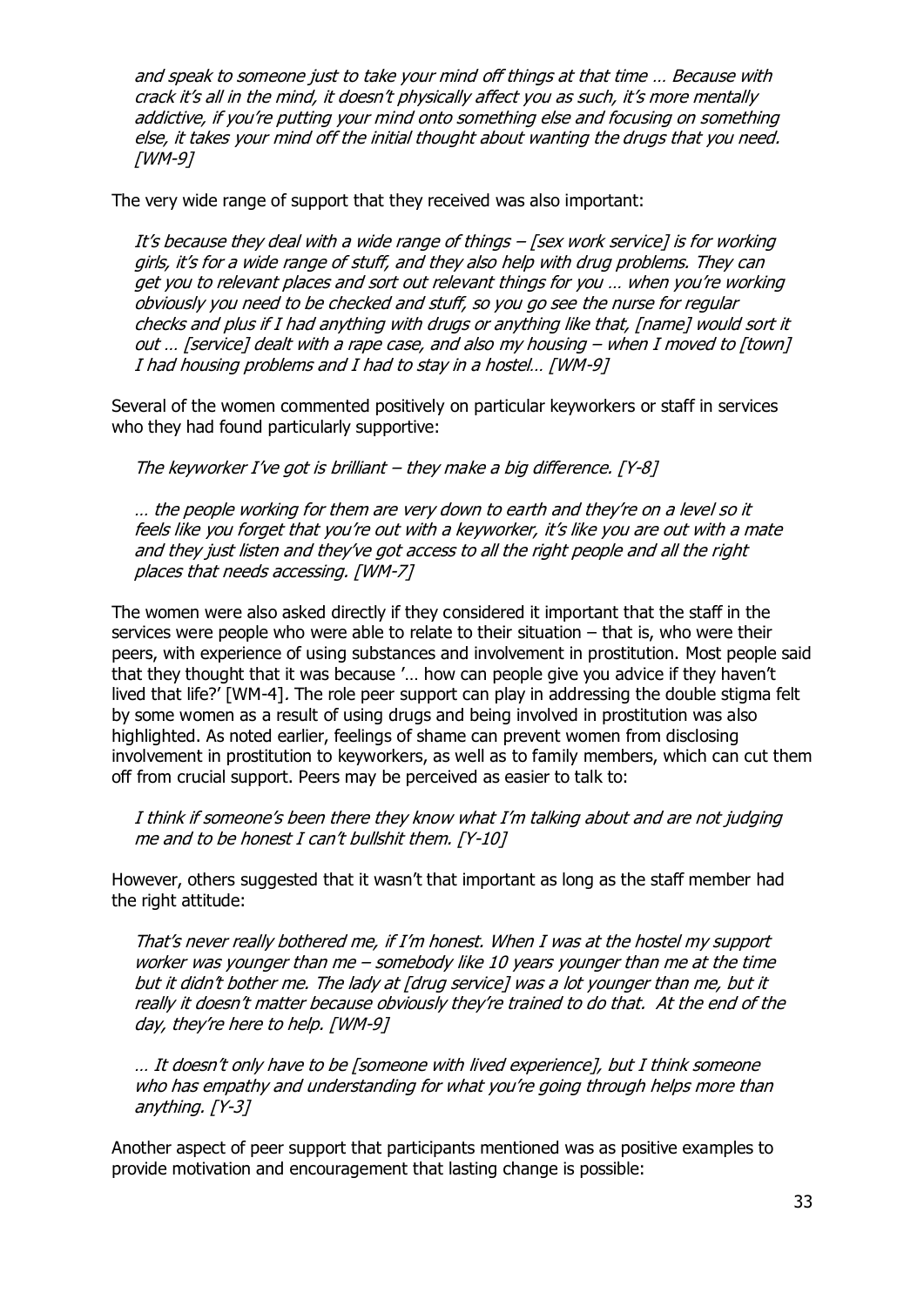*and speak to someone just to take your mind off things at that time … Because with crack it's all in the mind, it doesn't physically affect you as such, it's more mentally addictive, if you're putting your mind onto something else and focusing on something else, it takes your mind off the initial thought about wanting the drugs that you need. [WM-9]*

The very wide range of support that they received was also important:

*It's because they deal with a wide range of things – [sex work service] is for working girls, it's for a wide range of stuff, and they also help with drug problems. They can get you to relevant places and sort out relevant things for you … when you're working obviously you need to be checked and stuff, so you go see the nurse for regular checks and plus if I had anything with drugs or anything like that, [name] would sort it out … [service] dealt with a rape case, and also my housing – when I moved to [town] I had housing problems and I had to stay in a hostel… [WM-9]*

Several of the women commented positively on particular keyworkers or staff in services who they had found particularly supportive:

*The keyworker I've got is brilliant – they make a big difference. [Y-8]*

*… the people working for them are very down to earth and they're on a level so it feels like you forget that you're out with a keyworker, it's like you are out with a mate and they just listen and they've got access to all the right people and all the right places that needs accessing. [WM-7]*

The women were also asked directly if they considered it important that the staff in the services were people who were able to relate to their situation – that is, who were their peers, with experience of using substances and involvement in prostitution. Most people said that they thought that it was because '… how can people give you advice if they haven't lived that life?' [WM-4]. The role peer support can play in addressing the double stigma felt by some women as a result of using drugs and being involved in prostitution was also highlighted. As noted earlier, feelings of shame can prevent women from disclosing involvement in prostitution to keyworkers, as well as to family members, which can cut them off from crucial support. Peers may be perceived as easier to talk to:

*I think if someone's been there they know what I'm talking about and are not judging me and to be honest I can't bullshit them. [Y-10]*

However, others suggested that it wasn't that important as long as the staff member had the right attitude:

*That's never really bothered me, if I'm honest. When I was at the hostel my support worker was younger than me – somebody like 10 years younger than me at the time but it didn't bother me. The lady at [drug service] was a lot younger than me, but it really it doesn't matter because obviously they're trained to do that. At the end of the day, they're here to help. [WM-9]*

*… It doesn't only have to be [someone with lived experience], but I think someone who has empathy and understanding for what you're going through helps more than anything. [Y-3]*

Another aspect of peer support that participants mentioned was as positive examples to provide motivation and encouragement that lasting change is possible: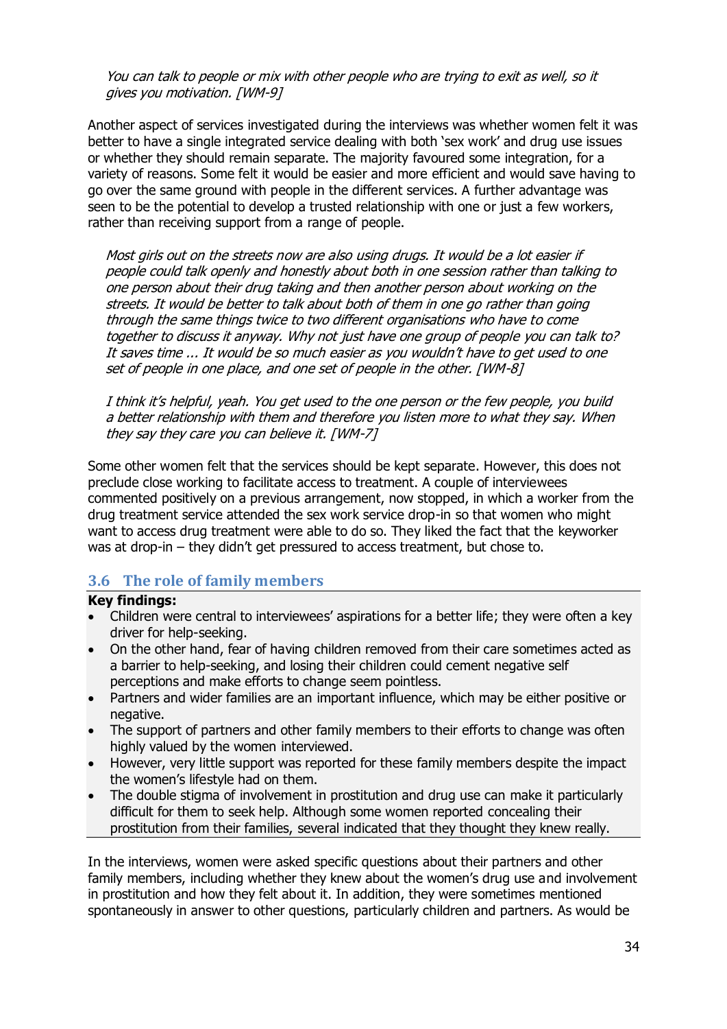*You can talk to people or mix with other people who are trying to exit as well, so it gives you motivation. [WM-9]*

Another aspect of services investigated during the interviews was whether women felt it was better to have a single integrated service dealing with both 'sex work' and drug use issues or whether they should remain separate. The majority favoured some integration, for a variety of reasons. Some felt it would be easier and more efficient and would save having to go over the same ground with people in the different services. A further advantage was seen to be the potential to develop a trusted relationship with one or just a few workers, rather than receiving support from a range of people.

*Most girls out on the streets now are also using drugs. It would be a lot easier if people could talk openly and honestly about both in one session rather than talking to one person about their drug taking and then another person about working on the streets. It would be better to talk about both of them in one go rather than going through the same things twice to two different organisations who have to come together to discuss it anyway. Why not just have one group of people you can talk to? It saves time ... It would be so much easier as you wouldn't have to get used to one set of people in one place, and one set of people in the other. [WM-8]*

*I think it's helpful, yeah. You get used to the one person or the few people, you build a better relationship with them and therefore you listen more to what they say. When they say they care you can believe it. [WM-7]*

Some other women felt that the services should be kept separate. However, this does not preclude close working to facilitate access to treatment. A couple of interviewees commented positively on a previous arrangement, now stopped, in which a worker from the drug treatment service attended the sex work service drop-in so that women who might want to access drug treatment were able to do so. They liked the fact that the keyworker was at drop-in – they didn't get pressured to access treatment, but chose to.

### 3.6 The role of family members

**Key findings:**

- Children were central to interviewees' aspirations for a better life; they were often a key driver for help-seeking.
- On the other hand, fear of having children removed from their care sometimes acted as a barrier to help-seeking, and losing their children could cement negative self perceptions and make efforts to change seem pointless.
- Partners and wider families are an important influence, which may be either positive or negative.
- The support of partners and other family members to their efforts to change was often highly valued by the women interviewed.
- However, very little support was reported for these family members despite the impact the women's lifestyle had on them.
- The double stigma of involvement in prostitution and drug use can make it particularly difficult for them to seek help. Although some women reported concealing their prostitution from their families, several indicated that they thought they knew really.

In the interviews, women were asked specific questions about their partners and other family members, including whether they knew about the women's drug use and involvement in prostitution and how they felt about it. In addition, they were sometimes mentioned spontaneously in answer to other questions, particularly children and partners. As would be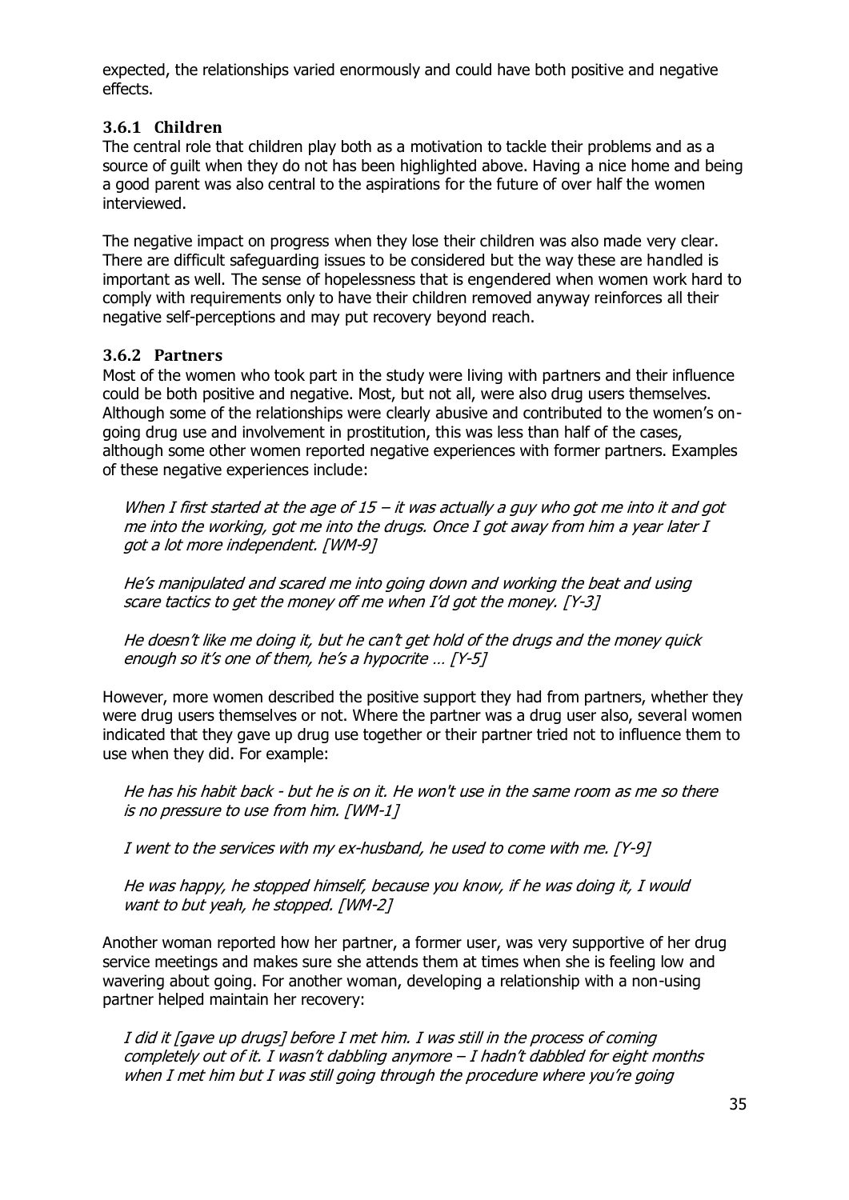expected, the relationships varied enormously and could have both positive and negative effects.

### 3.6.1 Children

The central role that children play both as a motivation to tackle their problems and as a source of guilt when they do not has been highlighted above. Having a nice home and being a good parent was also central to the aspirations for the future of over half the women interviewed.

The negative impact on progress when they lose their children was also made very clear. There are difficult safeguarding issues to be considered but the way these are handled is important as well. The sense of hopelessness that is engendered when women work hard to comply with requirements only to have their children removed anyway reinforces all their negative self-perceptions and may put recovery beyond reach.

### 3.6.2 Partners

Most of the women who took part in the study were living with partners and their influence could be both positive and negative. Most, but not all, were also drug users themselves. Although some of the relationships were clearly abusive and contributed to the women's on-going drug use and involvement in prostitution, this was less than half of the cases, although some other women reported negative experiences with former partners. Examples of these negative experiences include:

> *When I first started at the age of 15 – it was actually a guy who got me into it and got me into the working, got me into the drugs. Once I got away from him a year later I got a lot more independent. [WM-9]*

> *He's manipulated and scared me into going down and working the beat and using scare tactics to get the money off me when I'd got the money. [Y-3]*

> *He doesn't like me doing it, but he can't get hold of the drugs and the money quick enough so it's one of them, he's a hypocrite … [Y-5]*

However, more women described the positive support they had from partners, whether they were drug users themselves or not. Where the partner was a drug user also, several women indicated that they gave up drug use together or their partner tried not to influence them to use when they did. For example:

> *He has his habit back - but he is on it. He won't use in the same room as me so there is no pressure to use from him. [WM-1]*

> *I went to the services with my ex-husband, he used to come with me. [Y-9]*

> *He was happy, he stopped himself, because you know, if he was doing it, I would want to but yeah, he stopped. [WM-2]*

Another woman reported how her partner, a former user, was very supportive of her drug service meetings and makes sure she attends them at times when she is feeling low and wavering about going. For another woman, developing a relationship with a non-using partner helped maintain her recovery:

> *I did it [gave up drugs] before I met him. I was still in the process of coming completely out of it. I wasn't dabbling anymore – I hadn't dabbled for eight months when I met him but I was still going through the procedure where you're going*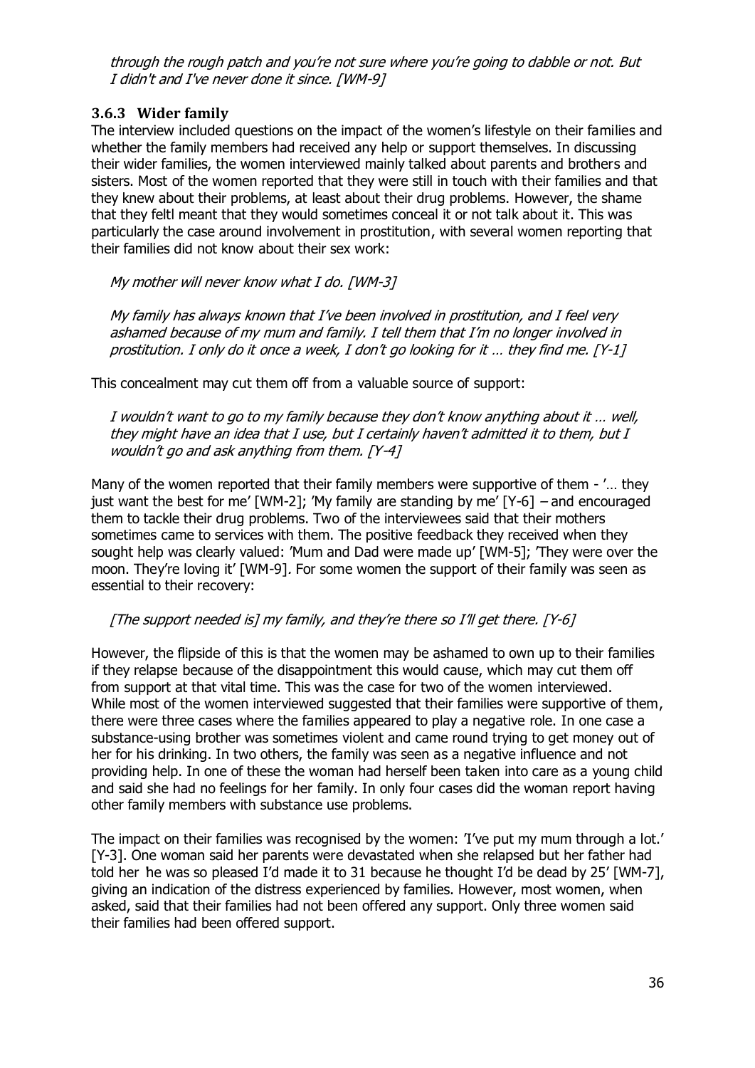*through the rough patch and you're not sure where you're going to dabble or not. But I didn't and I've never done it since. [WM-9]*

### 3.6.3 Wider family

The interview included questions on the impact of the women's lifestyle on their families and whether the family members had received any help or support themselves. In discussing their wider families, the women interviewed mainly talked about parents and brothers and sisters. Most of the women reported that they were still in touch with their families and that they knew about their problems, at least about their drug problems. However, the shame that they feltl meant that they would sometimes conceal it or not talk about it. This was particularly the case around involvement in prostitution, with several women reporting that their families did not know about their sex work:

> *My mother will never know what I do. [WM-3]*
>
> *My family has always known that I've been involved in prostitution, and I feel very ashamed because of my mum and family. I tell them that I'm no longer involved in prostitution. I only do it once a week, I don't go looking for it … they find me. [Y-1]*

This concealment may cut them off from a valuable source of support:

> *I wouldn't want to go to my family because they don't know anything about it … well, they might have an idea that I use, but I certainly haven't admitted it to them, but I wouldn't go and ask anything from them. [Y-4]*

Many of the women reported that their family members were supportive of them - '… they just want the best for me' [WM-2]; 'My family are standing by me' [Y-6] – and encouraged them to tackle their drug problems. Two of the interviewees said that their mothers sometimes came to services with them. The positive feedback they received when they sought help was clearly valued: 'Mum and Dad were made up' [WM-5]; 'They were over the moon. They're loving it' [WM-9]. For some women the support of their family was seen as essential to their recovery:

> *[The support needed is] my family, and they're there so I'll get there. [Y-6]*

However, the flipside of this is that the women may be ashamed to own up to their families if they relapse because of the disappointment this would cause, which may cut them off from support at that vital time. This was the case for two of the women interviewed. While most of the women interviewed suggested that their families were supportive of them, there were three cases where the families appeared to play a negative role. In one case a substance-using brother was sometimes violent and came round trying to get money out of her for his drinking. In two others, the family was seen as a negative influence and not providing help. In one of these the woman had herself been taken into care as a young child and said she had no feelings for her family. In only four cases did the woman report having other family members with substance use problems.

The impact on their families was recognised by the women: 'I've put my mum through a lot.' [Y-3]. One woman said her parents were devastated when she relapsed but her father had told her 'he was so pleased I'd made it to 31 because he thought I'd be dead by 25' [WM-7], giving an indication of the distress experienced by families. However, most women, when asked, said that their families had not been offered any support. Only three women said their families had been offered support.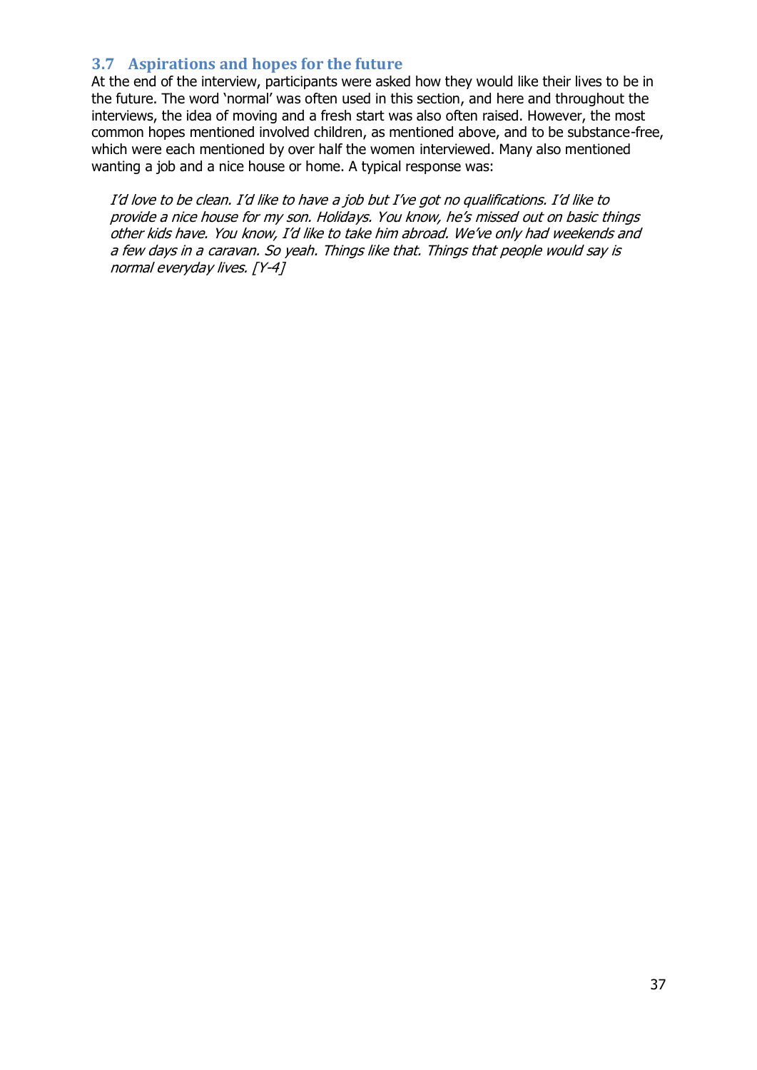## 3.7 Aspirations and hopes for the future

At the end of the interview, participants were asked how they would like their lives to be in the future. The word 'normal' was often used in this section, and here and throughout the interviews, the idea of moving and a fresh start was also often raised. However, the most common hopes mentioned involved children, as mentioned above, and to be substance-free, which were each mentioned by over half the women interviewed. Many also mentioned wanting a job and a nice house or home. A typical response was:

> *I'd love to be clean. I'd like to have a job but I've got no qualifications. I'd like to provide a nice house for my son. Holidays. You know, he's missed out on basic things other kids have. You know, I'd like to take him abroad. We've only had weekends and a few days in a caravan. So yeah. Things like that. Things that people would say is normal everyday lives. [Y-4]*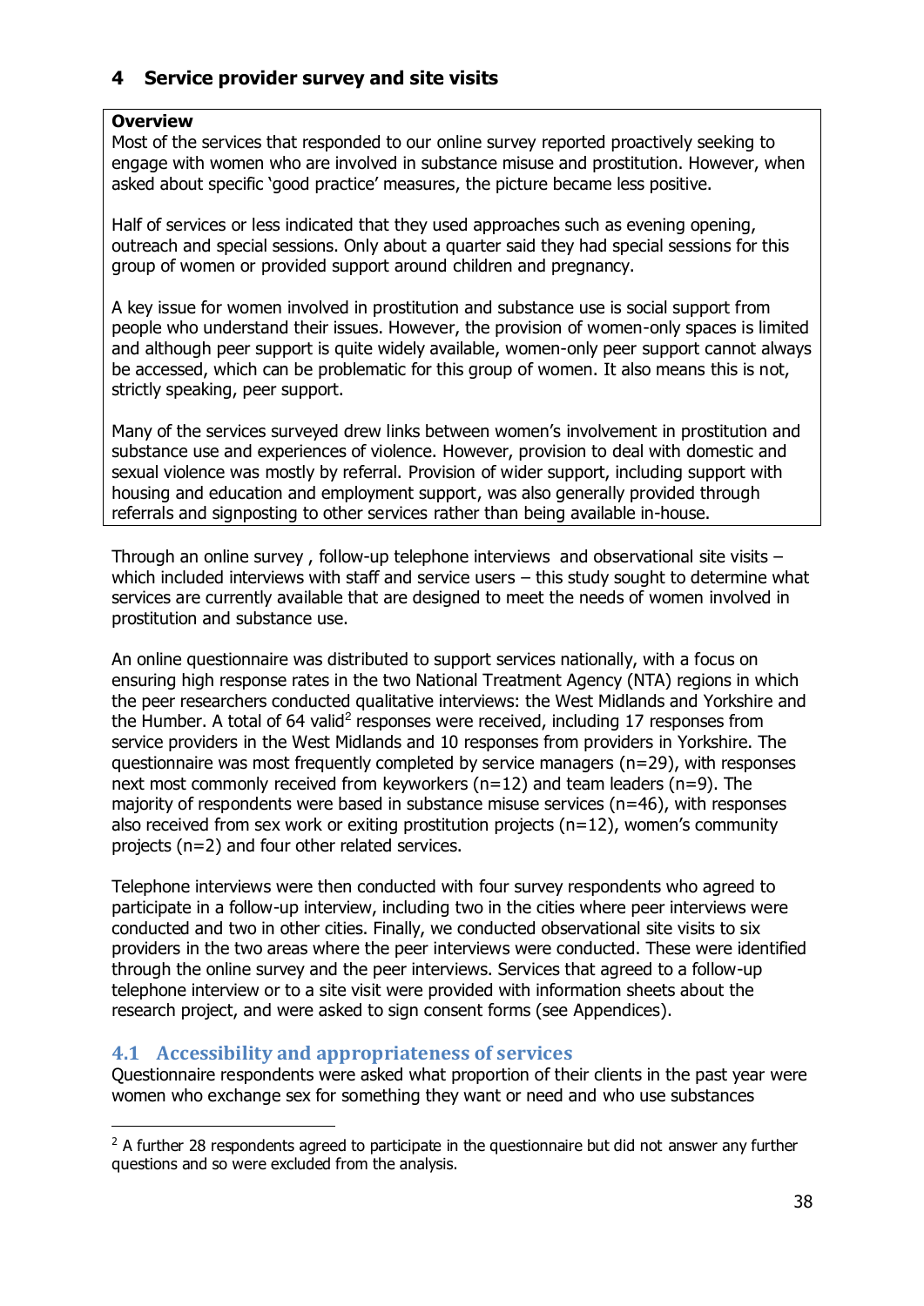## 4 Service provider survey and site visits

> **Overview**
>
> Most of the services that responded to our online survey reported proactively seeking to engage with women who are involved in substance misuse and prostitution. However, when asked about specific 'good practice' measures, the picture became less positive.
>
> Half of services or less indicated that they used approaches such as evening opening, outreach and special sessions. Only about a quarter said they had special sessions for this group of women or provided support around children and pregnancy.
>
> A key issue for women involved in prostitution and substance use is social support from people who understand their issues. However, the provision of women-only spaces is limited and although peer support is quite widely available, women-only peer support cannot always be accessed, which can be problematic for this group of women. It also means this is not, strictly speaking, peer support.
>
> Many of the services surveyed drew links between women's involvement in prostitution and substance use and experiences of violence. However, provision to deal with domestic and sexual violence was mostly by referral. Provision of wider support, including support with housing and education and employment support, was also generally provided through referrals and signposting to other services rather than being available in-house.

Through an online survey , follow-up telephone interviews and observational site visits – which included interviews with staff and service users – this study sought to determine what services are currently available that are designed to meet the needs of women involved in prostitution and substance use.

An online questionnaire was distributed to support services nationally, with a focus on ensuring high response rates in the two National Treatment Agency (NTA) regions in which the peer researchers conducted qualitative interviews: the West Midlands and Yorkshire and the Humber. A total of 64 valid[2] responses were received, including 17 responses from service providers in the West Midlands and 10 responses from providers in Yorkshire. The questionnaire was most frequently completed by service managers (n=29), with responses next most commonly received from keyworkers (n=12) and team leaders (n=9). The majority of respondents were based in substance misuse services (n=46), with responses also received from sex work or exiting prostitution projects (n=12), women's community projects (n=2) and four other related services.

Telephone interviews were then conducted with four survey respondents who agreed to participate in a follow-up interview, including two in the cities where peer interviews were conducted and two in other cities. Finally, we conducted observational site visits to six providers in the two areas where the peer interviews were conducted. These were identified through the online survey and the peer interviews. Services that agreed to a follow-up telephone interview or to a site visit were provided with information sheets about the research project, and were asked to sign consent forms (see Appendices).

### 4.1 Accessibility and appropriateness of services

Questionnaire respondents were asked what proportion of their clients in the past year were women who exchange sex for something they want or need and who use substances

[2] A further 28 respondents agreed to participate in the questionnaire but did not answer any further questions and so were excluded from the analysis.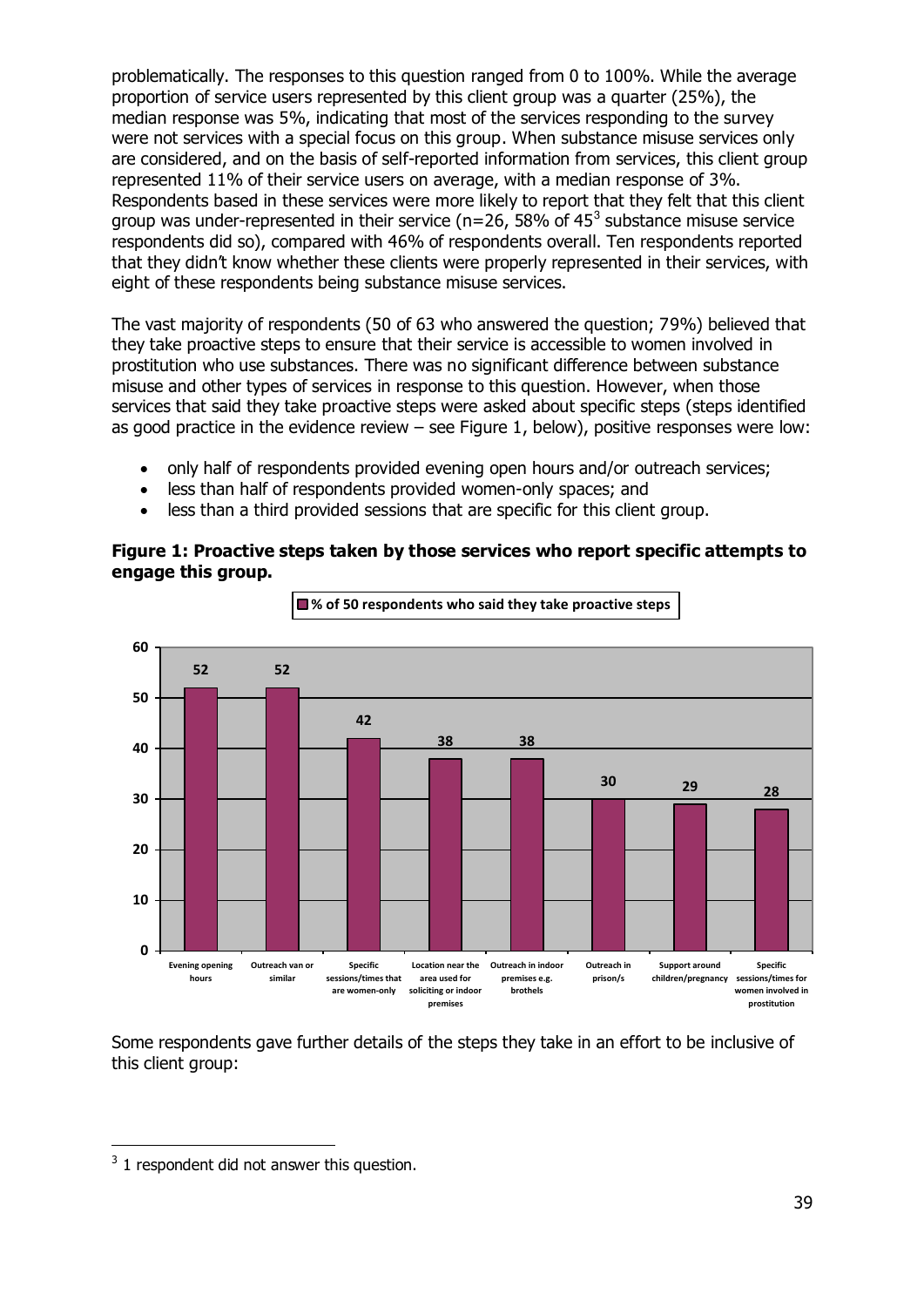problematically. The responses to this question ranged from 0 to 100%. While the average proportion of service users represented by this client group was a quarter (25%), the median response was 5%, indicating that most of the services responding to the survey were not services with a special focus on this group. When substance misuse services only are considered, and on the basis of self-reported information from services, this client group represented 11% of their service users on average, with a median response of 3%. Respondents based in these services were more likely to report that they felt that this client group was under-represented in their service (n=26, 58% of 45[3] substance misuse service respondents did so), compared with 46% of respondents overall. Ten respondents reported that they didn't know whether these clients were properly represented in their services, with eight of these respondents being substance misuse services.

The vast majority of respondents (50 of 63 who answered the question; 79%) believed that they take proactive steps to ensure that their service is accessible to women involved in prostitution who use substances. There was no significant difference between substance misuse and other types of services in response to this question. However, when those services that said they take proactive steps were asked about specific steps (steps identified as good practice in the evidence review – see Figure 1, below), positive responses were low:

- only half of respondents provided evening open hours and/or outreach services;
- less than half of respondents provided women-only spaces; and
- less than a third provided sessions that are specific for this client group.

**Figure 1: Proactive steps taken by those services who report specific attempts to engage this group.**

| Proactive step | % of 50 respondents who said they take proactive steps |
| --- | --- |
| Evening opening hours | 52 |
| Outreach van or similar | 52 |
| Specific sessions/times that are women-only | 42 |
| Location near the area used for soliciting or indoor premises | 38 |
| Outreach in indoor premises e.g. brothels | 38 |
| Outreach in prison/s | 30 |
| Support around children/pregnancy | 29 |
| Specific sessions/times for women involved in prostitution | 28 |

Some respondents gave further details of the steps they take in an effort to be inclusive of this client group:

[3] 1 respondent did not answer this question.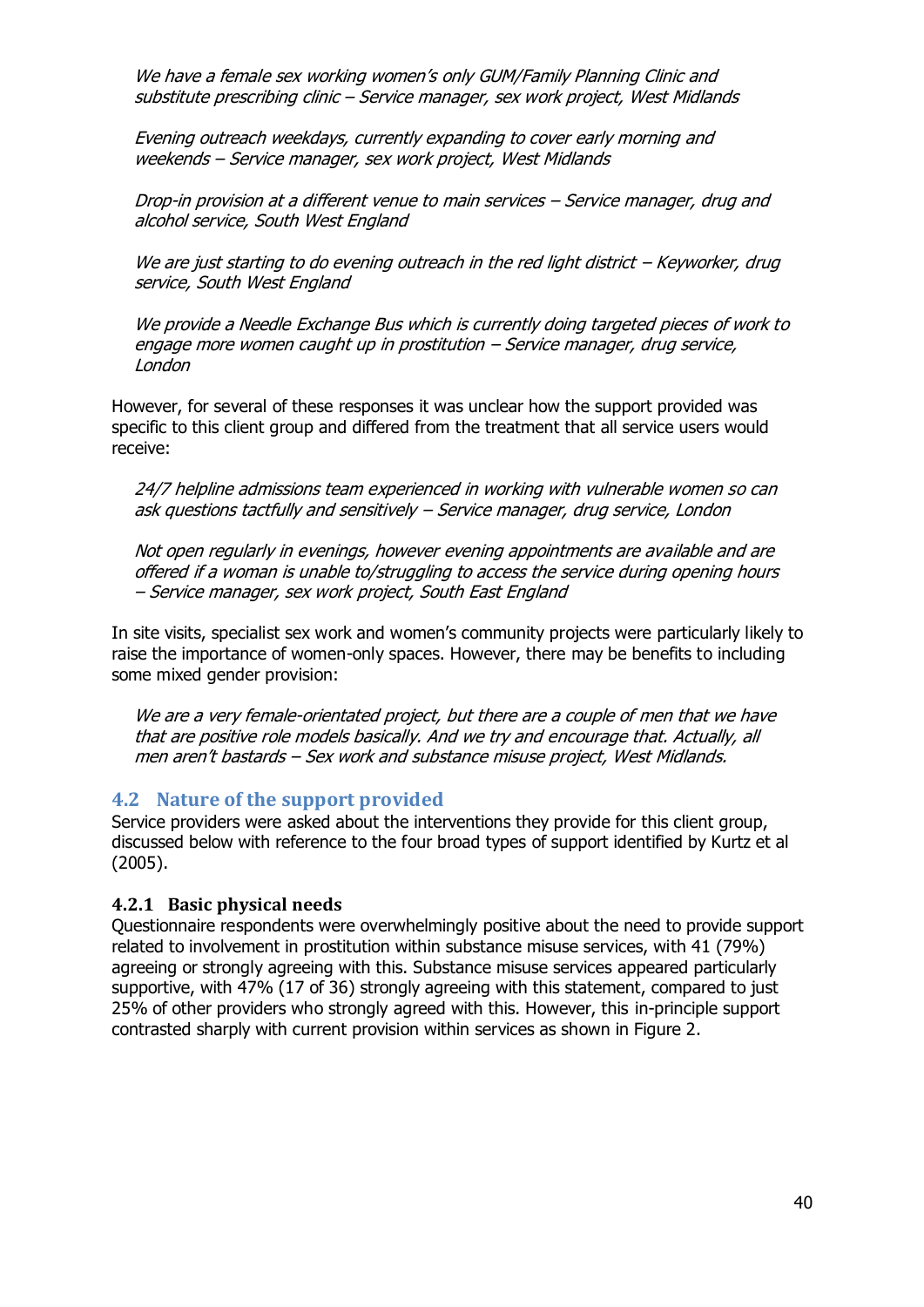*We have a female sex working women's only GUM/Family Planning Clinic and substitute prescribing clinic – Service manager, sex work project, West Midlands*

*Evening outreach weekdays, currently expanding to cover early morning and weekends – Service manager, sex work project, West Midlands*

*Drop-in provision at a different venue to main services – Service manager, drug and alcohol service, South West England*

*We are just starting to do evening outreach in the red light district – Keyworker, drug service, South West England*

*We provide a Needle Exchange Bus which is currently doing targeted pieces of work to engage more women caught up in prostitution – Service manager, drug service, London*

However, for several of these responses it was unclear how the support provided was specific to this client group and differed from the treatment that all service users would receive:

*24/7 helpline admissions team experienced in working with vulnerable women so can ask questions tactfully and sensitively – Service manager, drug service, London*

*Not open regularly in evenings, however evening appointments are available and are offered if a woman is unable to/struggling to access the service during opening hours – Service manager, sex work project, South East England*

In site visits, specialist sex work and women's community projects were particularly likely to raise the importance of women-only spaces. However, there may be benefits to including some mixed gender provision:

*We are a very female-orientated project, but there are a couple of men that we have that are positive role models basically. And we try and encourage that. Actually, all men aren't bastards – Sex work and substance misuse project, West Midlands.*

## 4.2 Nature of the support provided

Service providers were asked about the interventions they provide for this client group, discussed below with reference to the four broad types of support identified by Kurtz et al (2005).

### 4.2.1 Basic physical needs

Questionnaire respondents were overwhelmingly positive about the need to provide support related to involvement in prostitution within substance misuse services, with 41 (79%) agreeing or strongly agreeing with this. Substance misuse services appeared particularly supportive, with 47% (17 of 36) strongly agreeing with this statement, compared to just 25% of other providers who strongly agreed with this. However, this in-principle support contrasted sharply with current provision within services as shown in Figure 2.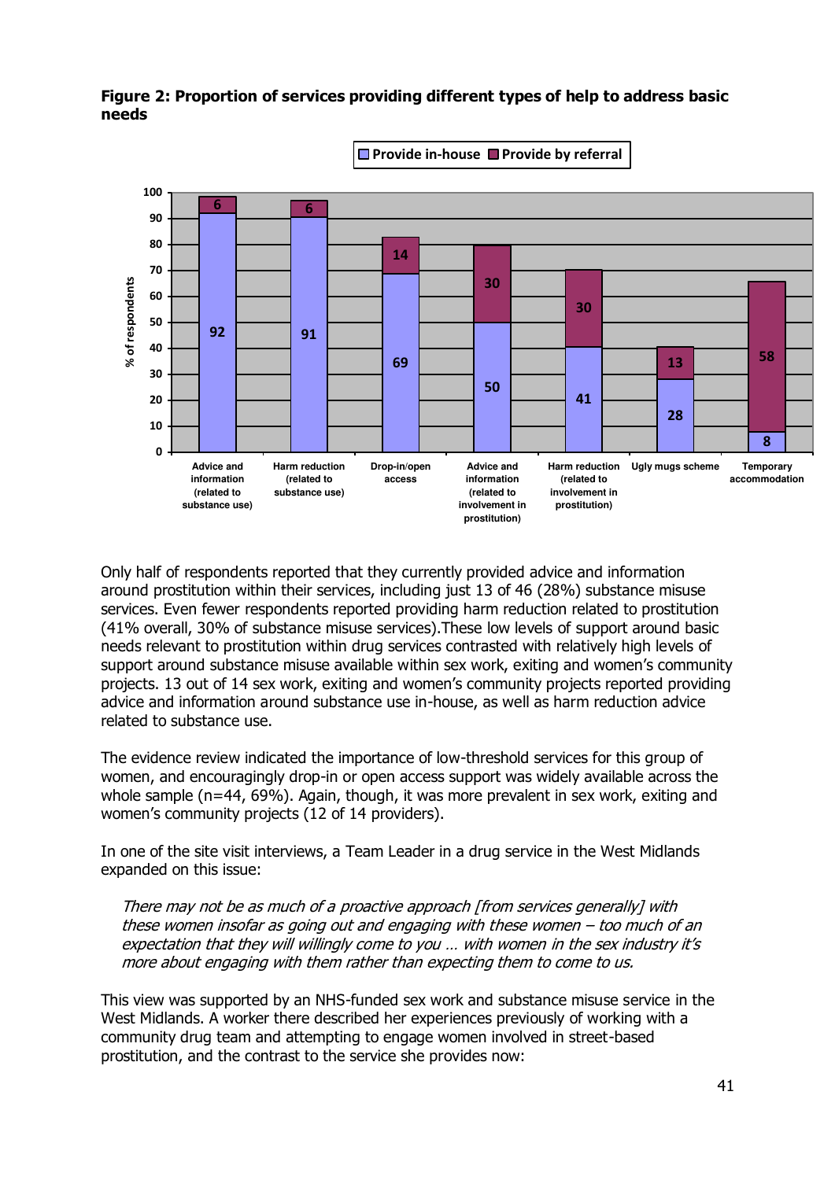**Figure 2: Proportion of services providing different types of help to address basic needs**

| % of respondents | Provide in-house | Provide by referral |
|---|---|---|
| Advice and information (related to substance use) | 92 | 6 |
| Harm reduction (related to substance use) | 91 | 6 |
| Drop-in/open access | 69 | 14 |
| Advice and information (related to involvement in prostitution) | 50 | 30 |
| Harm reduction (related to involvement in prostitution) | 41 | 30 |
| Ugly mugs scheme | 28 | 13 |
| Temporary accommodation | 8 | 58 |

Only half of respondents reported that they currently provided advice and information around prostitution within their services, including just 13 of 46 (28%) substance misuse services. Even fewer respondents reported providing harm reduction related to prostitution (41% overall, 30% of substance misuse services).These low levels of support around basic needs relevant to prostitution within drug services contrasted with relatively high levels of support around substance misuse available within sex work, exiting and women's community projects. 13 out of 14 sex work, exiting and women's community projects reported providing advice and information around substance use in-house, as well as harm reduction advice related to substance use.

The evidence review indicated the importance of low-threshold services for this group of women, and encouragingly drop-in or open access support was widely available across the whole sample (n=44, 69%). Again, though, it was more prevalent in sex work, exiting and women's community projects (12 of 14 providers).

In one of the site visit interviews, a Team Leader in a drug service in the West Midlands expanded on this issue:

> *There may not be as much of a proactive approach [from services generally] with these women insofar as going out and engaging with these women – too much of an expectation that they will willingly come to you … with women in the sex industry it's more about engaging with them rather than expecting them to come to us.*

This view was supported by an NHS-funded sex work and substance misuse service in the West Midlands. A worker there described her experiences previously of working with a community drug team and attempting to engage women involved in street-based prostitution, and the contrast to the service she provides now: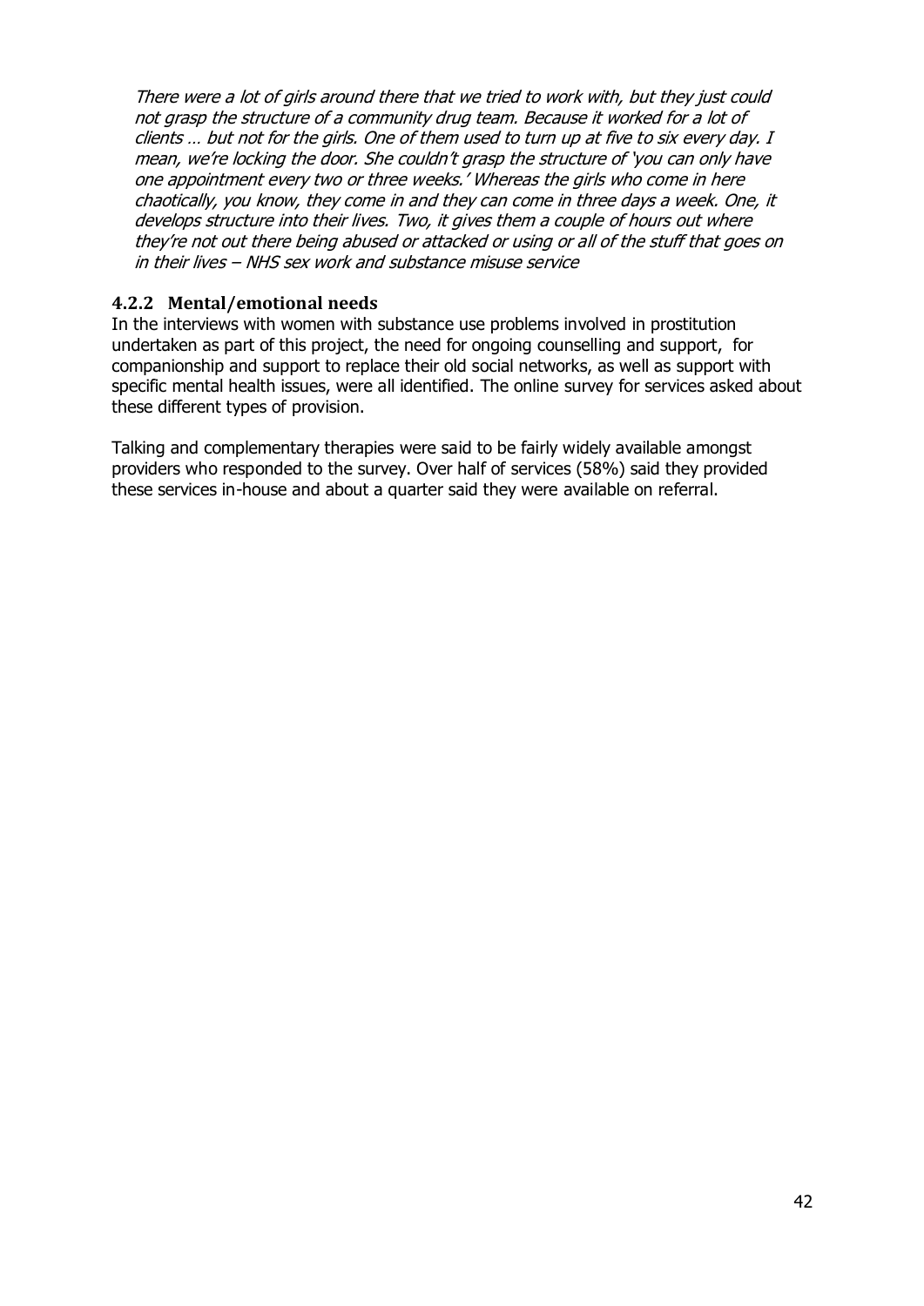*There were a lot of girls around there that we tried to work with, but they just could not grasp the structure of a community drug team. Because it worked for a lot of clients … but not for the girls. One of them used to turn up at five to six every day. I mean, we're locking the door. She couldn't grasp the structure of 'you can only have one appointment every two or three weeks.' Whereas the girls who come in here chaotically, you know, they come in and they can come in three days a week. One, it develops structure into their lives. Two, it gives them a couple of hours out where they're not out there being abused or attacked or using or all of the stuff that goes on in their lives – NHS sex work and substance misuse service*

### 4.2.2 Mental/emotional needs

In the interviews with women with substance use problems involved in prostitution undertaken as part of this project, the need for ongoing counselling and support, for companionship and support to replace their old social networks, as well as support with specific mental health issues, were all identified. The online survey for services asked about these different types of provision.

Talking and complementary therapies were said to be fairly widely available amongst providers who responded to the survey. Over half of services (58%) said they provided these services in-house and about a quarter said they were available on referral.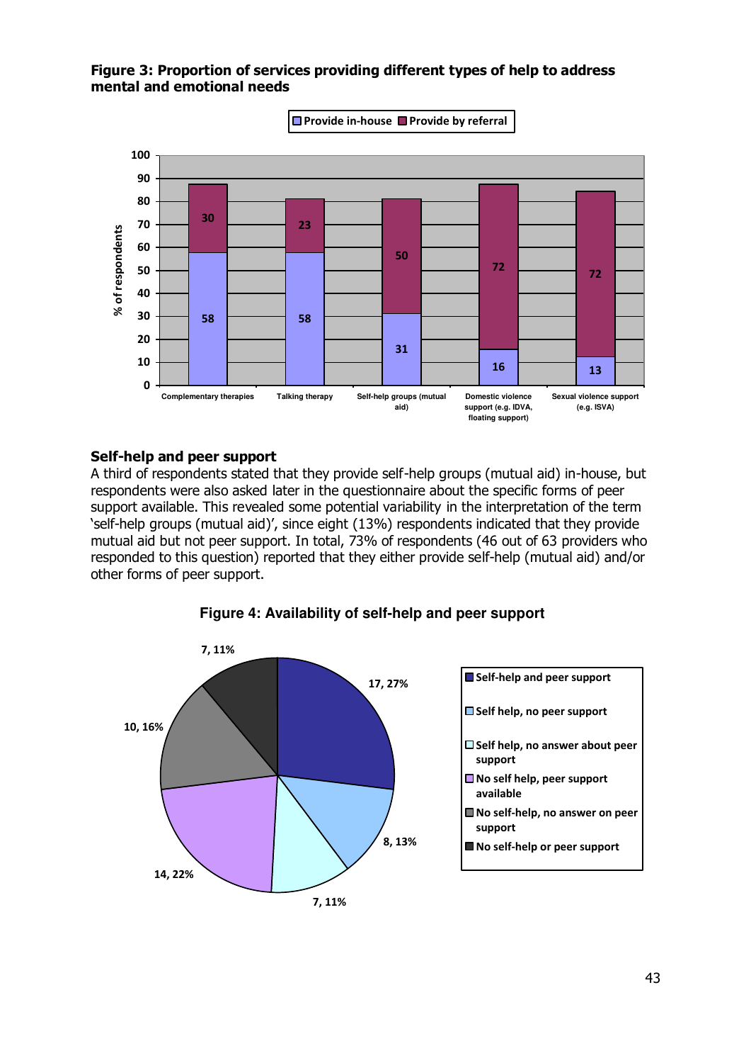**Figure 3: Proportion of services providing different types of help to address mental and emotional needs**

| | Provide in-house | Provide by referral |
|---|---|---|
| Complementary therapies | 58 | 30 |
| Talking therapy | 58 | 23 |
| Self-help groups (mutual aid) | 31 | 50 |
| Domestic violence support (e.g. IDVA, floating support) | 16 | 72 |
| Sexual violence support (e.g. ISVA) | 13 | 72 |

## Self-help and peer support

A third of respondents stated that they provide self-help groups (mutual aid) in-house, but respondents were also asked later in the questionnaire about the specific forms of peer support available. This revealed some potential variability in the interpretation of the term 'self-help groups (mutual aid)', since eight (13%) respondents indicated that they provide mutual aid but not peer support. In total, 73% of respondents (46 out of 63 providers who responded to this question) reported that they either provide self-help (mutual aid) and/or other forms of peer support.

**Figure 4: Availability of self-help and peer support**

| Category | Number, % |
|---|---|
| Self-help and peer support | 17, 27% |
| Self help, no peer support | 8, 13% |
| Self help, no answer about peer support | 7, 11% |
| No self help, peer support available | 14, 22% |
| No self-help, no answer on peer support | 10, 16% |
| No self-help or peer support | 7, 11% |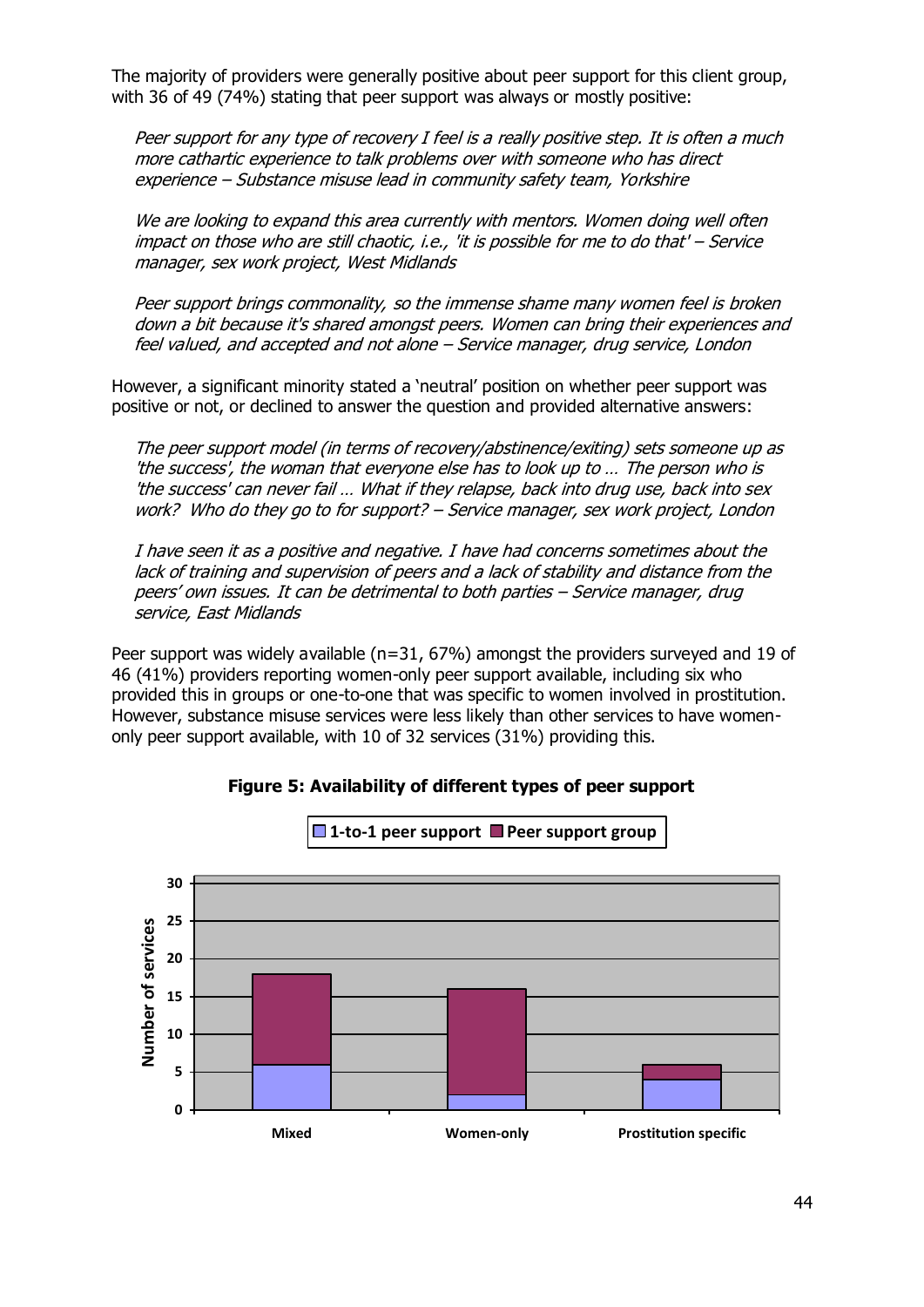The majority of providers were generally positive about peer support for this client group, with 36 of 49 (74%) stating that peer support was always or mostly positive:

> *Peer support for any type of recovery I feel is a really positive step. It is often a much more cathartic experience to talk problems over with someone who has direct experience – Substance misuse lead in community safety team, Yorkshire*

> *We are looking to expand this area currently with mentors. Women doing well often impact on those who are still chaotic, i.e., 'it is possible for me to do that' – Service manager, sex work project, West Midlands*

> *Peer support brings commonality, so the immense shame many women feel is broken down a bit because it's shared amongst peers. Women can bring their experiences and feel valued, and accepted and not alone – Service manager, drug service, London*

However, a significant minority stated a 'neutral' position on whether peer support was positive or not, or declined to answer the question and provided alternative answers:

> *The peer support model (in terms of recovery/abstinence/exiting) sets someone up as 'the success', the woman that everyone else has to look up to … The person who is 'the success' can never fail … What if they relapse, back into drug use, back into sex work? Who do they go to for support? – Service manager, sex work project, London*

> *I have seen it as a positive and negative. I have had concerns sometimes about the lack of training and supervision of peers and a lack of stability and distance from the peers' own issues. It can be detrimental to both parties – Service manager, drug service, East Midlands*

Peer support was widely available (n=31, 67%) amongst the providers surveyed and 19 of 46 (41%) providers reporting women-only peer support available, including six who provided this in groups or one-to-one that was specific to women involved in prostitution. However, substance misuse services were less likely than other services to have women-only peer support available, with 10 of 32 services (31%) providing this.

**Figure 5: Availability of different types of peer support**

| | 1-to-1 peer support | Peer support group |
|---|---|---|
| Mixed | 6 | 12 |
| Women-only | 2 | 14 |
| Prostitution specific | 4 | 2 |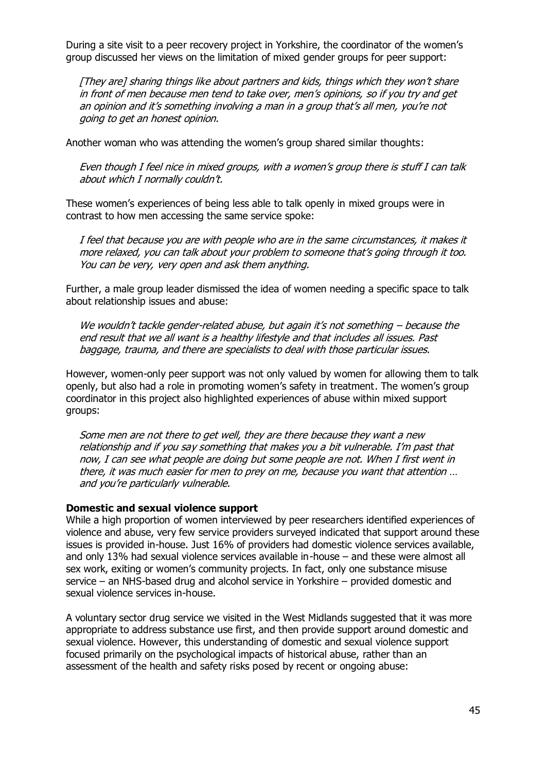During a site visit to a peer recovery project in Yorkshire, the coordinator of the women's group discussed her views on the limitation of mixed gender groups for peer support:

> *[They are] sharing things like about partners and kids, things which they won't share in front of men because men tend to take over, men's opinions, so if you try and get an opinion and it's something involving a man in a group that's all men, you're not going to get an honest opinion.*

Another woman who was attending the women's group shared similar thoughts:

> *Even though I feel nice in mixed groups, with a women's group there is stuff I can talk about which I normally couldn't.*

These women's experiences of being less able to talk openly in mixed groups were in contrast to how men accessing the same service spoke:

> *I feel that because you are with people who are in the same circumstances, it makes it more relaxed, you can talk about your problem to someone that's going through it too. You can be very, very open and ask them anything.*

Further, a male group leader dismissed the idea of women needing a specific space to talk about relationship issues and abuse:

> *We wouldn't tackle gender-related abuse, but again it's not something – because the end result that we all want is a healthy lifestyle and that includes all issues. Past baggage, trauma, and there are specialists to deal with those particular issues.*

However, women-only peer support was not only valued by women for allowing them to talk openly, but also had a role in promoting women's safety in treatment. The women's group coordinator in this project also highlighted experiences of abuse within mixed support groups:

> *Some men are not there to get well, they are there because they want a new relationship and if you say something that makes you a bit vulnerable. I'm past that now, I can see what people are doing but some people are not. When I first went in there, it was much easier for men to prey on me, because you want that attention … and you're particularly vulnerable.*

**Domestic and sexual violence support**

While a high proportion of women interviewed by peer researchers identified experiences of violence and abuse, very few service providers surveyed indicated that support around these issues is provided in-house. Just 16% of providers had domestic violence services available, and only 13% had sexual violence services available in-house – and these were almost all sex work, exiting or women's community projects. In fact, only one substance misuse service – an NHS-based drug and alcohol service in Yorkshire – provided domestic and sexual violence services in-house.

A voluntary sector drug service we visited in the West Midlands suggested that it was more appropriate to address substance use first, and then provide support around domestic and sexual violence. However, this understanding of domestic and sexual violence support focused primarily on the psychological impacts of historical abuse, rather than an assessment of the health and safety risks posed by recent or ongoing abuse: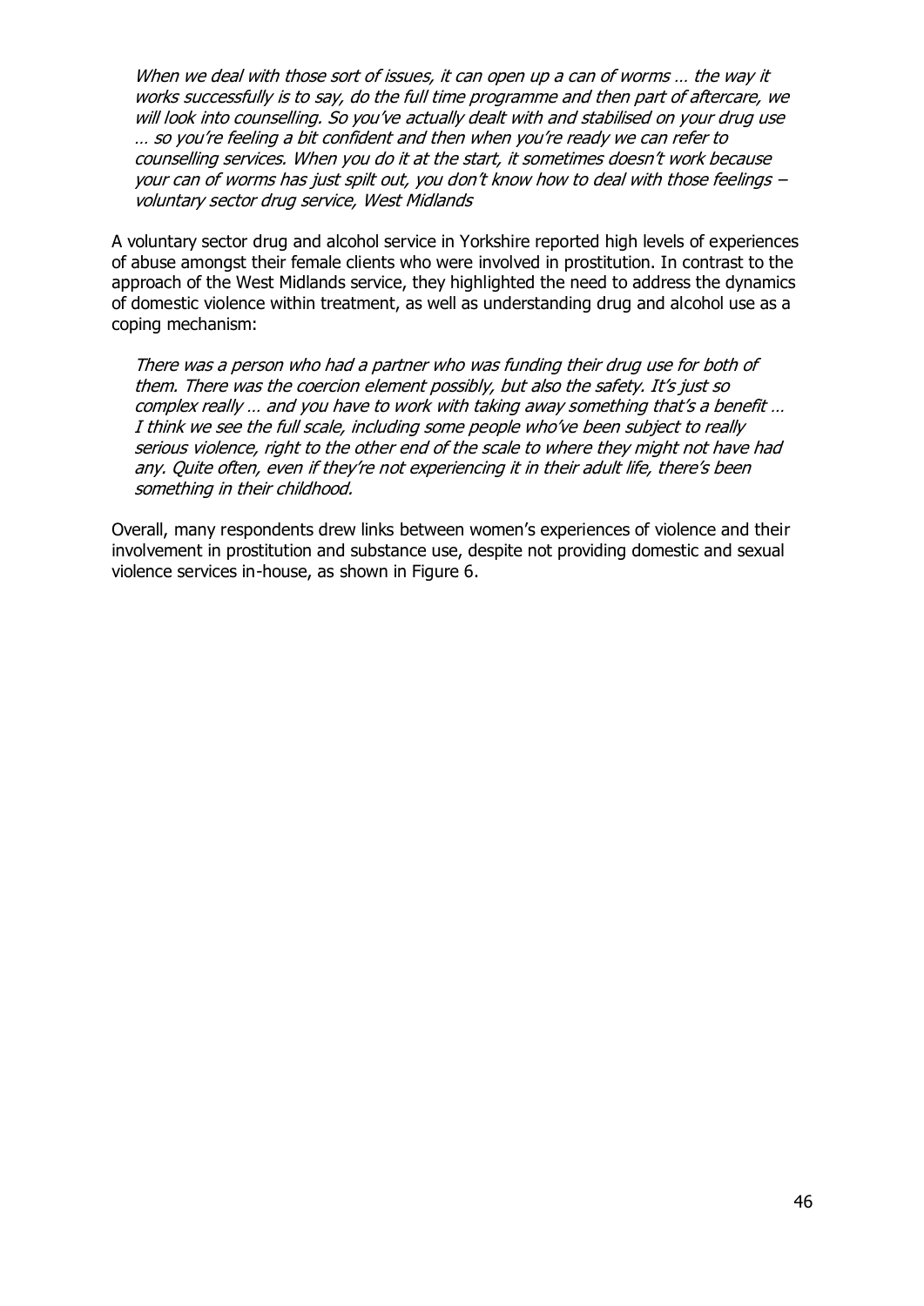> *When we deal with those sort of issues, it can open up a can of worms … the way it works successfully is to say, do the full time programme and then part of aftercare, we will look into counselling. So you've actually dealt with and stabilised on your drug use … so you're feeling a bit confident and then when you're ready we can refer to counselling services. When you do it at the start, it sometimes doesn't work because your can of worms has just spilt out, you don't know how to deal with those feelings – voluntary sector drug service, West Midlands*

A voluntary sector drug and alcohol service in Yorkshire reported high levels of experiences of abuse amongst their female clients who were involved in prostitution. In contrast to the approach of the West Midlands service, they highlighted the need to address the dynamics of domestic violence within treatment, as well as understanding drug and alcohol use as a coping mechanism:

> *There was a person who had a partner who was funding their drug use for both of them. There was the coercion element possibly, but also the safety. It's just so complex really … and you have to work with taking away something that's a benefit … I think we see the full scale, including some people who've been subject to really serious violence, right to the other end of the scale to where they might not have had any. Quite often, even if they're not experiencing it in their adult life, there's been something in their childhood.*

Overall, many respondents drew links between women's experiences of violence and their involvement in prostitution and substance use, despite not providing domestic and sexual violence services in-house, as shown in Figure 6.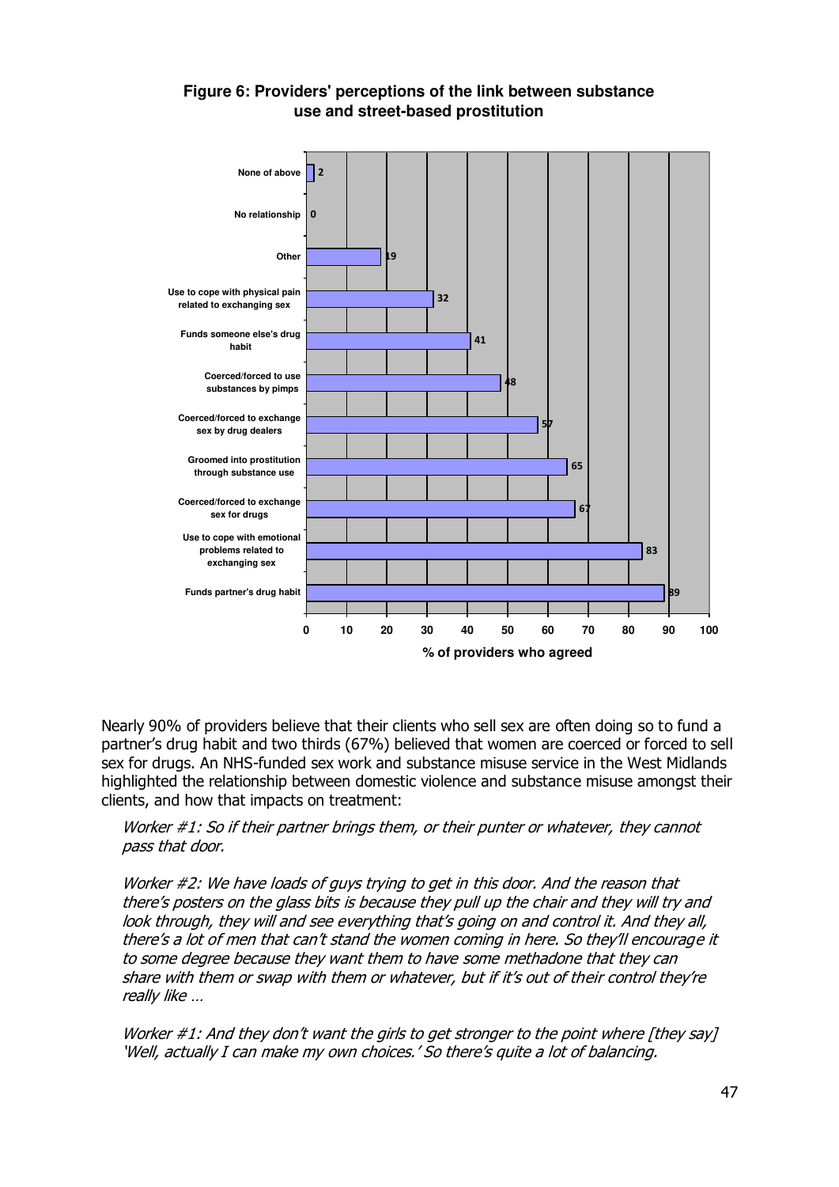**Figure 6: Providers' perceptions of the link between substance use and street-based prostitution**

| Response | % of providers who agreed |
|---|---|
| None of above | 2 |
| No relationship | 0 |
| Other | 19 |
| Use to cope with physical pain related to exchanging sex | 32 |
| Funds someone else's drug habit | 41 |
| Coerced/forced to use substances by pimps | 48 |
| Coerced/forced to exchange sex by drug dealers | 57 |
| Groomed into prostitution through substance use | 65 |
| Coerced/forced to exchange sex for drugs | 67 |
| Use to cope with emotional problems related to exchanging sex | 83 |
| Funds partner's drug habit | 89 |

Nearly 90% of providers believe that their clients who sell sex are often doing so to fund a partner's drug habit and two thirds (67%) believed that women are coerced or forced to sell sex for drugs. An NHS-funded sex work and substance misuse service in the West Midlands highlighted the relationship between domestic violence and substance misuse amongst their clients, and how that impacts on treatment:

> *Worker #1: So if their partner brings them, or their punter or whatever, they cannot pass that door.*
>
> *Worker #2: We have loads of guys trying to get in this door. And the reason that there's posters on the glass bits is because they pull up the chair and they will try and look through, they will and see everything that's going on and control it. And they all, there's a lot of men that can't stand the women coming in here. So they'll encourage it to some degree because they want them to have some methadone that they can share with them or swap with them or whatever, but if it's out of their control they're really like …*
>
> *Worker #1: And they don't want the girls to get stronger to the point where [they say] 'Well, actually I can make my own choices.' So there's quite a lot of balancing.*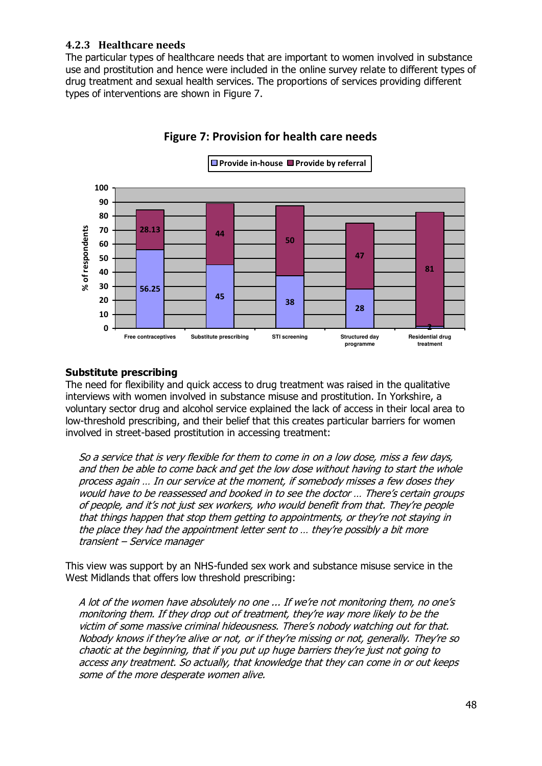### 4.2.3 Healthcare needs

The particular types of healthcare needs that are important to women involved in substance use and prostitution and hence were included in the online survey relate to different types of drug treatment and sexual health services. The proportions of services providing different types of interventions are shown in Figure 7.

**Figure 7: Provision for health care needs**

| | Free contraceptives | Substitute prescribing | STI screening | Structured day programme | Residential drug treatment |
|---|---|---|---|---|---|
| Provide in-house | 56.25 | 45 | 38 | 28 | 2 |
| Provide by referral | 28.13 | 44 | 50 | 47 | 81 |

#### Substitute prescribing

The need for flexibility and quick access to drug treatment was raised in the qualitative interviews with women involved in substance misuse and prostitution. In Yorkshire, a voluntary sector drug and alcohol service explained the lack of access in their local area to low-threshold prescribing, and their belief that this creates particular barriers for women involved in street-based prostitution in accessing treatment:

> *So a service that is very flexible for them to come in on a low dose, miss a few days, and then be able to come back and get the low dose without having to start the whole process again … In our service at the moment, if somebody misses a few doses they would have to be reassessed and booked in to see the doctor … There's certain groups of people, and it's not just sex workers, who would benefit from that. They're people that things happen that stop them getting to appointments, or they're not staying in the place they had the appointment letter sent to … they're possibly a bit more transient – Service manager*

This view was support by an NHS-funded sex work and substance misuse service in the West Midlands that offers low threshold prescribing:

> *A lot of the women have absolutely no one ... If we're not monitoring them, no one's monitoring them. If they drop out of treatment, they're way more likely to be the victim of some massive criminal hideousness. There's nobody watching out for that. Nobody knows if they're alive or not, or if they're missing or not, generally. They're so chaotic at the beginning, that if you put up huge barriers they're just not going to access any treatment. So actually, that knowledge that they can come in or out keeps some of the more desperate women alive.*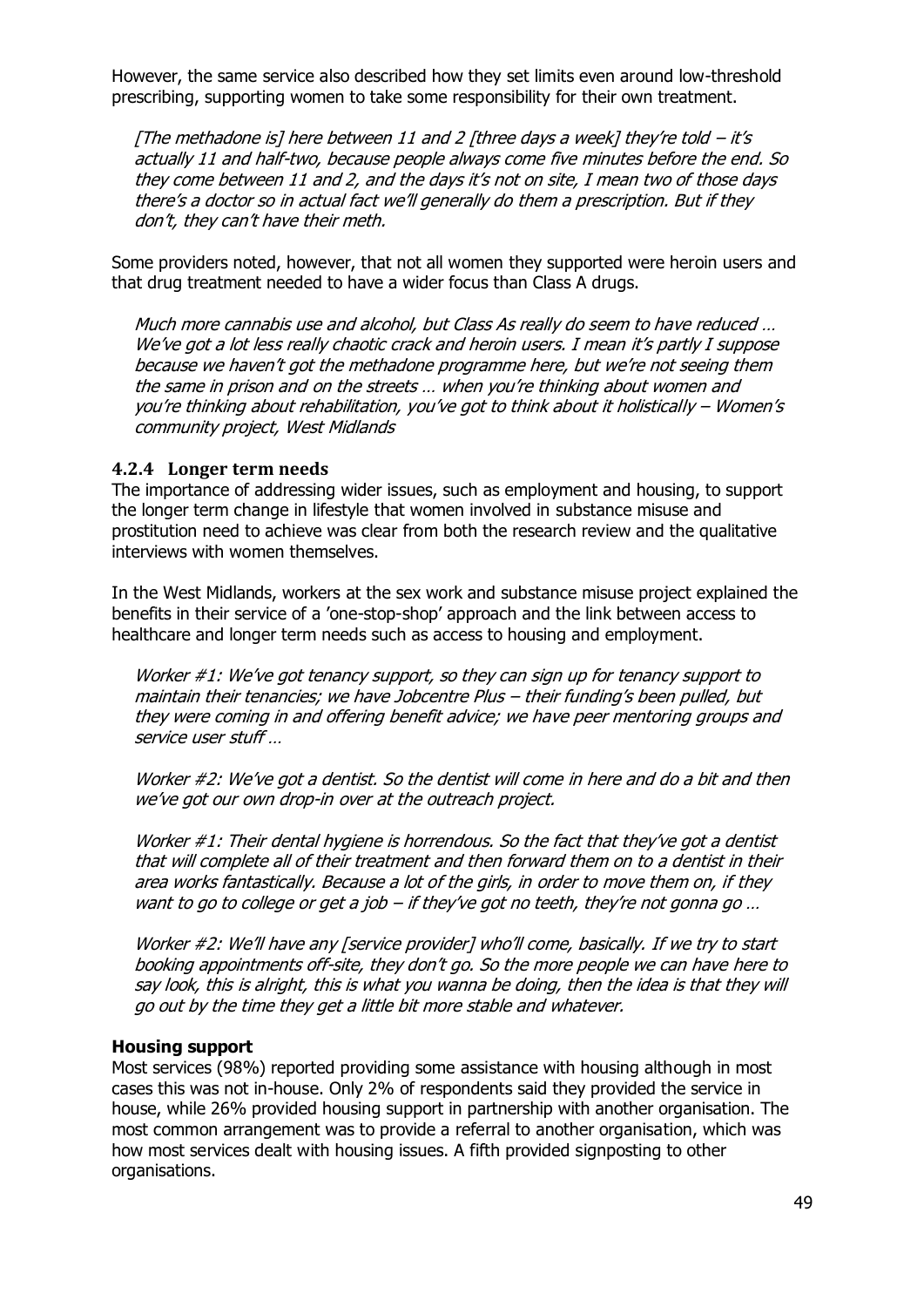However, the same service also described how they set limits even around low-threshold prescribing, supporting women to take some responsibility for their own treatment.

> *[The methadone is] here between 11 and 2 [three days a week] they're told – it's actually 11 and half-two, because people always come five minutes before the end. So they come between 11 and 2, and the days it's not on site, I mean two of those days there's a doctor so in actual fact we'll generally do them a prescription. But if they don't, they can't have their meth.*

Some providers noted, however, that not all women they supported were heroin users and that drug treatment needed to have a wider focus than Class A drugs.

> *Much more cannabis use and alcohol, but Class As really do seem to have reduced … We've got a lot less really chaotic crack and heroin users. I mean it's partly I suppose because we haven't got the methadone programme here, but we're not seeing them the same in prison and on the streets … when you're thinking about women and you're thinking about rehabilitation, you've got to think about it holistically – Women's community project, West Midlands*

### 4.2.4 Longer term needs

The importance of addressing wider issues, such as employment and housing, to support the longer term change in lifestyle that women involved in substance misuse and prostitution need to achieve was clear from both the research review and the qualitative interviews with women themselves.

In the West Midlands, workers at the sex work and substance misuse project explained the benefits in their service of a 'one-stop-shop' approach and the link between access to healthcare and longer term needs such as access to housing and employment.

> *Worker #1: We've got tenancy support, so they can sign up for tenancy support to maintain their tenancies; we have Jobcentre Plus – their funding's been pulled, but they were coming in and offering benefit advice; we have peer mentoring groups and service user stuff …*
>
> *Worker #2: We've got a dentist. So the dentist will come in here and do a bit and then we've got our own drop-in over at the outreach project.*
>
> *Worker #1: Their dental hygiene is horrendous. So the fact that they've got a dentist that will complete all of their treatment and then forward them on to a dentist in their area works fantastically. Because a lot of the girls, in order to move them on, if they want to go to college or get a job – if they've got no teeth, they're not gonna go …*
>
> *Worker #2: We'll have any [service provider] who'll come, basically. If we try to start booking appointments off-site, they don't go. So the more people we can have here to say look, this is alright, this is what you wanna be doing, then the idea is that they will go out by the time they get a little bit more stable and whatever.*

**Housing support**

Most services (98%) reported providing some assistance with housing although in most cases this was not in-house. Only 2% of respondents said they provided the service in house, while 26% provided housing support in partnership with another organisation. The most common arrangement was to provide a referral to another organisation, which was how most services dealt with housing issues. A fifth provided signposting to other organisations.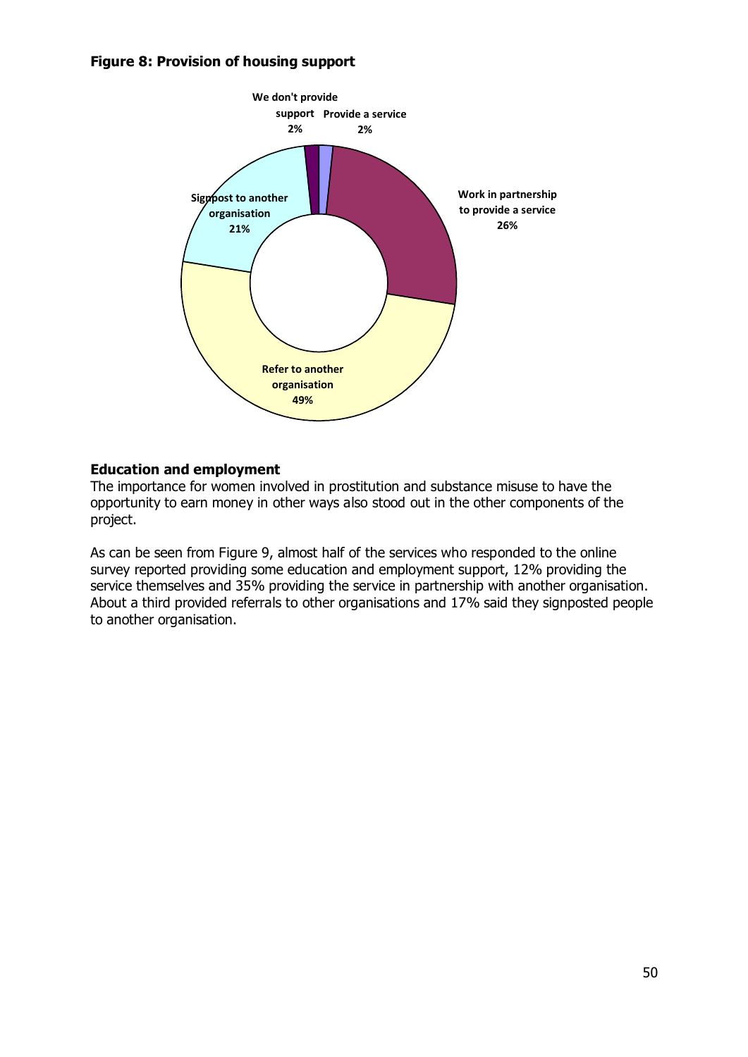**Figure 8: Provision of housing support**

We don't provide support 2%

Provide a service 2%

Work in partnership to provide a service 26%

Refer to another organisation 49%

Signpost to another organisation 21%

**Education and employment**

The importance for women involved in prostitution and substance misuse to have the opportunity to earn money in other ways also stood out in the other components of the project.

As can be seen from Figure 9, almost half of the services who responded to the online survey reported providing some education and employment support, 12% providing the service themselves and 35% providing the service in partnership with another organisation. About a third provided referrals to other organisations and 17% said they signposted people to another organisation.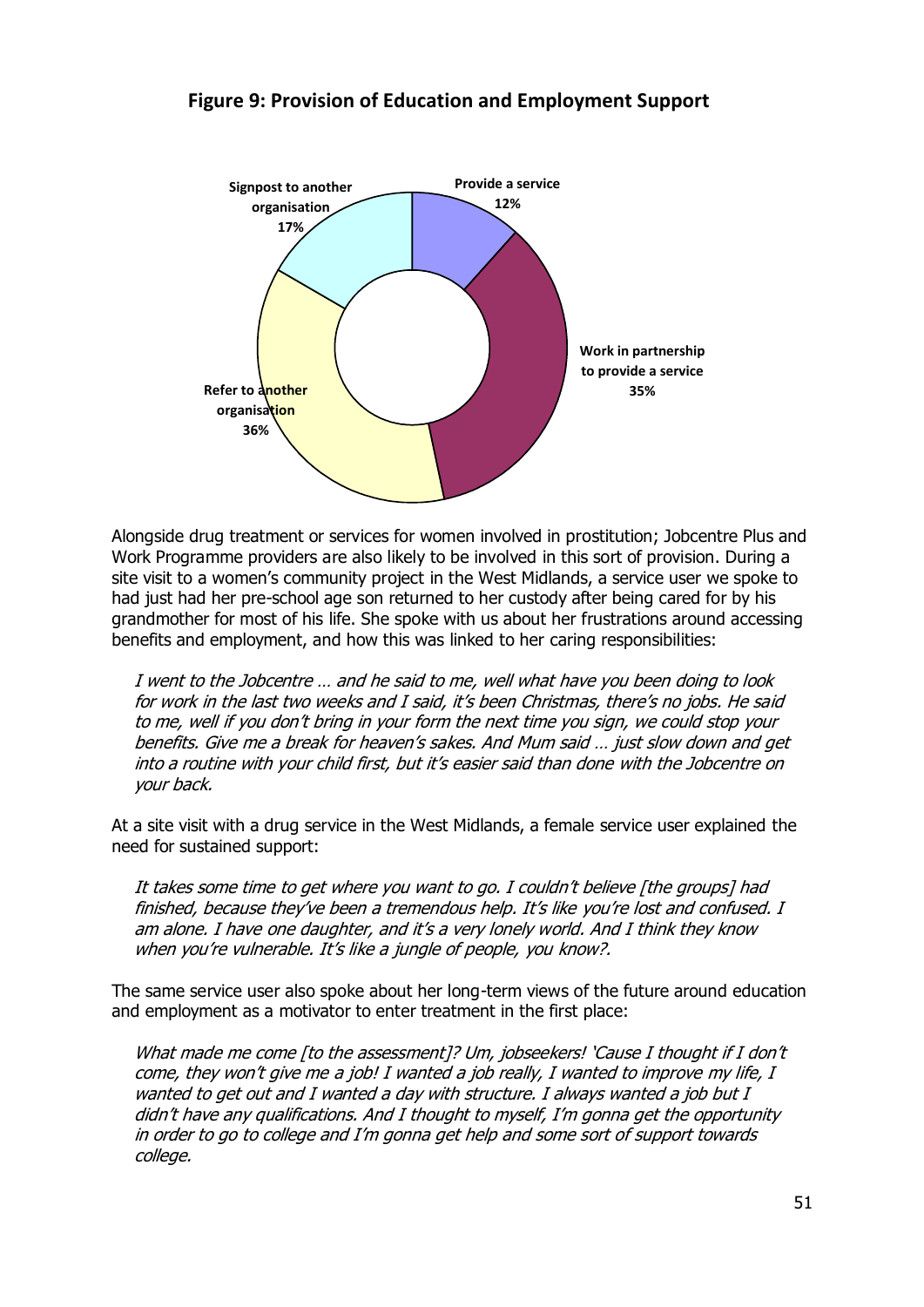**Figure 9: Provision of Education and Employment Support**

| Category | Percentage |
| --- | --- |
| Provide a service | 12% |
| Work in partnership to provide a service | 35% |
| Refer to another organisation | 36% |
| Signpost to another organisation | 17% |

Alongside drug treatment or services for women involved in prostitution; Jobcentre Plus and Work Programme providers are also likely to be involved in this sort of provision. During a site visit to a women's community project in the West Midlands, a service user we spoke to had just had her pre-school age son returned to her custody after being cared for by his grandmother for most of his life. She spoke with us about her frustrations around accessing benefits and employment, and how this was linked to her caring responsibilities:

> *I went to the Jobcentre … and he said to me, well what have you been doing to look for work in the last two weeks and I said, it's been Christmas, there's no jobs. He said to me, well if you don't bring in your form the next time you sign, we could stop your benefits. Give me a break for heaven's sakes. And Mum said … just slow down and get into a routine with your child first, but it's easier said than done with the Jobcentre on your back.*

At a site visit with a drug service in the West Midlands, a female service user explained the need for sustained support:

> *It takes some time to get where you want to go. I couldn't believe [the groups] had finished, because they've been a tremendous help. It's like you're lost and confused. I am alone. I have one daughter, and it's a very lonely world. And I think they know when you're vulnerable. It's like a jungle of people, you know?.*

The same service user also spoke about her long-term views of the future around education and employment as a motivator to enter treatment in the first place:

> *What made me come [to the assessment]? Um, jobseekers! 'Cause I thought if I don't come, they won't give me a job! I wanted a job really, I wanted to improve my life, I wanted to get out and I wanted a day with structure. I always wanted a job but I didn't have any qualifications. And I thought to myself, I'm gonna get the opportunity in order to go to college and I'm gonna get help and some sort of support towards college.*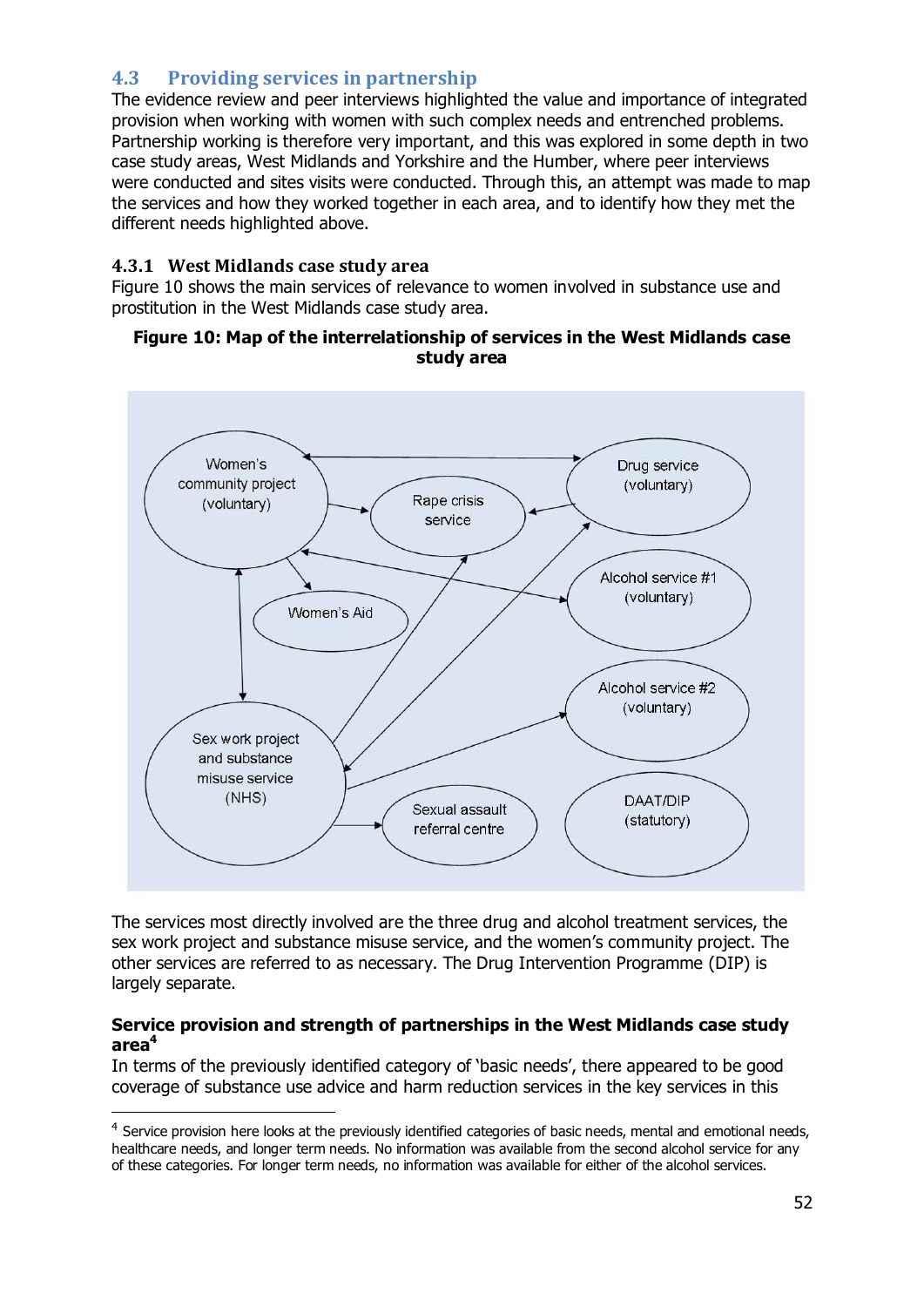## 4.3 Providing services in partnership

The evidence review and peer interviews highlighted the value and importance of integrated provision when working with women with such complex needs and entrenched problems. Partnership working is therefore very important, and this was explored in some depth in two case study areas, West Midlands and Yorkshire and the Humber, where peer interviews were conducted and sites visits were conducted. Through this, an attempt was made to map the services and how they worked together in each area, and to identify how they met the different needs highlighted above.

### 4.3.1 West Midlands case study area

Figure 10 shows the main services of relevance to women involved in substance use and prostitution in the West Midlands case study area.

**Figure 10: Map of the interrelationship of services in the West Midlands case study area**

The services most directly involved are the three drug and alcohol treatment services, the sex work project and substance misuse service, and the women's community project. The other services are referred to as necessary. The Drug Intervention Programme (DIP) is largely separate.

**Service provision and strength of partnerships in the West Midlands case study area**[4]

In terms of the previously identified category of 'basic needs', there appeared to be good coverage of substance use advice and harm reduction services in the key services in this

---

[4] Service provision here looks at the previously identified categories of basic needs, mental and emotional needs, healthcare needs, and longer term needs. No information was available from the second alcohol service for any of these categories. For longer term needs, no information was available for either of the alcohol services.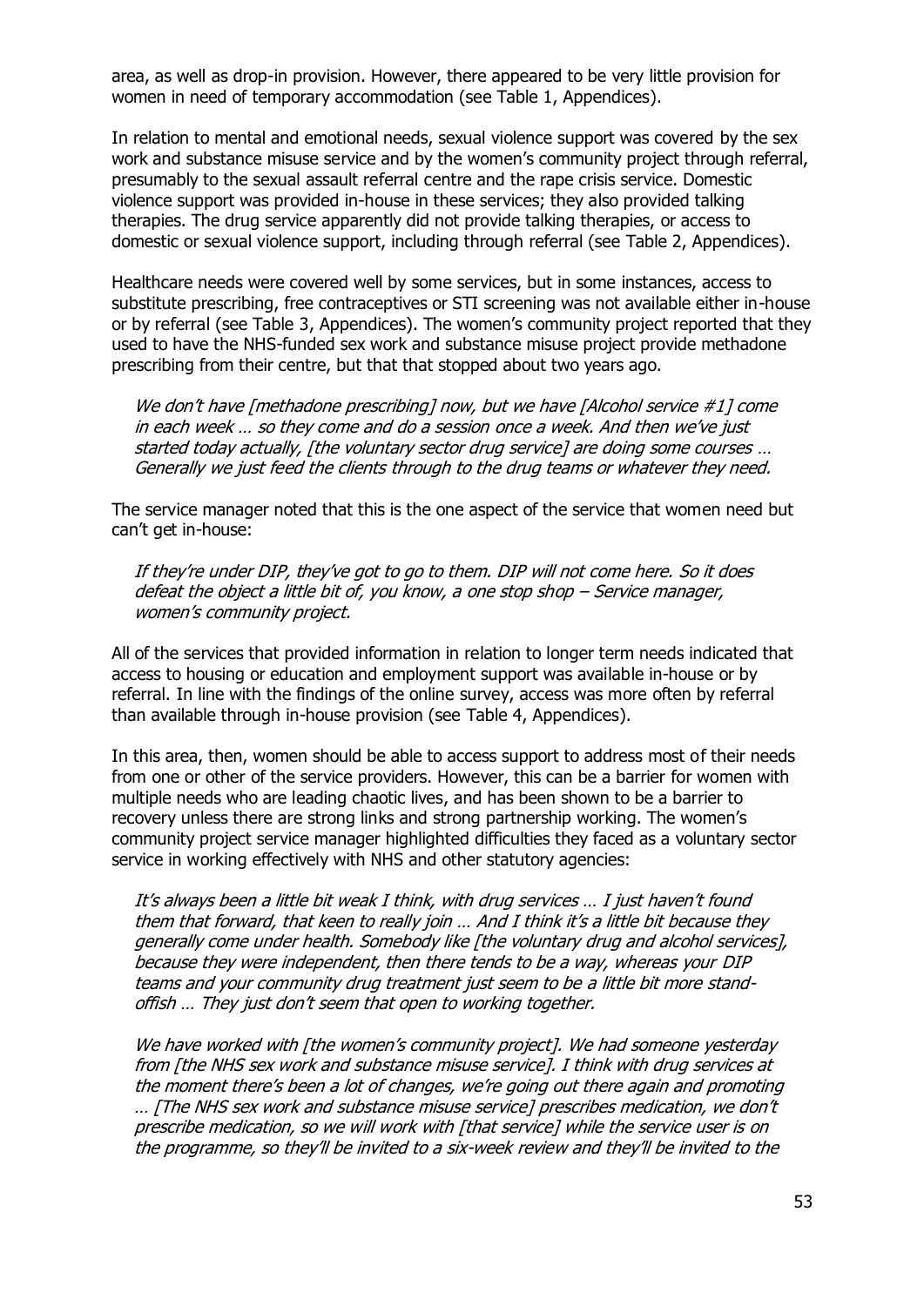area, as well as drop-in provision. However, there appeared to be very little provision for women in need of temporary accommodation (see Table 1, Appendices).

In relation to mental and emotional needs, sexual violence support was covered by the sex work and substance misuse service and by the women's community project through referral, presumably to the sexual assault referral centre and the rape crisis service. Domestic violence support was provided in-house in these services; they also provided talking therapies. The drug service apparently did not provide talking therapies, or access to domestic or sexual violence support, including through referral (see Table 2, Appendices).

Healthcare needs were covered well by some services, but in some instances, access to substitute prescribing, free contraceptives or STI screening was not available either in-house or by referral (see Table 3, Appendices). The women's community project reported that they used to have the NHS-funded sex work and substance misuse project provide methadone prescribing from their centre, but that that stopped about two years ago.

> *We don't have [methadone prescribing] now, but we have [Alcohol service #1] come in each week … so they come and do a session once a week. And then we've just started today actually, [the voluntary sector drug service] are doing some courses … Generally we just feed the clients through to the drug teams or whatever they need.*

The service manager noted that this is the one aspect of the service that women need but can't get in-house:

> *If they're under DIP, they've got to go to them. DIP will not come here. So it does defeat the object a little bit of, you know, a one stop shop – Service manager, women's community project.*

All of the services that provided information in relation to longer term needs indicated that access to housing or education and employment support was available in-house or by referral. In line with the findings of the online survey, access was more often by referral than available through in-house provision (see Table 4, Appendices).

In this area, then, women should be able to access support to address most of their needs from one or other of the service providers. However, this can be a barrier for women with multiple needs who are leading chaotic lives, and has been shown to be a barrier to recovery unless there are strong links and strong partnership working. The women's community project service manager highlighted difficulties they faced as a voluntary sector service in working effectively with NHS and other statutory agencies:

> *It's always been a little bit weak I think, with drug services … I just haven't found them that forward, that keen to really join … And I think it's a little bit because they generally come under health. Somebody like [the voluntary drug and alcohol services], because they were independent, then there tends to be a way, whereas your DIP teams and your community drug treatment just seem to be a little bit more stand-offish … They just don't seem that open to working together.*

> *We have worked with [the women's community project]. We had someone yesterday from [the NHS sex work and substance misuse service]. I think with drug services at the moment there's been a lot of changes, we're going out there again and promoting … [The NHS sex work and substance misuse service] prescribes medication, we don't prescribe medication, so we will work with [that service] while the service user is on the programme, so they'll be invited to a six-week review and they'll be invited to the*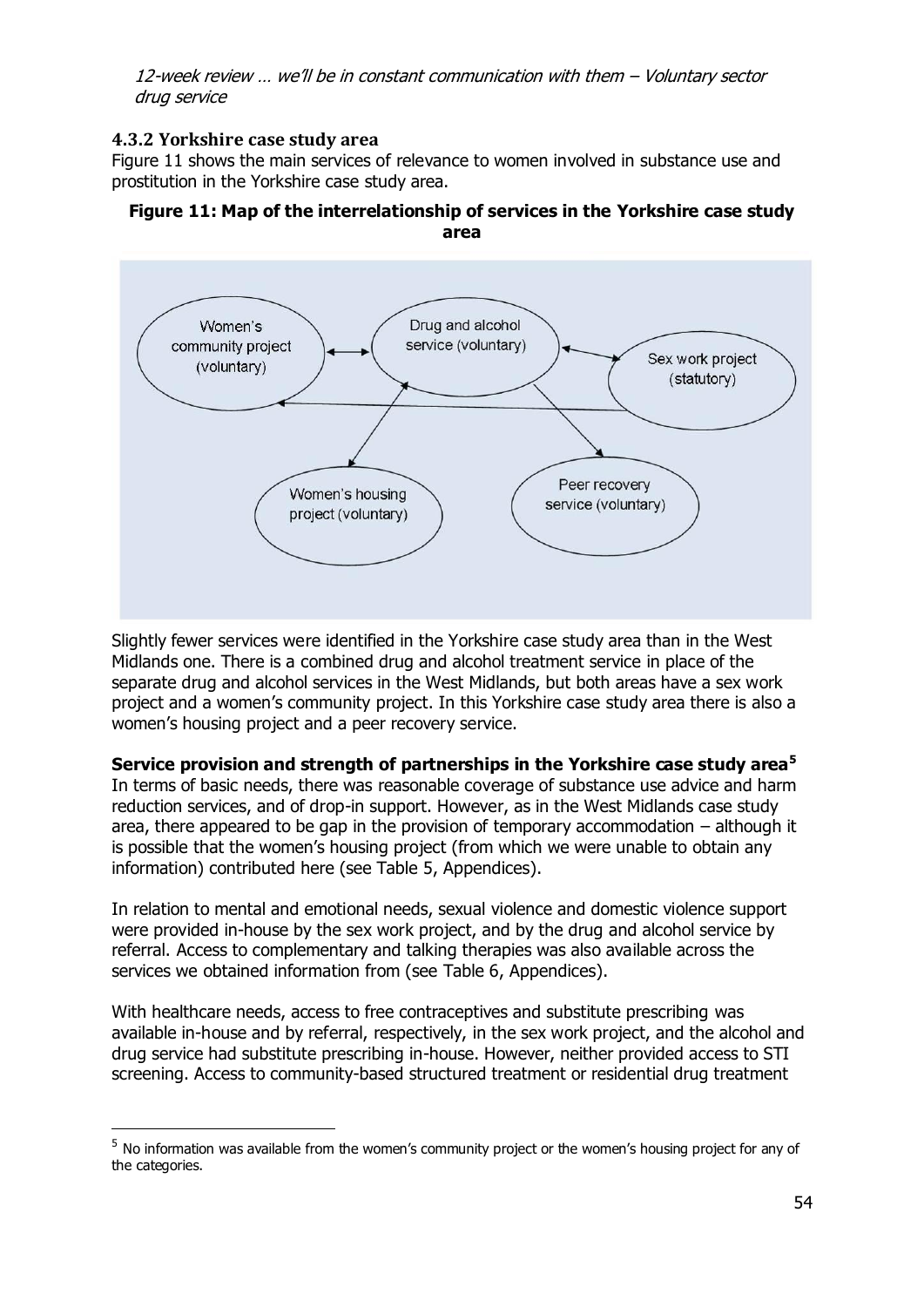*12-week review … we'll be in constant communication with them – Voluntary sector drug service*

### 4.3.2 Yorkshire case study area

Figure 11 shows the main services of relevance to women involved in substance use and prostitution in the Yorkshire case study area.

**Figure 11: Map of the interrelationship of services in the Yorkshire case study area**

Slightly fewer services were identified in the Yorkshire case study area than in the West Midlands one. There is a combined drug and alcohol treatment service in place of the separate drug and alcohol services in the West Midlands, but both areas have a sex work project and a women's community project. In this Yorkshire case study area there is also a women's housing project and a peer recovery service.

**Service provision and strength of partnerships in the Yorkshire case study area[5]**

In terms of basic needs, there was reasonable coverage of substance use advice and harm reduction services, and of drop-in support. However, as in the West Midlands case study area, there appeared to be gap in the provision of temporary accommodation – although it is possible that the women's housing project (from which we were unable to obtain any information) contributed here (see Table 5, Appendices).

In relation to mental and emotional needs, sexual violence and domestic violence support were provided in-house by the sex work project, and by the drug and alcohol service by referral. Access to complementary and talking therapies was also available across the services we obtained information from (see Table 6, Appendices).

With healthcare needs, access to free contraceptives and substitute prescribing was available in-house and by referral, respectively, in the sex work project, and the alcohol and drug service had substitute prescribing in-house. However, neither provided access to STI screening. Access to community-based structured treatment or residential drug treatment

[5] No information was available from the women's community project or the women's housing project for any of the categories.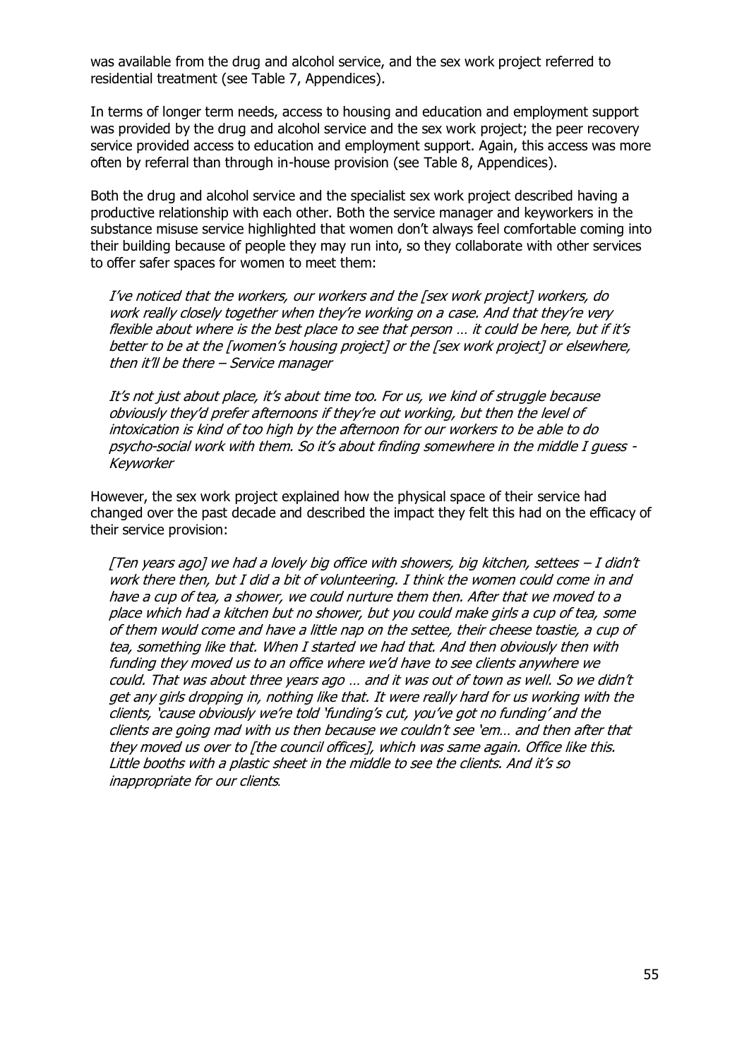was available from the drug and alcohol service, and the sex work project referred to residential treatment (see Table 7, Appendices).

In terms of longer term needs, access to housing and education and employment support was provided by the drug and alcohol service and the sex work project; the peer recovery service provided access to education and employment support. Again, this access was more often by referral than through in-house provision (see Table 8, Appendices).

Both the drug and alcohol service and the specialist sex work project described having a productive relationship with each other. Both the service manager and keyworkers in the substance misuse service highlighted that women don't always feel comfortable coming into their building because of people they may run into, so they collaborate with other services to offer safer spaces for women to meet them:

> *I've noticed that the workers, our workers and the [sex work project] workers, do work really closely together when they're working on a case. And that they're very flexible about where is the best place to see that person … it could be here, but if it's better to be at the [women's housing project] or the [sex work project] or elsewhere, then it'll be there – Service manager*

> *It's not just about place, it's about time too. For us, we kind of struggle because obviously they'd prefer afternoons if they're out working, but then the level of intoxication is kind of too high by the afternoon for our workers to be able to do psycho-social work with them. So it's about finding somewhere in the middle I guess - Keyworker*

However, the sex work project explained how the physical space of their service had changed over the past decade and described the impact they felt this had on the efficacy of their service provision:

> *[Ten years ago] we had a lovely big office with showers, big kitchen, settees – I didn't work there then, but I did a bit of volunteering. I think the women could come in and have a cup of tea, a shower, we could nurture them then. After that we moved to a place which had a kitchen but no shower, but you could make girls a cup of tea, some of them would come and have a little nap on the settee, their cheese toastie, a cup of tea, something like that. When I started we had that. And then obviously then with funding they moved us to an office where we'd have to see clients anywhere we could. That was about three years ago … and it was out of town as well. So we didn't get any girls dropping in, nothing like that. It were really hard for us working with the clients, 'cause obviously we're told 'funding's cut, you've got no funding' and the clients are going mad with us then because we couldn't see 'em… and then after that they moved us over to [the council offices], which was same again. Office like this. Little booths with a plastic sheet in the middle to see the clients. And it's so inappropriate for our clients.*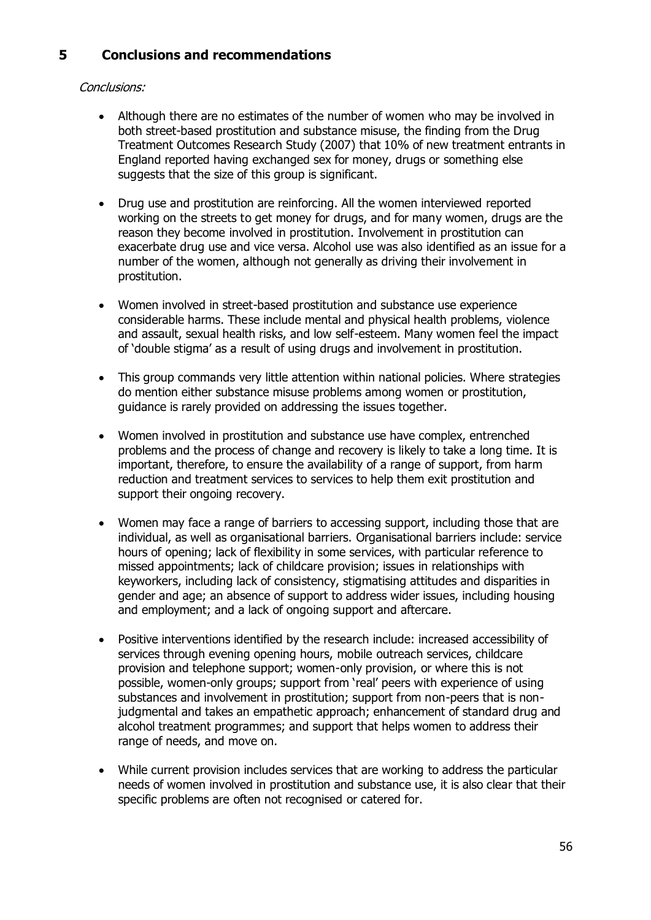# 5 Conclusions and recommendations

*Conclusions:*

- Although there are no estimates of the number of women who may be involved in both street-based prostitution and substance misuse, the finding from the Drug Treatment Outcomes Research Study (2007) that 10% of new treatment entrants in England reported having exchanged sex for money, drugs or something else suggests that the size of this group is significant.

- Drug use and prostitution are reinforcing. All the women interviewed reported working on the streets to get money for drugs, and for many women, drugs are the reason they become involved in prostitution. Involvement in prostitution can exacerbate drug use and vice versa. Alcohol use was also identified as an issue for a number of the women, although not generally as driving their involvement in prostitution.

- Women involved in street-based prostitution and substance use experience considerable harms. These include mental and physical health problems, violence and assault, sexual health risks, and low self-esteem. Many women feel the impact of 'double stigma' as a result of using drugs and involvement in prostitution.

- This group commands very little attention within national policies. Where strategies do mention either substance misuse problems among women or prostitution, guidance is rarely provided on addressing the issues together.

- Women involved in prostitution and substance use have complex, entrenched problems and the process of change and recovery is likely to take a long time. It is important, therefore, to ensure the availability of a range of support, from harm reduction and treatment services to services to help them exit prostitution and support their ongoing recovery.

- Women may face a range of barriers to accessing support, including those that are individual, as well as organisational barriers. Organisational barriers include: service hours of opening; lack of flexibility in some services, with particular reference to missed appointments; lack of childcare provision; issues in relationships with keyworkers, including lack of consistency, stigmatising attitudes and disparities in gender and age; an absence of support to address wider issues, including housing and employment; and a lack of ongoing support and aftercare.

- Positive interventions identified by the research include: increased accessibility of services through evening opening hours, mobile outreach services, childcare provision and telephone support; women-only provision, or where this is not possible, women-only groups; support from 'real' peers with experience of using substances and involvement in prostitution; support from non-peers that is non-judgmental and takes an empathetic approach; enhancement of standard drug and alcohol treatment programmes; and support that helps women to address their range of needs, and move on.

- While current provision includes services that are working to address the particular needs of women involved in prostitution and substance use, it is also clear that their specific problems are often not recognised or catered for.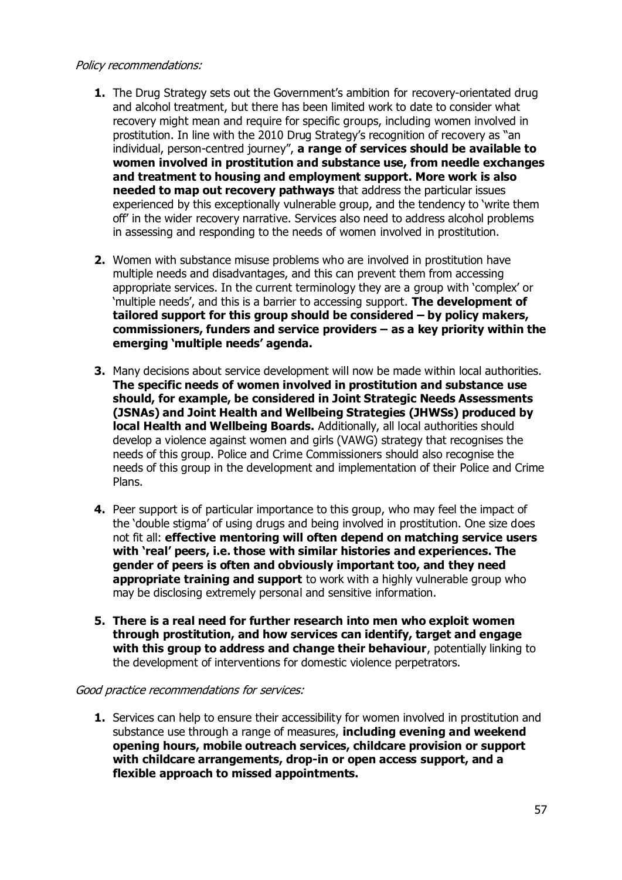*Policy recommendations:*

1. The Drug Strategy sets out the Government's ambition for recovery-orientated drug and alcohol treatment, but there has been limited work to date to consider what recovery might mean and require for specific groups, including women involved in prostitution. In line with the 2010 Drug Strategy's recognition of recovery as "an individual, person-centred journey", **a range of services should be available to women involved in prostitution and substance use, from needle exchanges and treatment to housing and employment support. More work is also needed to map out recovery pathways** that address the particular issues experienced by this exceptionally vulnerable group, and the tendency to 'write them off' in the wider recovery narrative. Services also need to address alcohol problems in assessing and responding to the needs of women involved in prostitution.

2. Women with substance misuse problems who are involved in prostitution have multiple needs and disadvantages, and this can prevent them from accessing appropriate services. In the current terminology they are a group with 'complex' or 'multiple needs', and this is a barrier to accessing support. **The development of tailored support for this group should be considered – by policy makers, commissioners, funders and service providers – as a key priority within the emerging 'multiple needs' agenda.**

3. Many decisions about service development will now be made within local authorities. **The specific needs of women involved in prostitution and substance use should, for example, be considered in Joint Strategic Needs Assessments (JSNAs) and Joint Health and Wellbeing Strategies (JHWSs) produced by local Health and Wellbeing Boards.** Additionally, all local authorities should develop a violence against women and girls (VAWG) strategy that recognises the needs of this group. Police and Crime Commissioners should also recognise the needs of this group in the development and implementation of their Police and Crime Plans.

4. Peer support is of particular importance to this group, who may feel the impact of the 'double stigma' of using drugs and being involved in prostitution. One size does not fit all: **effective mentoring will often depend on matching service users with 'real' peers, i.e. those with similar histories and experiences. The gender of peers is often and obviously important too, and they need appropriate training and support** to work with a highly vulnerable group who may be disclosing extremely personal and sensitive information.

5. **There is a real need for further research into men who exploit women through prostitution, and how services can identify, target and engage with this group to address and change their behaviour**, potentially linking to the development of interventions for domestic violence perpetrators.

*Good practice recommendations for services:*

1. Services can help to ensure their accessibility for women involved in prostitution and substance use through a range of measures, **including evening and weekend opening hours, mobile outreach services, childcare provision or support with childcare arrangements, drop-in or open access support, and a flexible approach to missed appointments.**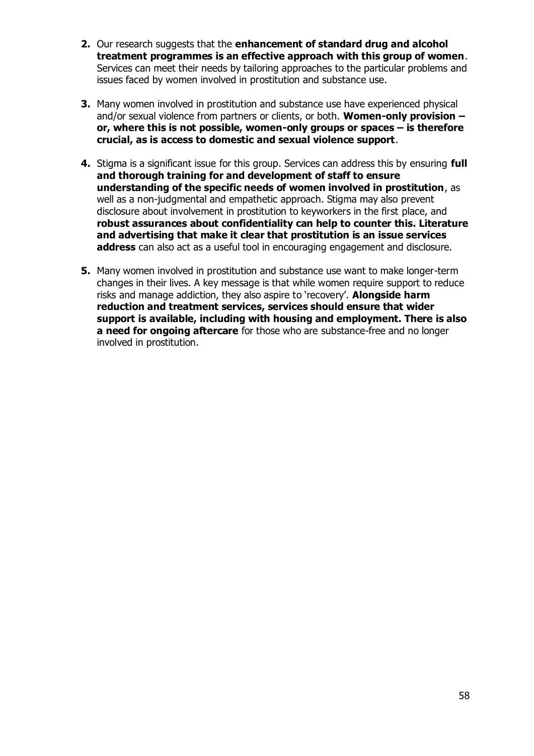2. Our research suggests that the **enhancement of standard drug and alcohol treatment programmes is an effective approach with this group of women**. Services can meet their needs by tailoring approaches to the particular problems and issues faced by women involved in prostitution and substance use.

3. Many women involved in prostitution and substance use have experienced physical and/or sexual violence from partners or clients, or both. **Women-only provision – or, where this is not possible, women-only groups or spaces – is therefore crucial, as is access to domestic and sexual violence support**.

4. Stigma is a significant issue for this group. Services can address this by ensuring **full and thorough training for and development of staff to ensure understanding of the specific needs of women involved in prostitution**, as well as a non-judgmental and empathetic approach. Stigma may also prevent disclosure about involvement in prostitution to keyworkers in the first place, and **robust assurances about confidentiality can help to counter this. Literature and advertising that make it clear that prostitution is an issue services address** can also act as a useful tool in encouraging engagement and disclosure.

5. Many women involved in prostitution and substance use want to make longer-term changes in their lives. A key message is that while women require support to reduce risks and manage addiction, they also aspire to 'recovery'. **Alongside harm reduction and treatment services, services should ensure that wider support is available, including with housing and employment. There is also a need for ongoing aftercare** for those who are substance-free and no longer involved in prostitution.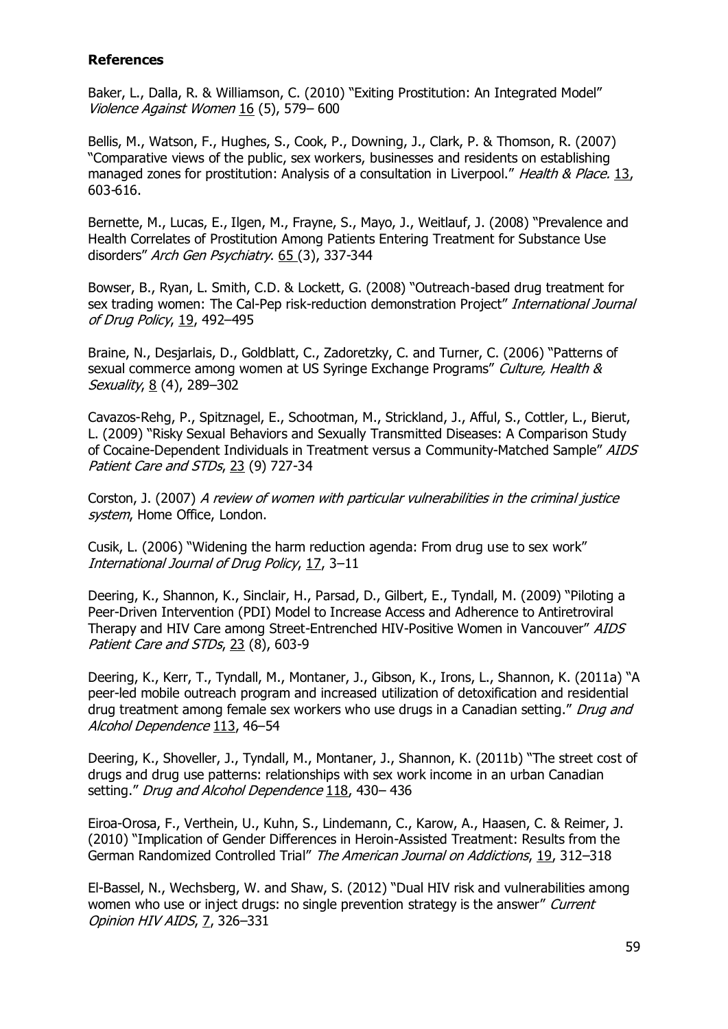**References**

Baker, L., Dalla, R. & Williamson, C. (2010) "Exiting Prostitution: An Integrated Model" *Violence Against Women* 16 (5), 579– 600

Bellis, M., Watson, F., Hughes, S., Cook, P., Downing, J., Clark, P. & Thomson, R. (2007) "Comparative views of the public, sex workers, businesses and residents on establishing managed zones for prostitution: Analysis of a consultation in Liverpool." *Health & Place.* 13, 603-616.

Bernette, M., Lucas, E., Ilgen, M., Frayne, S., Mayo, J., Weitlauf, J. (2008) "Prevalence and Health Correlates of Prostitution Among Patients Entering Treatment for Substance Use disorders" *Arch Gen Psychiatry*. 65 (3), 337-344

Bowser, B., Ryan, L. Smith, C.D. & Lockett, G. (2008) "Outreach-based drug treatment for sex trading women: The Cal-Pep risk-reduction demonstration Project" *International Journal of Drug Policy*, 19, 492–495

Braine, N., Desjarlais, D., Goldblatt, C., Zadoretzky, C. and Turner, C. (2006) "Patterns of sexual commerce among women at US Syringe Exchange Programs" *Culture, Health & Sexuality*, 8 (4), 289–302

Cavazos-Rehg, P., Spitznagel, E., Schootman, M., Strickland, J., Afful, S., Cottler, L., Bierut, L. (2009) "Risky Sexual Behaviors and Sexually Transmitted Diseases: A Comparison Study of Cocaine-Dependent Individuals in Treatment versus a Community-Matched Sample" *AIDS Patient Care and STDs*, 23 (9) 727-34

Corston, J. (2007) *A review of women with particular vulnerabilities in the criminal justice system*, Home Office, London.

Cusik, L. (2006) "Widening the harm reduction agenda: From drug use to sex work" *International Journal of Drug Policy*, 17, 3–11

Deering, K., Shannon, K., Sinclair, H., Parsad, D., Gilbert, E., Tyndall, M. (2009) "Piloting a Peer-Driven Intervention (PDI) Model to Increase Access and Adherence to Antiretroviral Therapy and HIV Care among Street-Entrenched HIV-Positive Women in Vancouver" *AIDS Patient Care and STDs*, 23 (8), 603-9

Deering, K., Kerr, T., Tyndall, M., Montaner, J., Gibson, K., Irons, L., Shannon, K. (2011a) "A peer-led mobile outreach program and increased utilization of detoxification and residential drug treatment among female sex workers who use drugs in a Canadian setting." *Drug and Alcohol Dependence* 113, 46–54

Deering, K., Shoveller, J., Tyndall, M., Montaner, J., Shannon, K. (2011b) "The street cost of drugs and drug use patterns: relationships with sex work income in an urban Canadian setting." *Drug and Alcohol Dependence* 118, 430– 436

Eiroa-Orosa, F., Verthein, U., Kuhn, S., Lindemann, C., Karow, A., Haasen, C. & Reimer, J. (2010) "Implication of Gender Differences in Heroin-Assisted Treatment: Results from the German Randomized Controlled Trial" *The American Journal on Addictions*, 19, 312–318

El-Bassel, N., Wechsberg, W. and Shaw, S. (2012) "Dual HIV risk and vulnerabilities among women who use or inject drugs: no single prevention strategy is the answer" *Current Opinion HIV AIDS*, 7, 326–331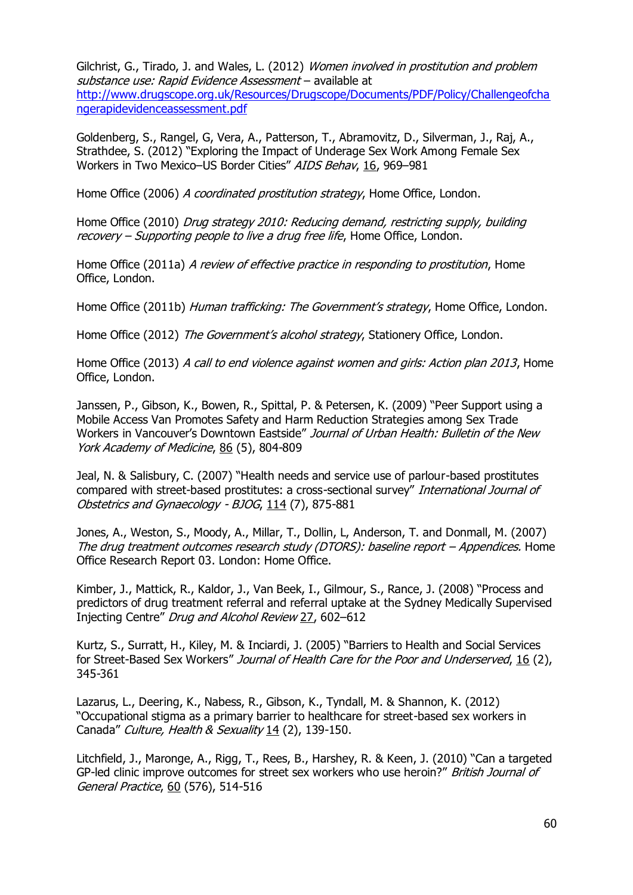Gilchrist, G., Tirado, J. and Wales, L. (2012) *Women involved in prostitution and problem substance use: Rapid Evidence Assessment* – available at http://www.drugscope.org.uk/Resources/Drugscope/Documents/PDF/Policy/Challengeofchangerapidevidenceassessment.pdf

Goldenberg, S., Rangel, G, Vera, A., Patterson, T., Abramovitz, D., Silverman, J., Raj, A., Strathdee, S. (2012) "Exploring the Impact of Underage Sex Work Among Female Sex Workers in Two Mexico–US Border Cities" *AIDS Behav*, 16, 969–981

Home Office (2006) *A coordinated prostitution strategy*, Home Office, London.

Home Office (2010) *Drug strategy 2010: Reducing demand, restricting supply, building recovery – Supporting people to live a drug free life*, Home Office, London.

Home Office (2011a) *A review of effective practice in responding to prostitution*, Home Office, London.

Home Office (2011b) *Human trafficking: The Government's strategy*, Home Office, London.

Home Office (2012) *The Government's alcohol strategy*, Stationery Office, London.

Home Office (2013) *A call to end violence against women and girls: Action plan 2013*, Home Office, London.

Janssen, P., Gibson, K., Bowen, R., Spittal, P. & Petersen, K. (2009) "Peer Support using a Mobile Access Van Promotes Safety and Harm Reduction Strategies among Sex Trade Workers in Vancouver's Downtown Eastside" *Journal of Urban Health: Bulletin of the New York Academy of Medicine*, 86 (5), 804-809

Jeal, N. & Salisbury, C. (2007) "Health needs and service use of parlour-based prostitutes compared with street-based prostitutes: a cross-sectional survey" *International Journal of Obstetrics and Gynaecology - BJOG*, 114 (7), 875-881

Jones, A., Weston, S., Moody, A., Millar, T., Dollin, L, Anderson, T. and Donmall, M. (2007) *The drug treatment outcomes research study (DTORS): baseline report – Appendices.* Home Office Research Report 03. London: Home Office.

Kimber, J., Mattick, R., Kaldor, J., Van Beek, I., Gilmour, S., Rance, J. (2008) "Process and predictors of drug treatment referral and referral uptake at the Sydney Medically Supervised Injecting Centre" *Drug and Alcohol Review* 27, 602–612

Kurtz, S., Surratt, H., Kiley, M. & Inciardi, J. (2005) "Barriers to Health and Social Services for Street-Based Sex Workers" *Journal of Health Care for the Poor and Underserved*, 16 (2), 345-361

Lazarus, L., Deering, K., Nabess, R., Gibson, K., Tyndall, M. & Shannon, K. (2012) "Occupational stigma as a primary barrier to healthcare for street-based sex workers in Canada" *Culture, Health & Sexuality* 14 (2), 139-150.

Litchfield, J., Maronge, A., Rigg, T., Rees, B., Harshey, R. & Keen, J. (2010) "Can a targeted GP-led clinic improve outcomes for street sex workers who use heroin?" *British Journal of General Practice*, 60 (576), 514-516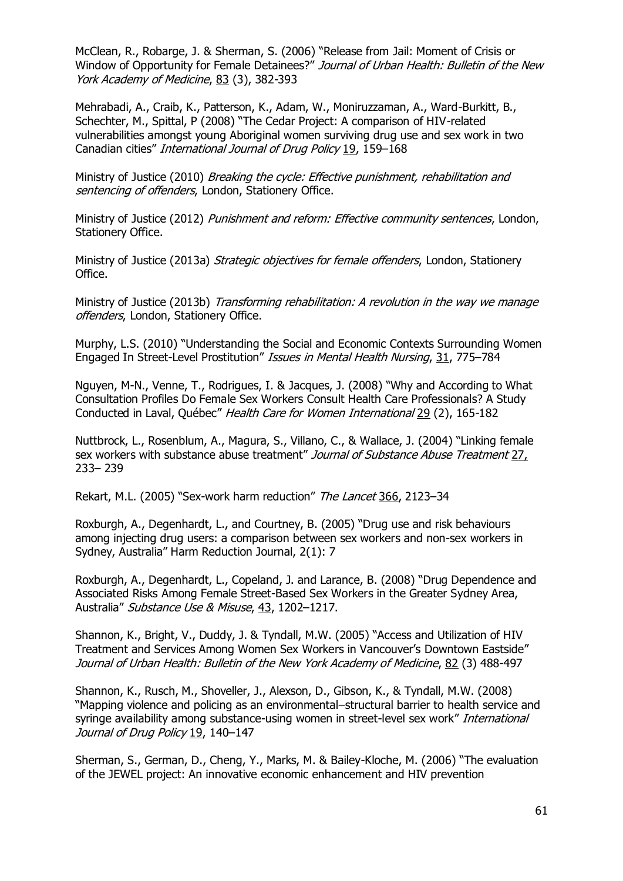McClean, R., Robarge, J. & Sherman, S. (2006) "Release from Jail: Moment of Crisis or Window of Opportunity for Female Detainees?" *Journal of Urban Health: Bulletin of the New York Academy of Medicine*, 83 (3), 382-393

Mehrabadi, A., Craib, K., Patterson, K., Adam, W., Moniruzzaman, A., Ward-Burkitt, B., Schechter, M., Spittal, P (2008) "The Cedar Project: A comparison of HIV-related vulnerabilities amongst young Aboriginal women surviving drug use and sex work in two Canadian cities" *International Journal of Drug Policy* 19, 159–168

Ministry of Justice (2010) *Breaking the cycle: Effective punishment, rehabilitation and sentencing of offenders*, London, Stationery Office.

Ministry of Justice (2012) *Punishment and reform: Effective community sentences*, London, Stationery Office.

Ministry of Justice (2013a) *Strategic objectives for female offenders*, London, Stationery Office.

Ministry of Justice (2013b) *Transforming rehabilitation: A revolution in the way we manage offenders*, London, Stationery Office.

Murphy, L.S. (2010) "Understanding the Social and Economic Contexts Surrounding Women Engaged In Street-Level Prostitution" *Issues in Mental Health Nursing*, 31, 775–784

Nguyen, M-N., Venne, T., Rodrigues, I. & Jacques, J. (2008) "Why and According to What Consultation Profiles Do Female Sex Workers Consult Health Care Professionals? A Study Conducted in Laval, Québec" *Health Care for Women International* 29 (2), 165-182

Nuttbrock, L., Rosenblum, A., Magura, S., Villano, C., & Wallace, J. (2004) "Linking female sex workers with substance abuse treatment" *Journal of Substance Abuse Treatment* 27, 233– 239

Rekart, M.L. (2005) "Sex-work harm reduction" *The Lancet* 366, 2123–34

Roxburgh, A., Degenhardt, L., and Courtney, B. (2005) "Drug use and risk behaviours among injecting drug users: a comparison between sex workers and non-sex workers in Sydney, Australia" Harm Reduction Journal, 2(1): 7

Roxburgh, A., Degenhardt, L., Copeland, J. and Larance, B. (2008) "Drug Dependence and Associated Risks Among Female Street-Based Sex Workers in the Greater Sydney Area, Australia" *Substance Use & Misuse*, 43, 1202–1217.

Shannon, K., Bright, V., Duddy, J. & Tyndall, M.W. (2005) "Access and Utilization of HIV Treatment and Services Among Women Sex Workers in Vancouver's Downtown Eastside" *Journal of Urban Health: Bulletin of the New York Academy of Medicine*, 82 (3) 488-497

Shannon, K., Rusch, M., Shoveller, J., Alexson, D., Gibson, K., & Tyndall, M.W. (2008) "Mapping violence and policing as an environmental–structural barrier to health service and syringe availability among substance-using women in street-level sex work" *International Journal of Drug Policy* 19, 140–147

Sherman, S., German, D., Cheng, Y., Marks, M. & Bailey-Kloche, M. (2006) "The evaluation of the JEWEL project: An innovative economic enhancement and HIV prevention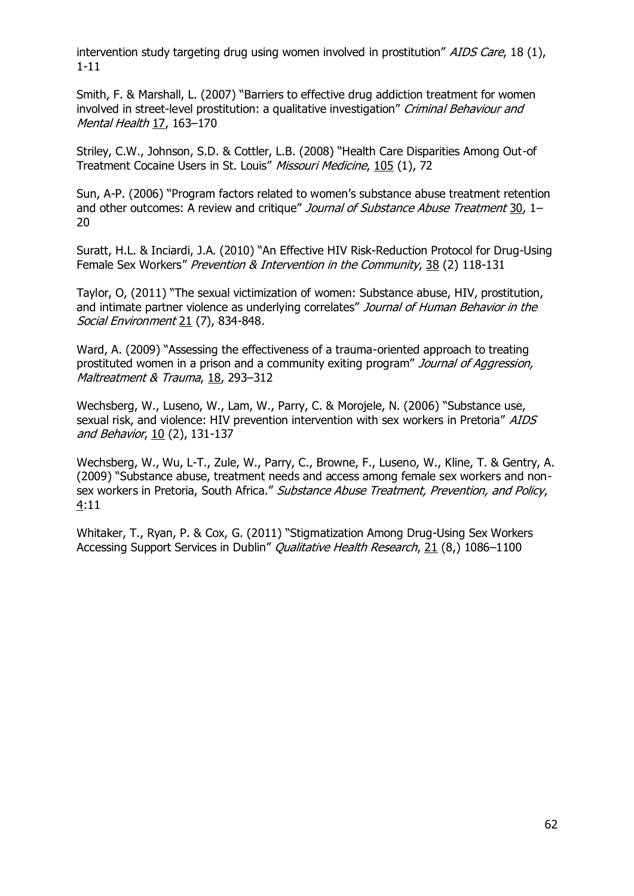intervention study targeting drug using women involved in prostitution" *AIDS Care*, 18 (1), 1-11

Smith, F. & Marshall, L. (2007) "Barriers to effective drug addiction treatment for women involved in street-level prostitution: a qualitative investigation" *Criminal Behaviour and Mental Health* 17, 163–170

Striley, C.W., Johnson, S.D. & Cottler, L.B. (2008) "Health Care Disparities Among Out-of Treatment Cocaine Users in St. Louis" *Missouri Medicine*, 105 (1), 72

Sun, A-P. (2006) "Program factors related to women's substance abuse treatment retention and other outcomes: A review and critique" *Journal of Substance Abuse Treatment* 30, 1–20

Suratt, H.L. & Inciardi, J.A. (2010) "An Effective HIV Risk-Reduction Protocol for Drug-Using Female Sex Workers" *Prevention & Intervention in the Community*, 38 (2) 118-131

Taylor, O, (2011) "The sexual victimization of women: Substance abuse, HIV, prostitution, and intimate partner violence as underlying correlates" *Journal of Human Behavior in the Social Environment* 21 (7), 834-848.

Ward, A. (2009) "Assessing the effectiveness of a trauma-oriented approach to treating prostituted women in a prison and a community exiting program" *Journal of Aggression, Maltreatment & Trauma*, 18, 293–312

Wechsberg, W., Luseno, W., Lam, W., Parry, C. & Morojele, N. (2006) "Substance use, sexual risk, and violence: HIV prevention intervention with sex workers in Pretoria" *AIDS and Behavior*, 10 (2), 131-137

Wechsberg, W., Wu, L-T., Zule, W., Parry, C., Browne, F., Luseno, W., Kline, T. & Gentry, A. (2009) "Substance abuse, treatment needs and access among female sex workers and non-sex workers in Pretoria, South Africa." *Substance Abuse Treatment, Prevention, and Policy*, 4:11

Whitaker, T., Ryan, P. & Cox, G. (2011) "Stigmatization Among Drug-Using Sex Workers Accessing Support Services in Dublin" *Qualitative Health Research*, 21 (8,) 1086–1100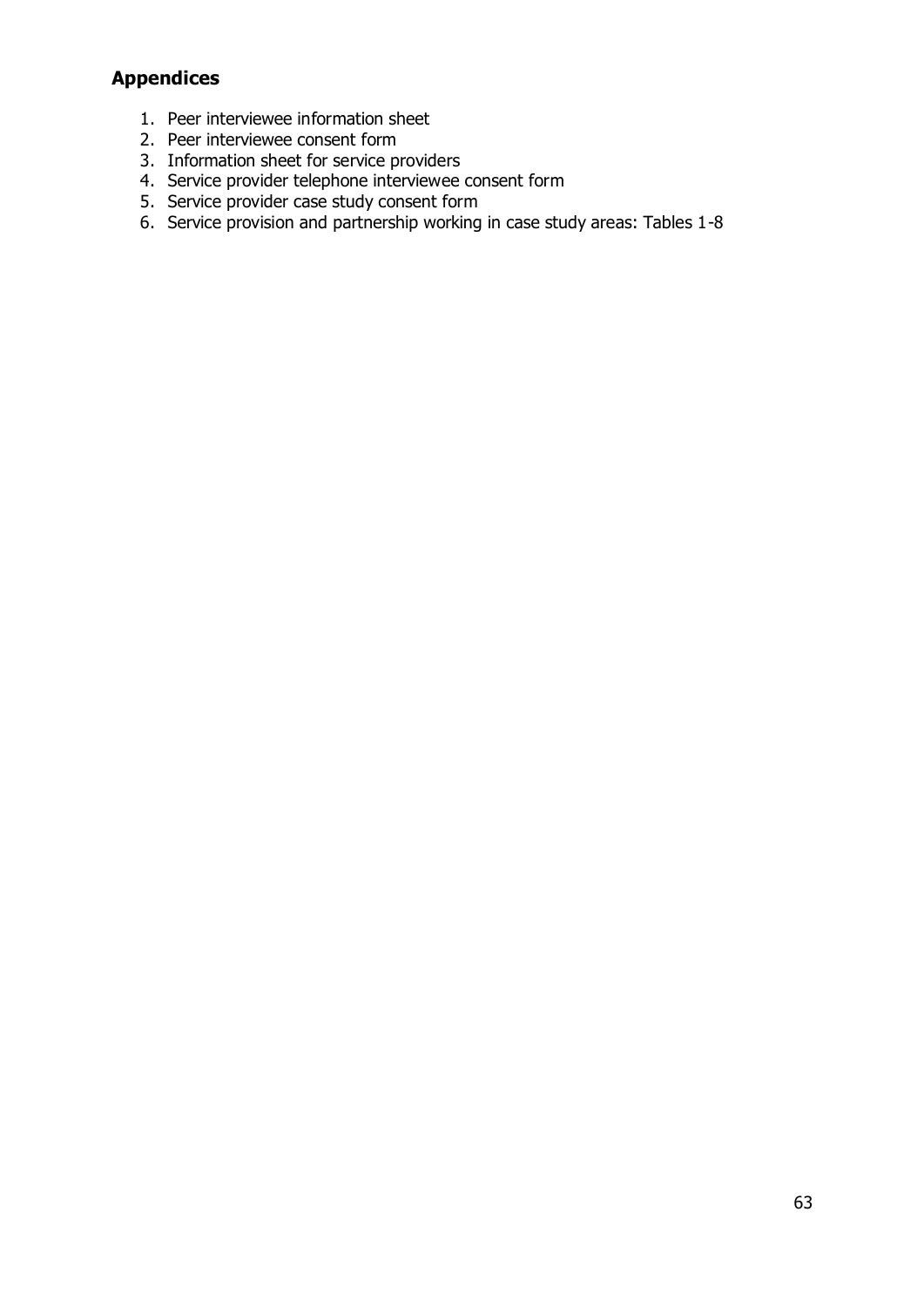## Appendices

1. Peer interviewee information sheet
2. Peer interviewee consent form
3. Information sheet for service providers
4. Service provider telephone interviewee consent form
5. Service provider case study consent form
6. Service provision and partnership working in case study areas: Tables 1-8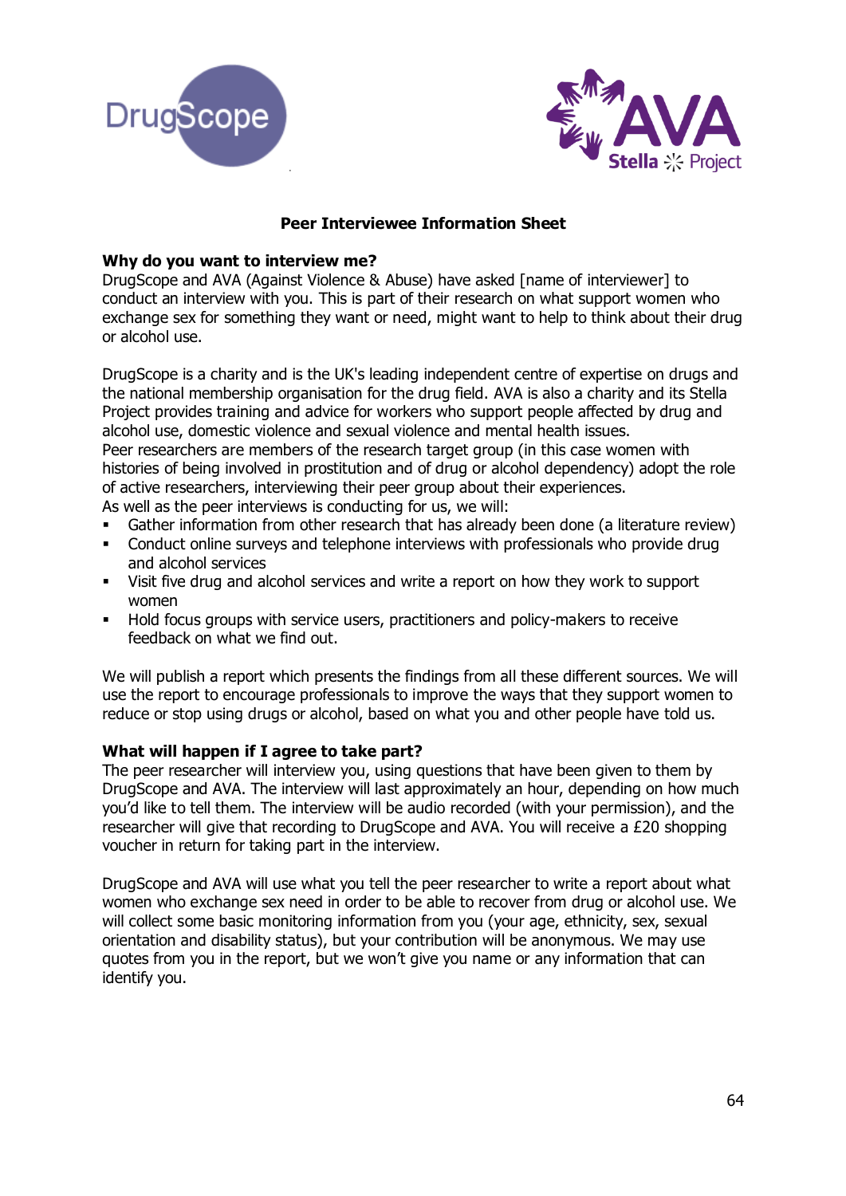## Peer Interviewee Information Sheet

**Why do you want to interview me?**

DrugScope and AVA (Against Violence & Abuse) have asked [name of interviewer] to conduct an interview with you. This is part of their research on what support women who exchange sex for something they want or need, might want to help to think about their drug or alcohol use.

DrugScope is a charity and is the UK's leading independent centre of expertise on drugs and the national membership organisation for the drug field. AVA is also a charity and its Stella Project provides training and advice for workers who support people affected by drug and alcohol use, domestic violence and sexual violence and mental health issues.

Peer researchers are members of the research target group (in this case women with histories of being involved in prostitution and of drug or alcohol dependency) adopt the role of active researchers, interviewing their peer group about their experiences.

As well as the peer interviews is conducting for us, we will:

- Gather information from other research that has already been done (a literature review)
- Conduct online surveys and telephone interviews with professionals who provide drug and alcohol services
- Visit five drug and alcohol services and write a report on how they work to support women
- Hold focus groups with service users, practitioners and policy-makers to receive feedback on what we find out.

We will publish a report which presents the findings from all these different sources. We will use the report to encourage professionals to improve the ways that they support women to reduce or stop using drugs or alcohol, based on what you and other people have told us.

**What will happen if I agree to take part?**

The peer researcher will interview you, using questions that have been given to them by DrugScope and AVA. The interview will last approximately an hour, depending on how much you'd like to tell them. The interview will be audio recorded (with your permission), and the researcher will give that recording to DrugScope and AVA. You will receive a £20 shopping voucher in return for taking part in the interview.

DrugScope and AVA will use what you tell the peer researcher to write a report about what women who exchange sex need in order to be able to recover from drug or alcohol use. We will collect some basic monitoring information from you (your age, ethnicity, sex, sexual orientation and disability status), but your contribution will be anonymous. We may use quotes from you in the report, but we won't give you name or any information that can identify you.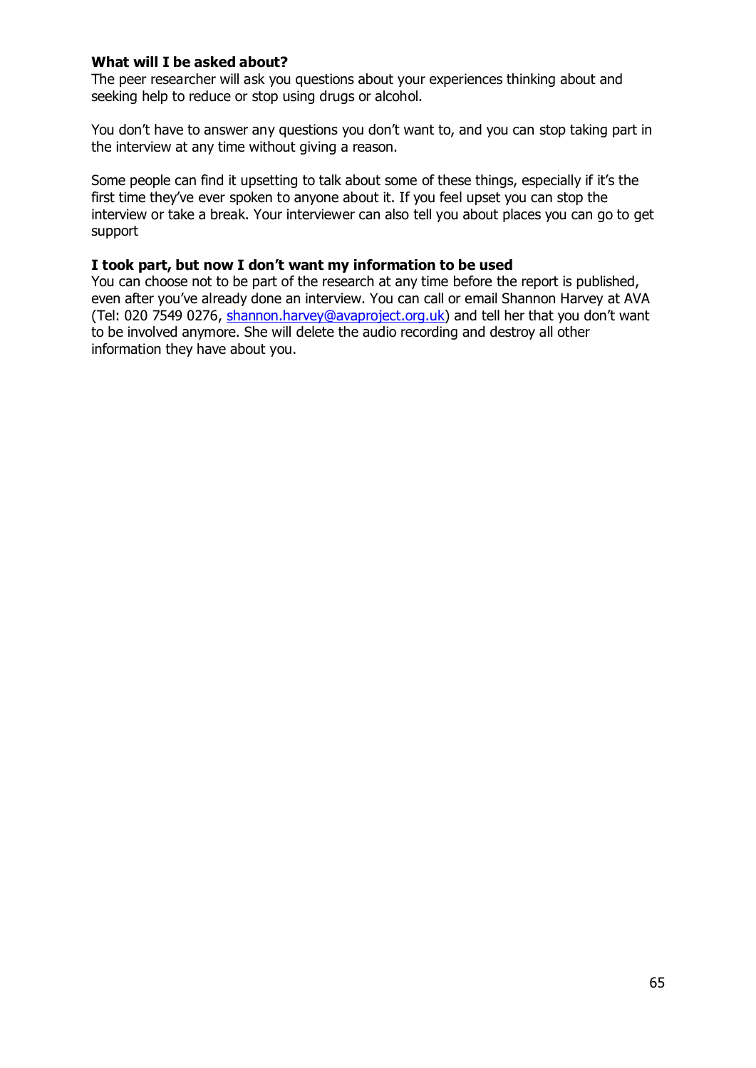**What will I be asked about?**

The peer researcher will ask you questions about your experiences thinking about and seeking help to reduce or stop using drugs or alcohol.

You don't have to answer any questions you don't want to, and you can stop taking part in the interview at any time without giving a reason.

Some people can find it upsetting to talk about some of these things, especially if it's the first time they've ever spoken to anyone about it. If you feel upset you can stop the interview or take a break. Your interviewer can also tell you about places you can go to get support

**I took part, but now I don't want my information to be used**

You can choose not to be part of the research at any time before the report is published, even after you've already done an interview. You can call or email Shannon Harvey at AVA (Tel: 020 7549 0276, shannon.harvey@avaproject.org.uk) and tell her that you don't want to be involved anymore. She will delete the audio recording and destroy all other information they have about you.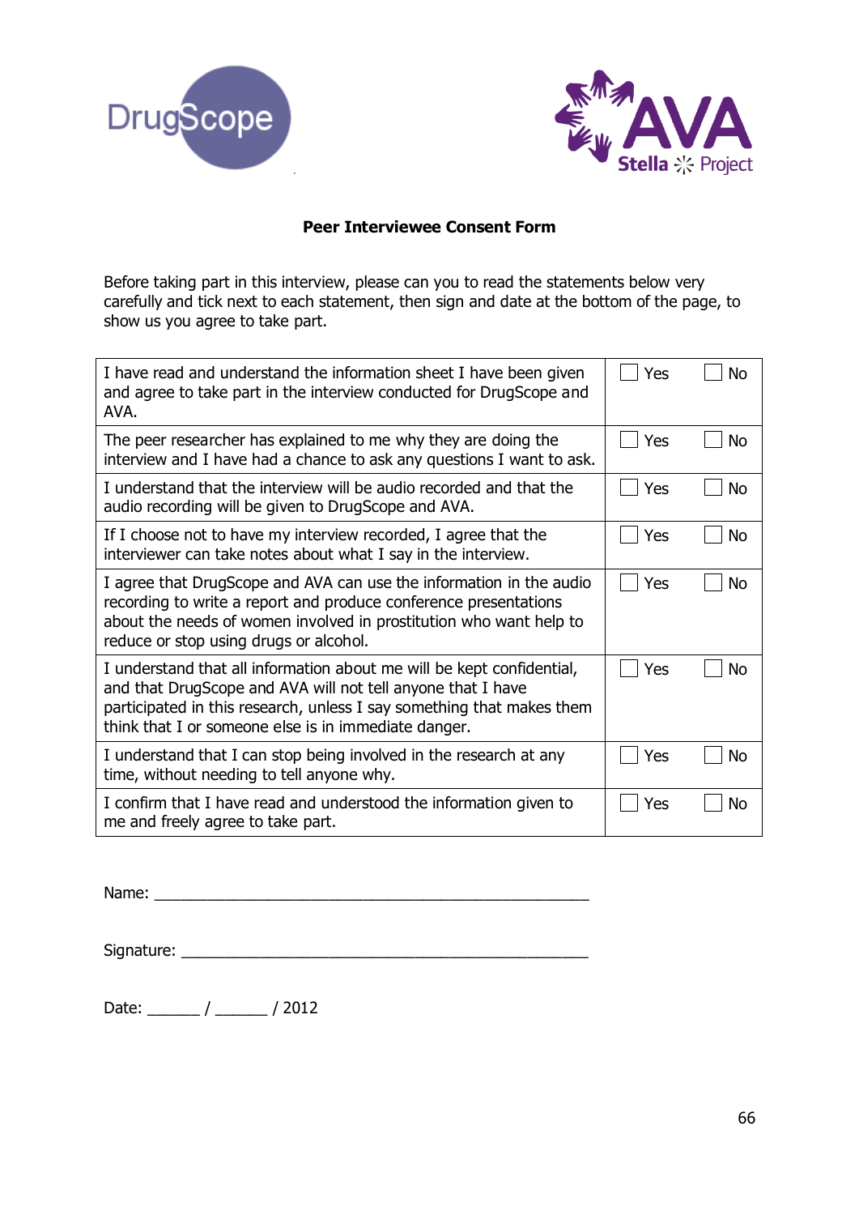DrugScope

AVA Stella Project

## Peer Interviewee Consent Form

Before taking part in this interview, please can you to read the statements below very carefully and tick next to each statement, then sign and date at the bottom of the page, to show us you agree to take part.

| | | |
|---|---|---|
| I have read and understand the information sheet I have been given and agree to take part in the interview conducted for DrugScope and AVA. | ☐ Yes | ☐ No |
| The peer researcher has explained to me why they are doing the interview and I have had a chance to ask any questions I want to ask. | ☐ Yes | ☐ No |
| I understand that the interview will be audio recorded and that the audio recording will be given to DrugScope and AVA. | ☐ Yes | ☐ No |
| If I choose not to have my interview recorded, I agree that the interviewer can take notes about what I say in the interview. | ☐ Yes | ☐ No |
| I agree that DrugScope and AVA can use the information in the audio recording to write a report and produce conference presentations about the needs of women involved in prostitution who want help to reduce or stop using drugs or alcohol. | ☐ Yes | ☐ No |
| I understand that all information about me will be kept confidential, and that DrugScope and AVA will not tell anyone that I have participated in this research, unless I say something that makes them think that I or someone else is in immediate danger. | ☐ Yes | ☐ No |
| I understand that I can stop being involved in the research at any time, without needing to tell anyone why. | ☐ Yes | ☐ No |
| I confirm that I have read and understood the information given to me and freely agree to take part. | ☐ Yes | ☐ No |

Name: ___________________________________________________

Signature: _______________________________________________

Date: ______ / ______ / 2012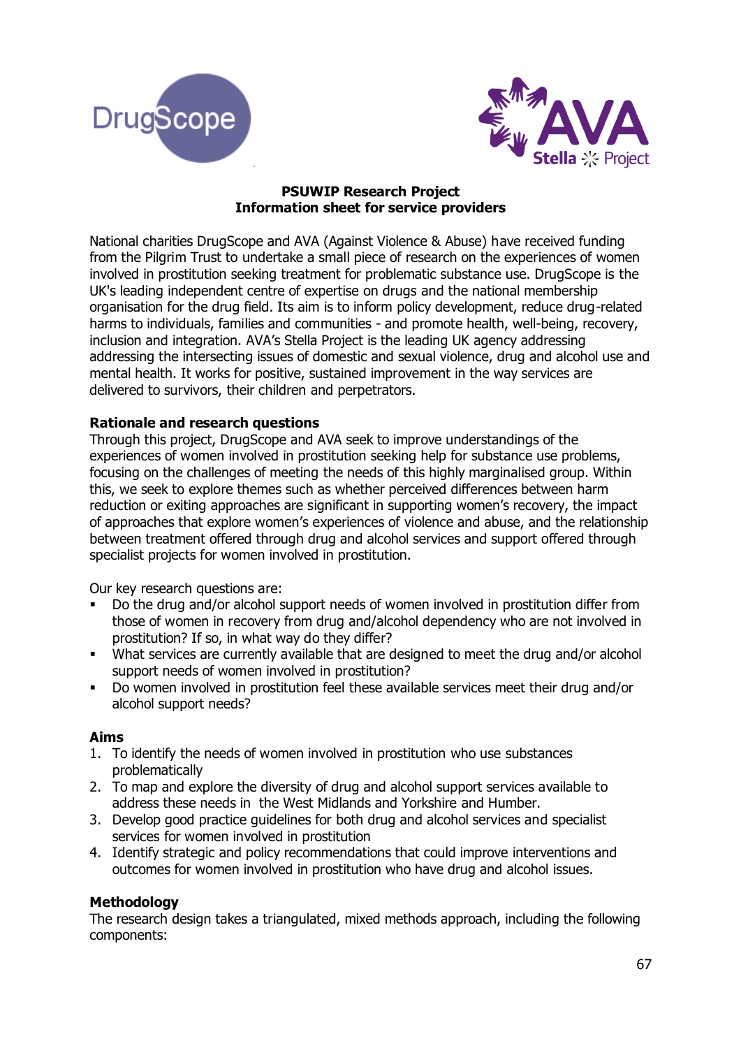**PSUWIP Research Project**
**Information sheet for service providers**

National charities DrugScope and AVA (Against Violence & Abuse) have received funding from the Pilgrim Trust to undertake a small piece of research on the experiences of women involved in prostitution seeking treatment for problematic substance use. DrugScope is the UK's leading independent centre of expertise on drugs and the national membership organisation for the drug field. Its aim is to inform policy development, reduce drug-related harms to individuals, families and communities - and promote health, well-being, recovery, inclusion and integration. AVA's Stella Project is the leading UK agency addressing addressing the intersecting issues of domestic and sexual violence, drug and alcohol use and mental health. It works for positive, sustained improvement in the way services are delivered to survivors, their children and perpetrators.

### Rationale and research questions

Through this project, DrugScope and AVA seek to improve understandings of the experiences of women involved in prostitution seeking help for substance use problems, focusing on the challenges of meeting the needs of this highly marginalised group. Within this, we seek to explore themes such as whether perceived differences between harm reduction or exiting approaches are significant in supporting women's recovery, the impact of approaches that explore women's experiences of violence and abuse, and the relationship between treatment offered through drug and alcohol services and support offered through specialist projects for women involved in prostitution.

Our key research questions are:

- Do the drug and/or alcohol support needs of women involved in prostitution differ from those of women in recovery from drug and/alcohol dependency who are not involved in prostitution? If so, in what way do they differ?
- What services are currently available that are designed to meet the drug and/or alcohol support needs of women involved in prostitution?
- Do women involved in prostitution feel these available services meet their drug and/or alcohol support needs?

### Aims

1. To identify the needs of women involved in prostitution who use substances problematically
2. To map and explore the diversity of drug and alcohol support services available to address these needs in the West Midlands and Yorkshire and Humber.
3. Develop good practice guidelines for both drug and alcohol services and specialist services for women involved in prostitution
4. Identify strategic and policy recommendations that could improve interventions and outcomes for women involved in prostitution who have drug and alcohol issues.

### Methodology

The research design takes a triangulated, mixed methods approach, including the following components: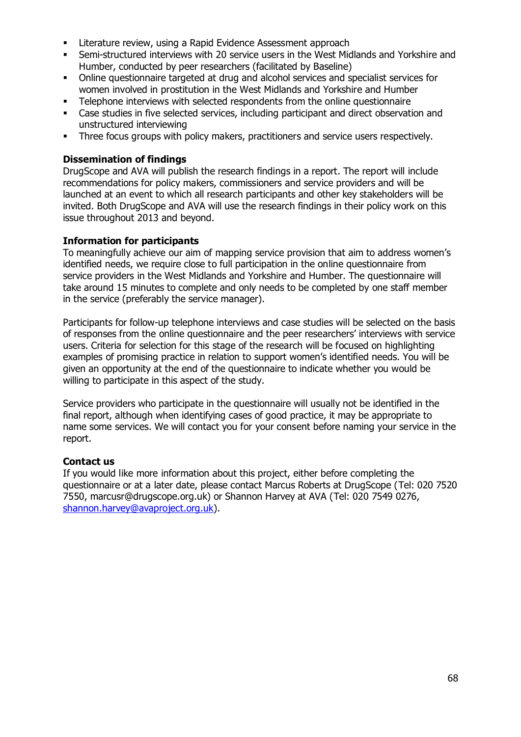- Literature review, using a Rapid Evidence Assessment approach
- Semi-structured interviews with 20 service users in the West Midlands and Yorkshire and Humber, conducted by peer researchers (facilitated by Baseline)
- Online questionnaire targeted at drug and alcohol services and specialist services for women involved in prostitution in the West Midlands and Yorkshire and Humber
- Telephone interviews with selected respondents from the online questionnaire
- Case studies in five selected services, including participant and direct observation and unstructured interviewing
- Three focus groups with policy makers, practitioners and service users respectively.

**Dissemination of findings**

DrugScope and AVA will publish the research findings in a report. The report will include recommendations for policy makers, commissioners and service providers and will be launched at an event to which all research participants and other key stakeholders will be invited. Both DrugScope and AVA will use the research findings in their policy work on this issue throughout 2013 and beyond.

**Information for participants**

To meaningfully achieve our aim of mapping service provision that aim to address women's identified needs, we require close to full participation in the online questionnaire from service providers in the West Midlands and Yorkshire and Humber. The questionnaire will take around 15 minutes to complete and only needs to be completed by one staff member in the service (preferably the service manager).

Participants for follow-up telephone interviews and case studies will be selected on the basis of responses from the online questionnaire and the peer researchers' interviews with service users. Criteria for selection for this stage of the research will be focused on highlighting examples of promising practice in relation to support women's identified needs. You will be given an opportunity at the end of the questionnaire to indicate whether you would be willing to participate in this aspect of the study.

Service providers who participate in the questionnaire will usually not be identified in the final report, although when identifying cases of good practice, it may be appropriate to name some services. We will contact you for your consent before naming your service in the report.

**Contact us**

If you would like more information about this project, either before completing the questionnaire or at a later date, please contact Marcus Roberts at DrugScope (Tel: 020 7520 7550, marcusr@drugscope.org.uk) or Shannon Harvey at AVA (Tel: 020 7549 0276, shannon.harvey@avaproject.org.uk).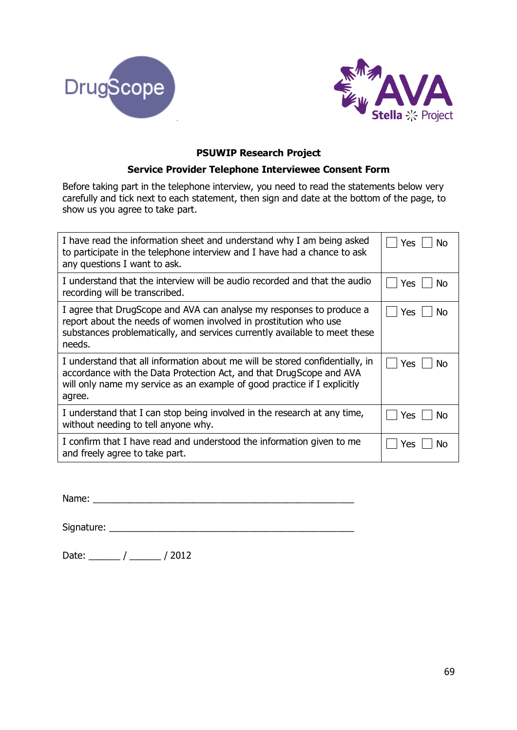**PSUWIP Research Project**

**Service Provider Telephone Interviewee Consent Form**

Before taking part in the telephone interview, you need to read the statements below very carefully and tick next to each statement, then sign and date at the bottom of the page, to show us you agree to take part.

| Statement | Response |
|---|---|
| I have read the information sheet and understand why I am being asked to participate in the telephone interview and I have had a chance to ask any questions I want to ask. | ☐ Yes ☐ No |
| I understand that the interview will be audio recorded and that the audio recording will be transcribed. | ☐ Yes ☐ No |
| I agree that DrugScope and AVA can analyse my responses to produce a report about the needs of women involved in prostitution who use substances problematically, and services currently available to meet these needs. | ☐ Yes ☐ No |
| I understand that all information about me will be stored confidentially, in accordance with the Data Protection Act, and that DrugScope and AVA will only name my service as an example of good practice if I explicitly agree. | ☐ Yes ☐ No |
| I understand that I can stop being involved in the research at any time, without needing to tell anyone why. | ☐ Yes ☐ No |
| I confirm that I have read and understood the information given to me and freely agree to take part. | ☐ Yes ☐ No |

Name: ____________________________________________________

Signature: _________________________________________________

Date: ______ / ______ / 2012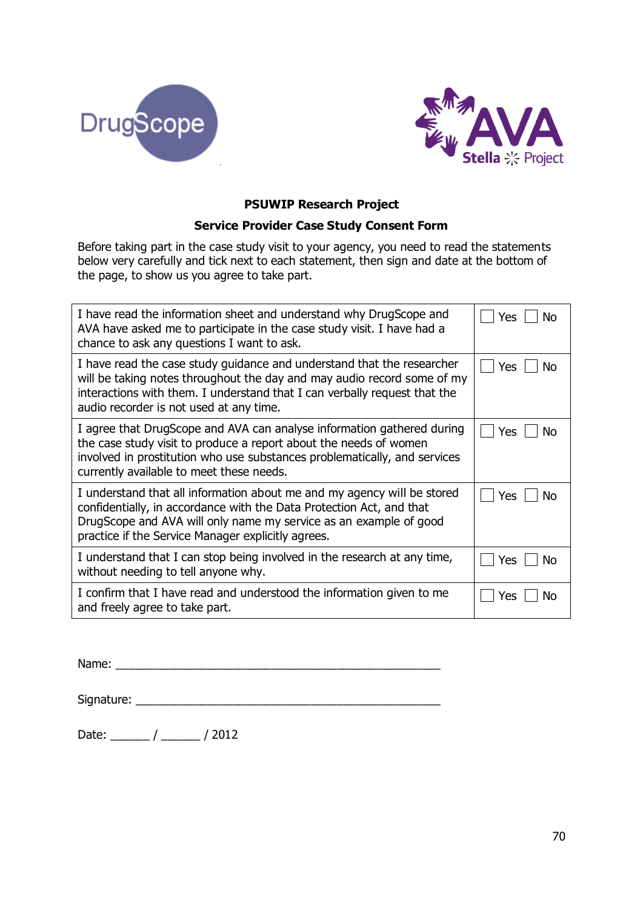**PSUWIP Research Project**

**Service Provider Case Study Consent Form**

Before taking part in the case study visit to your agency, you need to read the statements below very carefully and tick next to each statement, then sign and date at the bottom of the page, to show us you agree to take part.

| Statement | Response |
| --- | --- |
| I have read the information sheet and understand why DrugScope and AVA have asked me to participate in the case study visit. I have had a chance to ask any questions I want to ask. | ☐ Yes ☐ No |
| I have read the case study guidance and understand that the researcher will be taking notes throughout the day and may audio record some of my interactions with them. I understand that I can verbally request that the audio recorder is not used at any time. | ☐ Yes ☐ No |
| I agree that DrugScope and AVA can analyse information gathered during the case study visit to produce a report about the needs of women involved in prostitution who use substances problematically, and services currently available to meet these needs. | ☐ Yes ☐ No |
| I understand that all information about me and my agency will be stored confidentially, in accordance with the Data Protection Act, and that DrugScope and AVA will only name my service as an example of good practice if the Service Manager explicitly agrees. | ☐ Yes ☐ No |
| I understand that I can stop being involved in the research at any time, without needing to tell anyone why. | ☐ Yes ☐ No |
| I confirm that I have read and understood the information given to me and freely agree to take part. | ☐ Yes ☐ No |

Name: ____________________________________________________

Signature: _________________________________________________

Date: ______ / ______ / 2012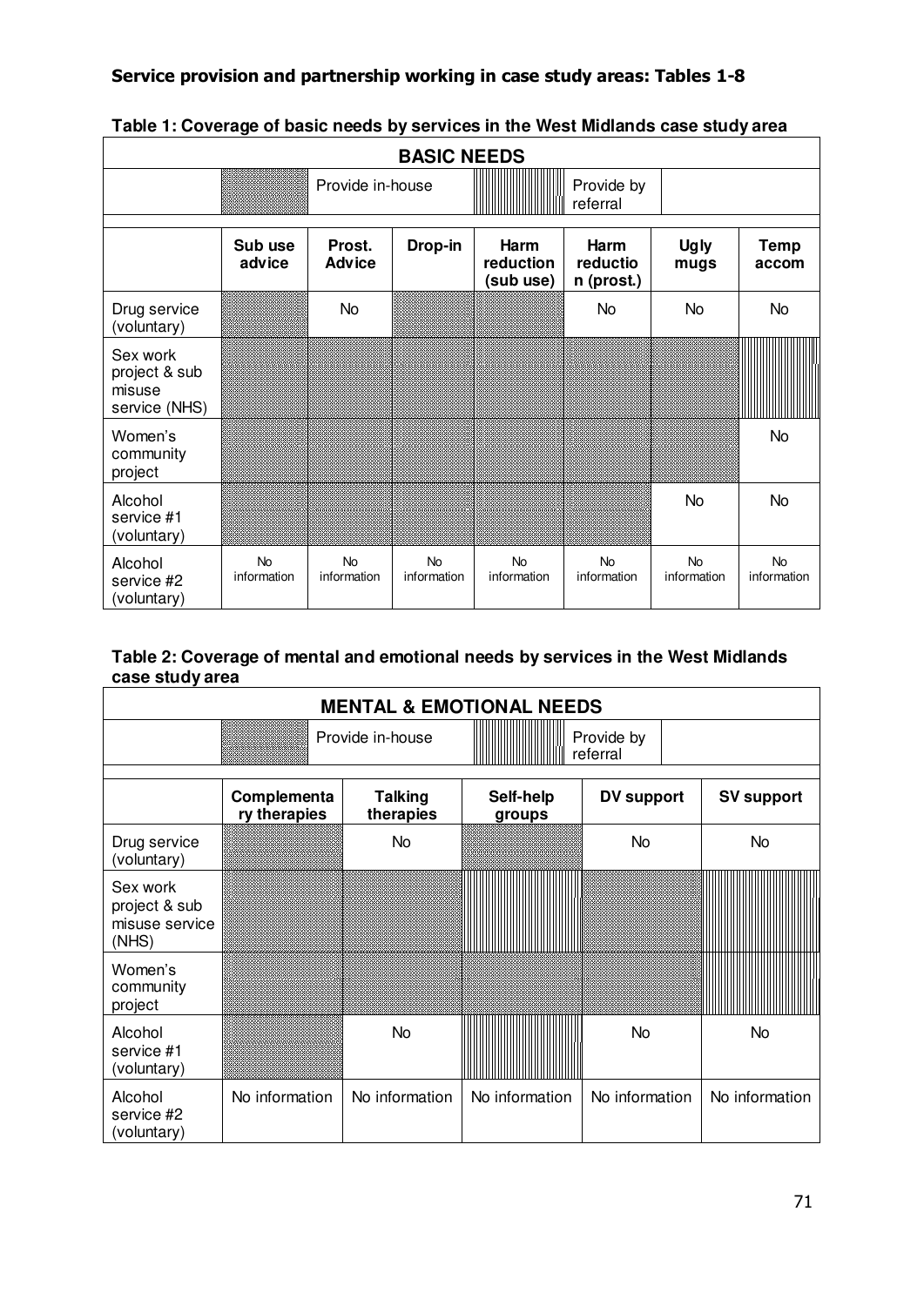**Service provision and partnership working in case study areas: Tables 1-8**

**Table 1: Coverage of basic needs by services in the West Midlands case study area**

Key (BASIC NEEDS): Provide in-house (dotted shading); Provide by referral (vertical-line shading). Shaded cells are transcribed below as "Provide in-house" or "Provide by referral".

| | Sub use advice | Prost. Advice | Drop-in | Harm reduction (sub use) | Harm reduction (prost.) | Ugly mugs | Temp accom |
|---|---|---|---|---|---|---|---|
| Drug service (voluntary) | Provide in-house | No | Provide in-house | Provide in-house | No | No | No |
| Sex work project & sub misuse service (NHS) | Provide in-house | Provide in-house | Provide in-house | Provide in-house | Provide in-house | Provide in-house | Provide by referral |
| Women's community project | Provide in-house | Provide in-house | Provide in-house | Provide in-house | Provide in-house | Provide in-house | No |
| Alcohol service #1 (voluntary) | Provide in-house | Provide in-house | Provide in-house | Provide in-house | Provide in-house | No | No |
| Alcohol service #2 (voluntary) | No information | No information | No information | No information | No information | No information | No information |

**Table 2: Coverage of mental and emotional needs by services in the West Midlands case study area**

Key (MENTAL & EMOTIONAL NEEDS): Provide in-house (dotted shading); Provide by referral (vertical-line shading). Shaded cells are transcribed below as "Provide in-house" or "Provide by referral".

| | Complementary therapies | Talking therapies | Self-help groups | DV support | SV support |
|---|---|---|---|---|---|
| Drug service (voluntary) | Provide in-house | No | Provide in-house | No | No |
| Sex work project & sub misuse service (NHS) | Provide in-house | Provide in-house | Provide by referral | Provide in-house | Provide by referral |
| Women's community project | Provide in-house | Provide in-house | Provide in-house | Provide in-house | Provide by referral |
| Alcohol service #1 (voluntary) | Provide in-house | No | Provide by referral | No | No |
| Alcohol service #2 (voluntary) | No information | No information | No information | No information | No information |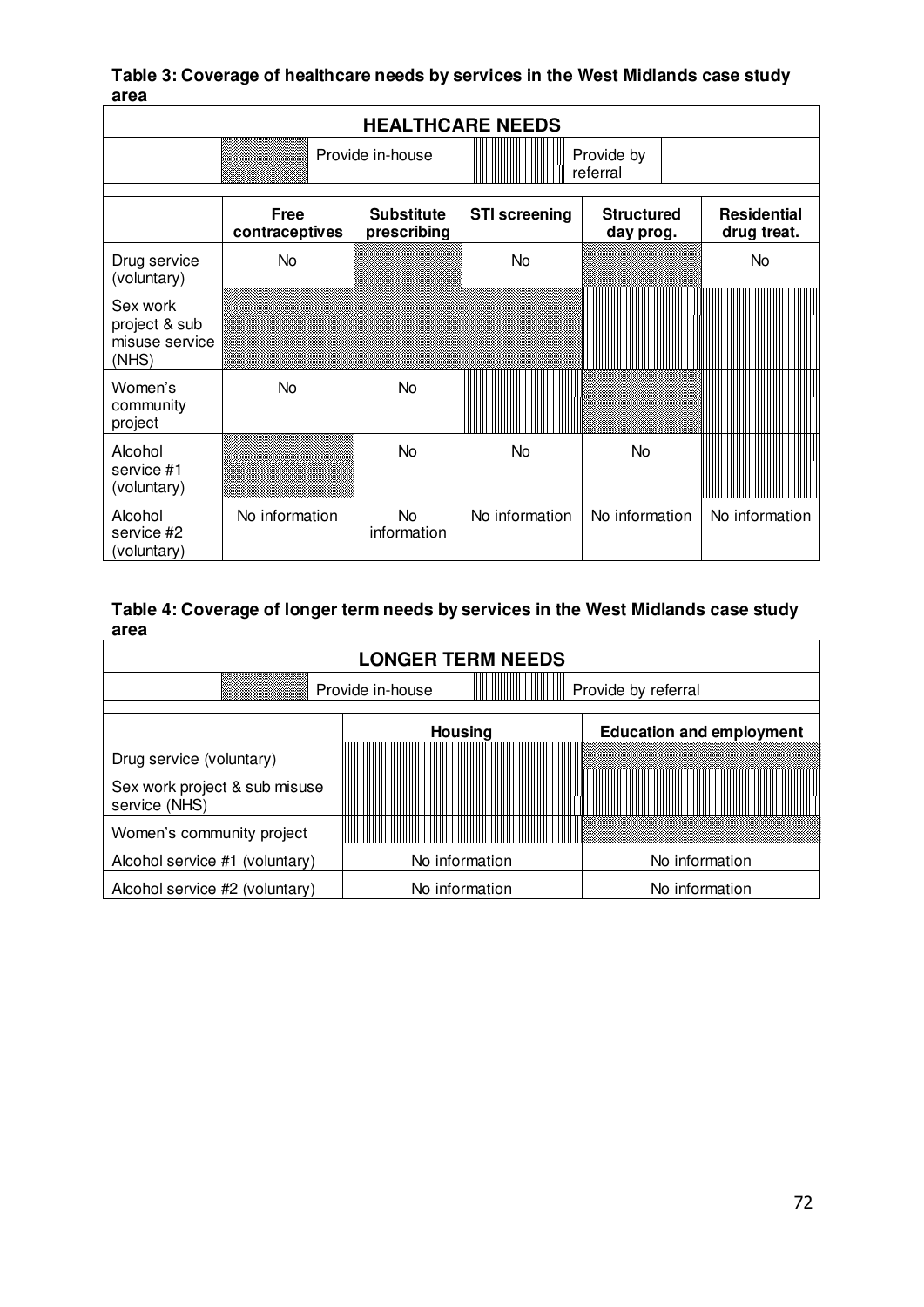**Table 3: Coverage of healthcare needs by services in the West Midlands case study area**

**HEALTHCARE NEEDS**

Legend: ▒ Provide in-house; ||| Provide by referral

| | Free contraceptives | Substitute prescribing | STI screening | Structured day prog. | Residential drug treat. |
|---|---|---|---|---|---|
| Drug service (voluntary) | No | Provide in-house | No | Provide in-house | No |
| Sex work project & sub misuse service (NHS) | Provide in-house | Provide in-house | Provide in-house | Provide by referral | Provide by referral |
| Women's community project | No | No | Provide by referral | Provide in-house | Provide by referral |
| Alcohol service #1 (voluntary) | Provide in-house | No | No | No | Provide by referral |
| Alcohol service #2 (voluntary) | No information | No information | No information | No information | No information |

**Table 4: Coverage of longer term needs by services in the West Midlands case study area**

**LONGER TERM NEEDS**

Legend: ▒ Provide in-house; ||| Provide by referral

| | Housing | Education and employment |
|---|---|---|
| Drug service (voluntary) | Provide by referral | Provide in-house |
| Sex work project & sub misuse service (NHS) | Provide by referral | Provide by referral |
| Women's community project | Provide by referral | Provide in-house |
| Alcohol service #1 (voluntary) | No information | No information |
| Alcohol service #2 (voluntary) | No information | No information |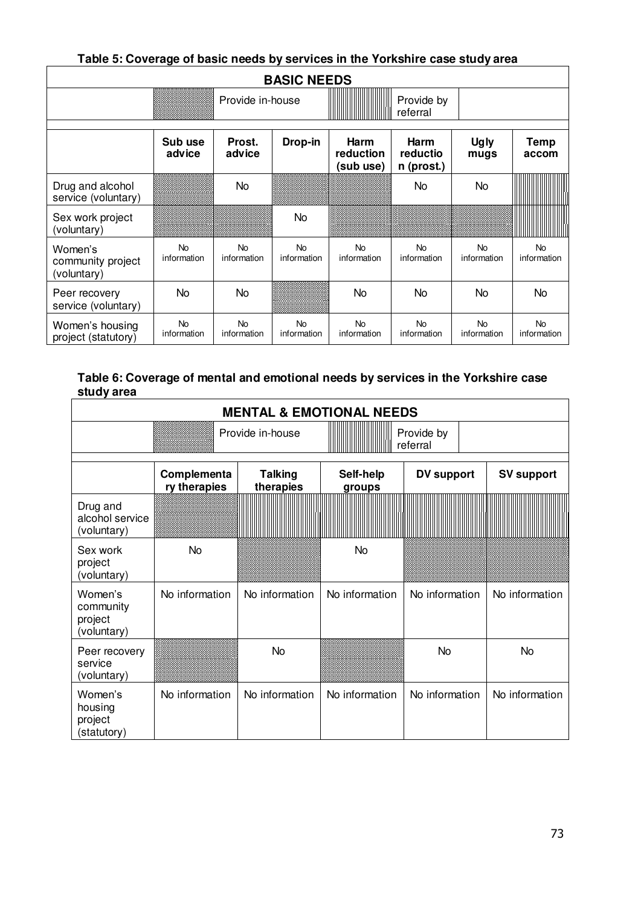**Table 5: Coverage of basic needs by services in the Yorkshire case study area**

| BASIC NEEDS | | | | | | | |
|---|---|---|---|---|---|---|---|
| | Sub use advice | Prost. advice | Drop-in | Harm reduction (sub use) | Harm reduction (prost.) | Ugly mugs | Temp accom |
| Drug and alcohol service (voluntary) | Provide in-house | No | Provide in-house | Provide in-house | No | No | Provide by referral |
| Sex work project (voluntary) | Provide in-house | Provide in-house | No | Provide in-house | Provide in-house | Provide in-house | Provide by referral |
| Women's community project (voluntary) | No information | No information | No information | No information | No information | No information | No information |
| Peer recovery service (voluntary) | No | No | Provide in-house | No | No | No | No |
| Women's housing project (statutory) | No information | No information | No information | No information | No information | No information | No information |

Key: dotted shading = Provide in-house; vertical-line shading = Provide by referral

**Table 6: Coverage of mental and emotional needs by services in the Yorkshire case study area**

| MENTAL & EMOTIONAL NEEDS | | | | | |
|---|---|---|---|---|---|
| | Complementary therapies | Talking therapies | Self-help groups | DV support | SV support |
| Drug and alcohol service (voluntary) | Provide in-house | Provide by referral | Provide by referral | Provide by referral | Provide by referral |
| Sex work project (voluntary) | No | Provide in-house | No | Provide in-house | Provide in-house |
| Women's community project (voluntary) | No information | No information | No information | No information | No information |
| Peer recovery service (voluntary) | Provide in-house | No | Provide in-house | No | No |
| Women's housing project (statutory) | No information | No information | No information | No information | No information |

Key: dotted shading = Provide in-house; vertical-line shading = Provide by referral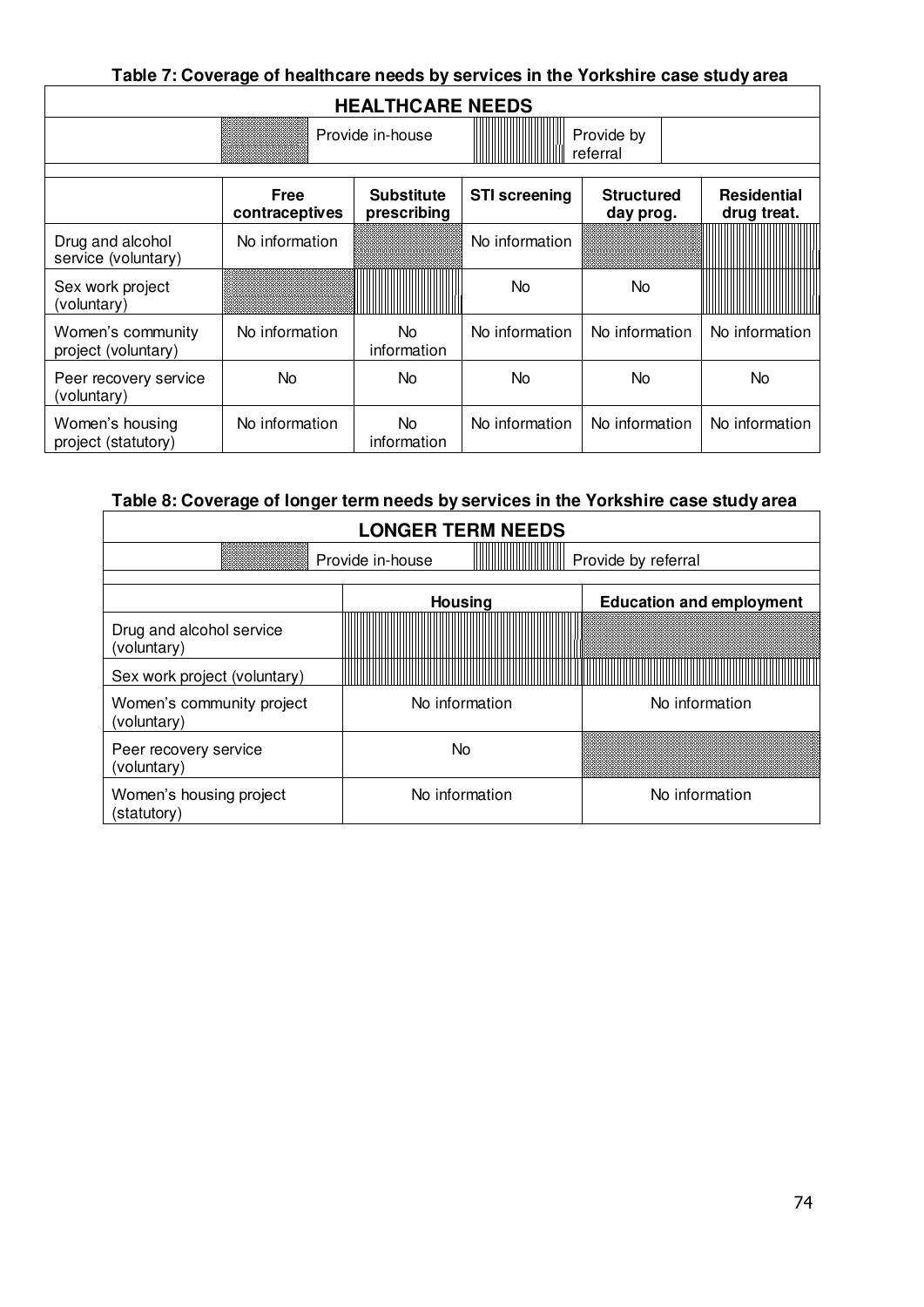**Table 7: Coverage of healthcare needs by services in the Yorkshire case study area**

| HEALTHCARE NEEDS | | | | | |
|---|---|---|---|---|---|
| | Provide in-house (dotted shading) | | Provide by referral (striped shading) | | |
| | **Free contraceptives** | **Substitute prescribing** | **STI screening** | **Structured day prog.** | **Residential drug treat.** |
| Drug and alcohol service (voluntary) | No information | Provide in-house | No information | Provide in-house | Provide by referral |
| Sex work project (voluntary) | Provide in-house | Provide by referral | No | No | Provide by referral |
| Women's community project (voluntary) | No information | No information | No information | No information | No information |
| Peer recovery service (voluntary) | No | No | No | No | No |
| Women's housing project (statutory) | No information | No information | No information | No information | No information |

**Table 8: Coverage of longer term needs by services in the Yorkshire case study area**

| LONGER TERM NEEDS | | |
|---|---|---|
| | Provide in-house (dotted shading) | Provide by referral (striped shading) |
| | **Housing** | **Education and employment** |
| Drug and alcohol service (voluntary) | Provide by referral | Provide in-house |
| Sex work project (voluntary) | Provide by referral | Provide by referral |
| Women's community project (voluntary) | No information | No information |
| Peer recovery service (voluntary) | No | Provide in-house |
| Women's housing project (statutory) | No information | No information |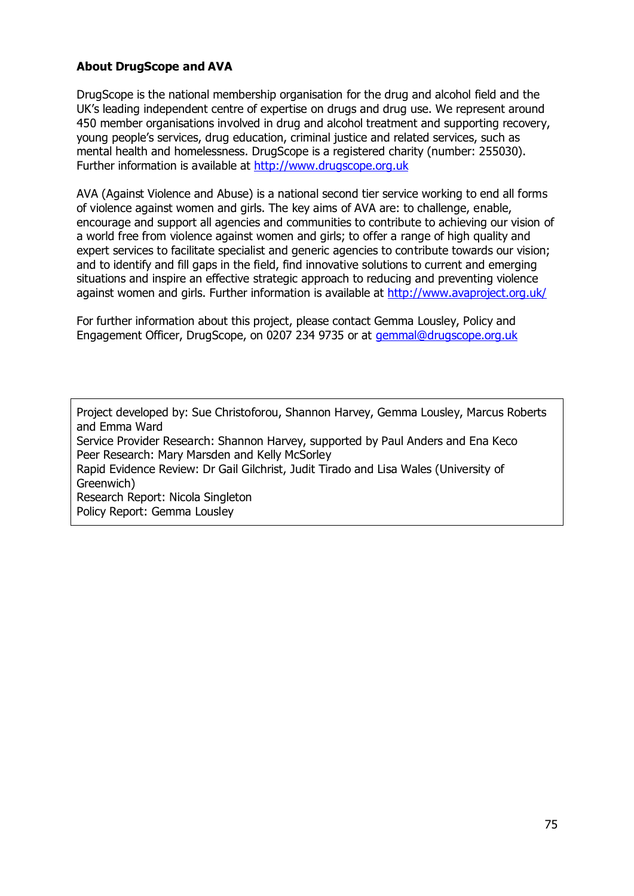**About DrugScope and AVA**

DrugScope is the national membership organisation for the drug and alcohol field and the UK's leading independent centre of expertise on drugs and drug use. We represent around 450 member organisations involved in drug and alcohol treatment and supporting recovery, young people's services, drug education, criminal justice and related services, such as mental health and homelessness. DrugScope is a registered charity (number: 255030). Further information is available at http://www.drugscope.org.uk

AVA (Against Violence and Abuse) is a national second tier service working to end all forms of violence against women and girls. The key aims of AVA are: to challenge, enable, encourage and support all agencies and communities to contribute to achieving our vision of a world free from violence against women and girls; to offer a range of high quality and expert services to facilitate specialist and generic agencies to contribute towards our vision; and to identify and fill gaps in the field, find innovative solutions to current and emerging situations and inspire an effective strategic approach to reducing and preventing violence against women and girls. Further information is available at http://www.avaproject.org.uk/

For further information about this project, please contact Gemma Lousley, Policy and Engagement Officer, DrugScope, on 0207 234 9735 or at gemmal@drugscope.org.uk

Project developed by: Sue Christoforou, Shannon Harvey, Gemma Lousley, Marcus Roberts and Emma Ward
Service Provider Research: Shannon Harvey, supported by Paul Anders and Ena Keco
Peer Research: Mary Marsden and Kelly McSorley
Rapid Evidence Review: Dr Gail Gilchrist, Judit Tirado and Lisa Wales (University of Greenwich)
Research Report: Nicola Singleton
Policy Report: Gemma Lousley